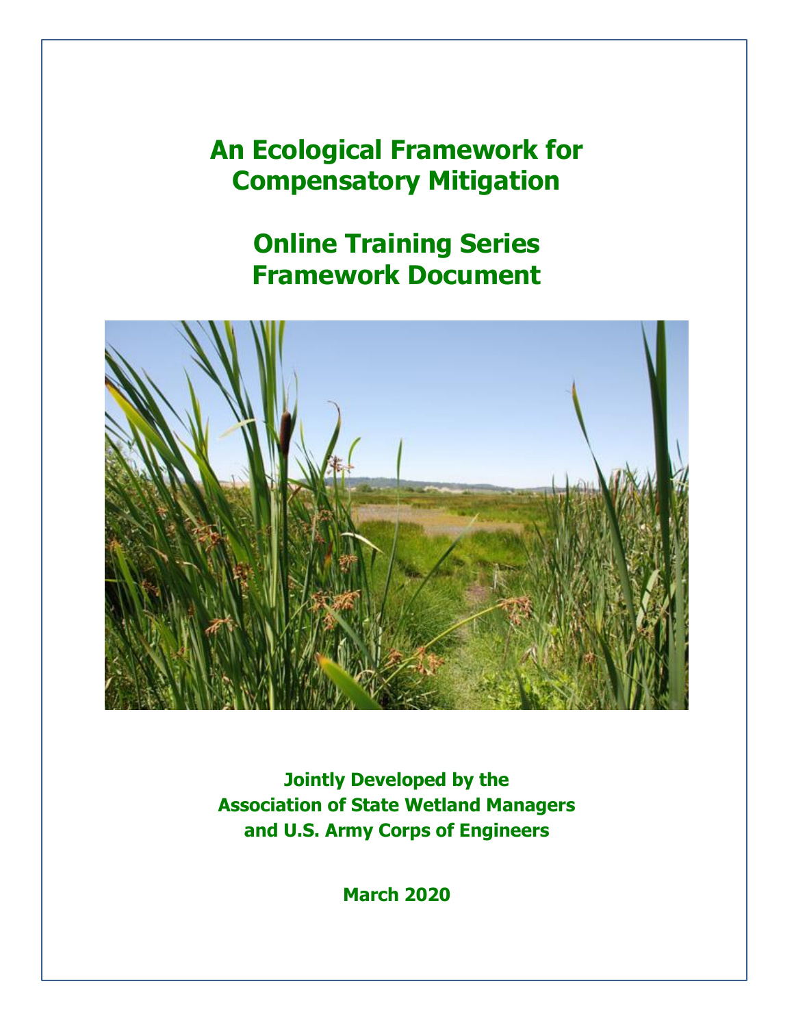# An Ecological Framework for Compensatory Mitigation

# Online Training Series Framework Document

**Jointly Developed by the Association of State Wetland Managers and U.S. Army Corps of Engineers**

**March 2020**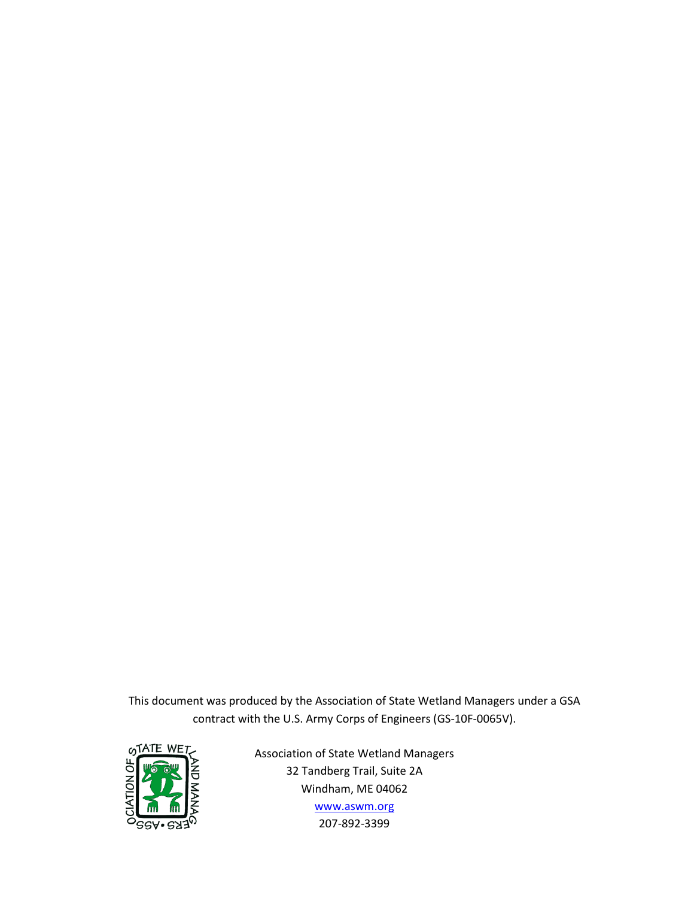This document was produced by the Association of State Wetland Managers under a GSA contract with the U.S. Army Corps of Engineers (GS-10F-0065V).

Association of State Wetland Managers
32 Tandberg Trail, Suite 2A
Windham, ME 04062
[www.aswm.org](http://www.aswm.org)
207-892-3399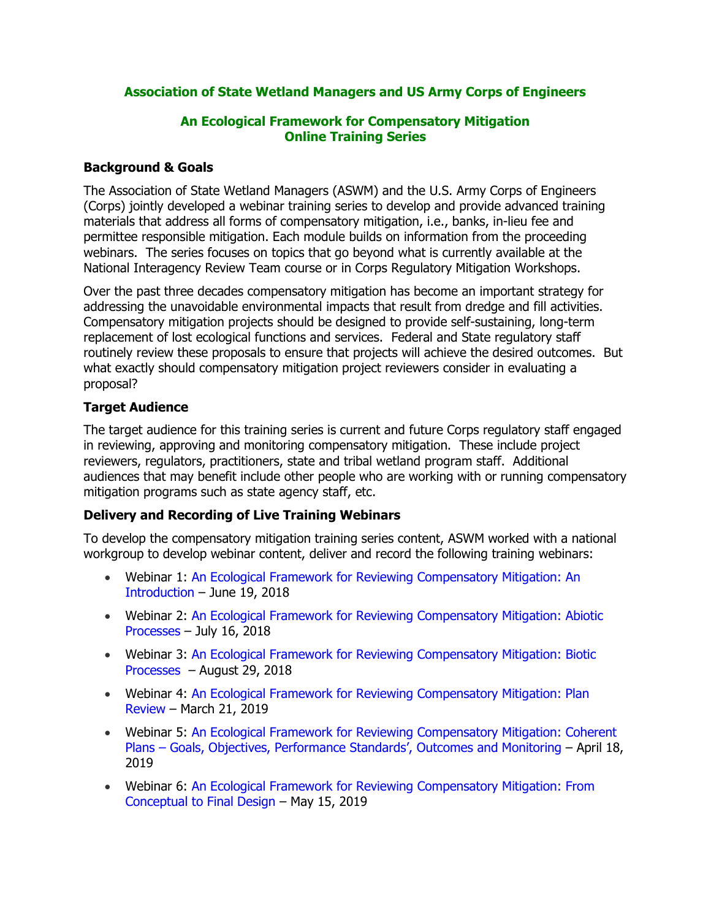**Association of State Wetland Managers and US Army Corps of Engineers**

**An Ecological Framework for Compensatory Mitigation Online Training Series**

### Background & Goals

The Association of State Wetland Managers (ASWM) and the U.S. Army Corps of Engineers (Corps) jointly developed a webinar training series to develop and provide advanced training materials that address all forms of compensatory mitigation, i.e., banks, in-lieu fee and permittee responsible mitigation. Each module builds on information from the proceeding webinars. The series focuses on topics that go beyond what is currently available at the National Interagency Review Team course or in Corps Regulatory Mitigation Workshops.

Over the past three decades compensatory mitigation has become an important strategy for addressing the unavoidable environmental impacts that result from dredge and fill activities. Compensatory mitigation projects should be designed to provide self-sustaining, long-term replacement of lost ecological functions and services. Federal and State regulatory staff routinely review these proposals to ensure that projects will achieve the desired outcomes. But what exactly should compensatory mitigation project reviewers consider in evaluating a proposal?

### Target Audience

The target audience for this training series is current and future Corps regulatory staff engaged in reviewing, approving and monitoring compensatory mitigation. These include project reviewers, regulators, practitioners, state and tribal wetland program staff. Additional audiences that may benefit include other people who are working with or running compensatory mitigation programs such as state agency staff, etc.

### Delivery and Recording of Live Training Webinars

To develop the compensatory mitigation training series content, ASWM worked with a national workgroup to develop webinar content, deliver and record the following training webinars:

- Webinar 1: An Ecological Framework for Reviewing Compensatory Mitigation: An Introduction – June 19, 2018
- Webinar 2: An Ecological Framework for Reviewing Compensatory Mitigation: Abiotic Processes – July 16, 2018
- Webinar 3: An Ecological Framework for Reviewing Compensatory Mitigation: Biotic Processes – August 29, 2018
- Webinar 4: An Ecological Framework for Reviewing Compensatory Mitigation: Plan Review – March 21, 2019
- Webinar 5: An Ecological Framework for Reviewing Compensatory Mitigation: Coherent Plans – Goals, Objectives, Performance Standards', Outcomes and Monitoring – April 18, 2019
- Webinar 6: An Ecological Framework for Reviewing Compensatory Mitigation: From Conceptual to Final Design – May 15, 2019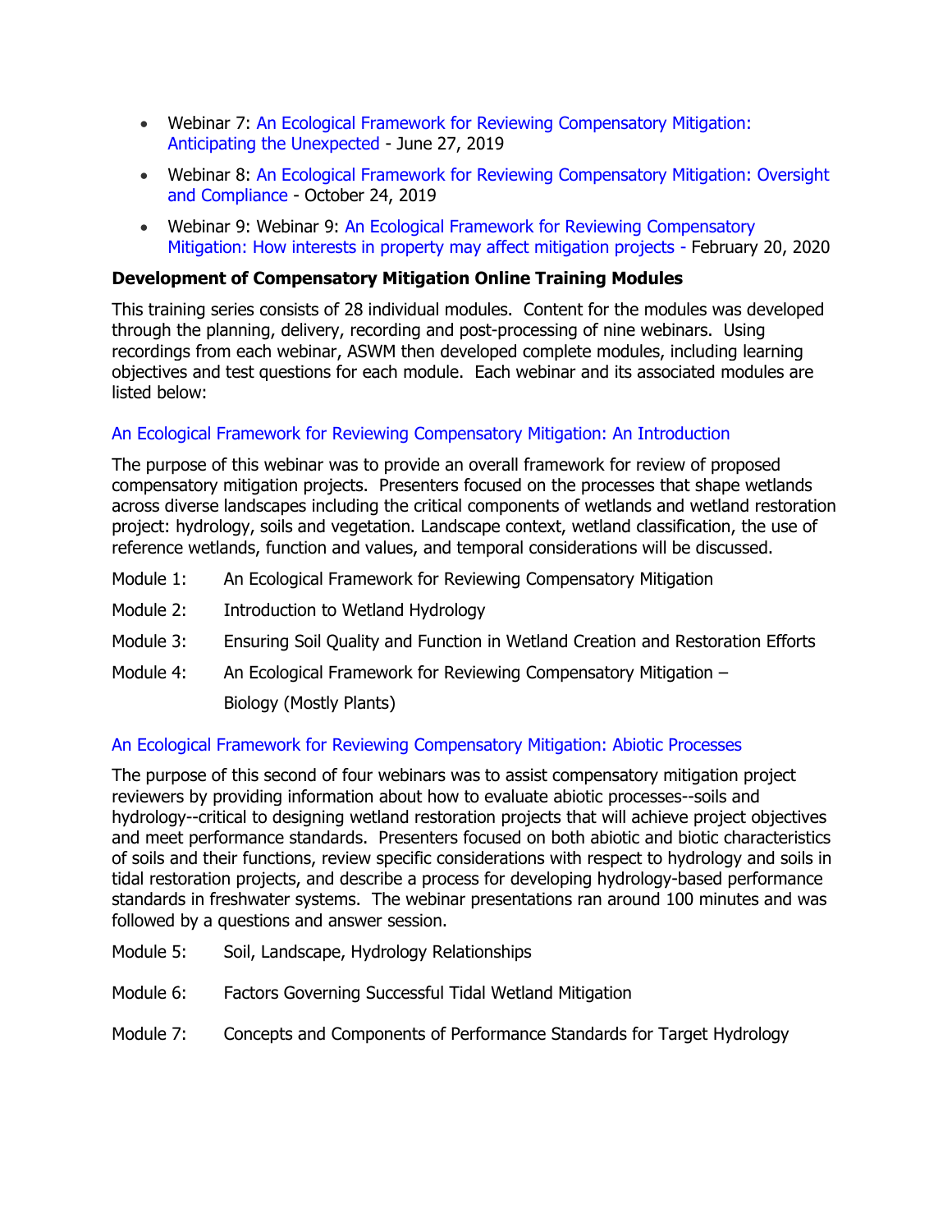- Webinar 7: An Ecological Framework for Reviewing Compensatory Mitigation: Anticipating the Unexpected - June 27, 2019
- Webinar 8: An Ecological Framework for Reviewing Compensatory Mitigation: Oversight and Compliance - October 24, 2019
- Webinar 9: Webinar 9: An Ecological Framework for Reviewing Compensatory Mitigation: How interests in property may affect mitigation projects - February 20, 2020

**Development of Compensatory Mitigation Online Training Modules**

This training series consists of 28 individual modules. Content for the modules was developed through the planning, delivery, recording and post-processing of nine webinars. Using recordings from each webinar, ASWM then developed complete modules, including learning objectives and test questions for each module. Each webinar and its associated modules are listed below:

An Ecological Framework for Reviewing Compensatory Mitigation: An Introduction

The purpose of this webinar was to provide an overall framework for review of proposed compensatory mitigation projects. Presenters focused on the processes that shape wetlands across diverse landscapes including the critical components of wetlands and wetland restoration project: hydrology, soils and vegetation. Landscape context, wetland classification, the use of reference wetlands, function and values, and temporal considerations will be discussed.

Module 1: An Ecological Framework for Reviewing Compensatory Mitigation

Module 2: Introduction to Wetland Hydrology

Module 3: Ensuring Soil Quality and Function in Wetland Creation and Restoration Efforts

Module 4: An Ecological Framework for Reviewing Compensatory Mitigation – Biology (Mostly Plants)

An Ecological Framework for Reviewing Compensatory Mitigation: Abiotic Processes

The purpose of this second of four webinars was to assist compensatory mitigation project reviewers by providing information about how to evaluate abiotic processes--soils and hydrology--critical to designing wetland restoration projects that will achieve project objectives and meet performance standards. Presenters focused on both abiotic and biotic characteristics of soils and their functions, review specific considerations with respect to hydrology and soils in tidal restoration projects, and describe a process for developing hydrology-based performance standards in freshwater systems. The webinar presentations ran around 100 minutes and was followed by a questions and answer session.

Module 5: Soil, Landscape, Hydrology Relationships

Module 6: Factors Governing Successful Tidal Wetland Mitigation

Module 7: Concepts and Components of Performance Standards for Target Hydrology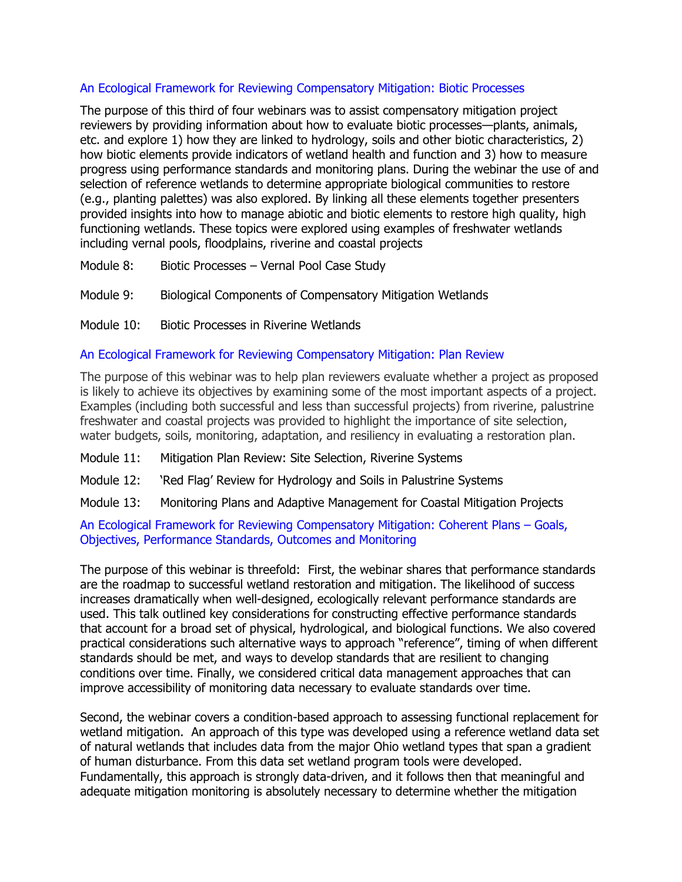## An Ecological Framework for Reviewing Compensatory Mitigation: Biotic Processes

The purpose of this third of four webinars was to assist compensatory mitigation project reviewers by providing information about how to evaluate biotic processes—plants, animals, etc. and explore 1) how they are linked to hydrology, soils and other biotic characteristics, 2) how biotic elements provide indicators of wetland health and function and 3) how to measure progress using performance standards and monitoring plans. During the webinar the use of and selection of reference wetlands to determine appropriate biological communities to restore (e.g., planting palettes) was also explored. By linking all these elements together presenters provided insights into how to manage abiotic and biotic elements to restore high quality, high functioning wetlands. These topics were explored using examples of freshwater wetlands including vernal pools, floodplains, riverine and coastal projects

Module 8: Biotic Processes – Vernal Pool Case Study

Module 9: Biological Components of Compensatory Mitigation Wetlands

Module 10: Biotic Processes in Riverine Wetlands

## An Ecological Framework for Reviewing Compensatory Mitigation: Plan Review

The purpose of this webinar was to help plan reviewers evaluate whether a project as proposed is likely to achieve its objectives by examining some of the most important aspects of a project. Examples (including both successful and less than successful projects) from riverine, palustrine freshwater and coastal projects was provided to highlight the importance of site selection, water budgets, soils, monitoring, adaptation, and resiliency in evaluating a restoration plan.

Module 11: Mitigation Plan Review: Site Selection, Riverine Systems

Module 12: 'Red Flag' Review for Hydrology and Soils in Palustrine Systems

Module 13: Monitoring Plans and Adaptive Management for Coastal Mitigation Projects

## An Ecological Framework for Reviewing Compensatory Mitigation: Coherent Plans – Goals, Objectives, Performance Standards, Outcomes and Monitoring

The purpose of this webinar is threefold: First, the webinar shares that performance standards are the roadmap to successful wetland restoration and mitigation. The likelihood of success increases dramatically when well-designed, ecologically relevant performance standards are used. This talk outlined key considerations for constructing effective performance standards that account for a broad set of physical, hydrological, and biological functions. We also covered practical considerations such alternative ways to approach "reference", timing of when different standards should be met, and ways to develop standards that are resilient to changing conditions over time. Finally, we considered critical data management approaches that can improve accessibility of monitoring data necessary to evaluate standards over time.

Second, the webinar covers a condition-based approach to assessing functional replacement for wetland mitigation. An approach of this type was developed using a reference wetland data set of natural wetlands that includes data from the major Ohio wetland types that span a gradient of human disturbance. From this data set wetland program tools were developed. Fundamentally, this approach is strongly data-driven, and it follows then that meaningful and adequate mitigation monitoring is absolutely necessary to determine whether the mitigation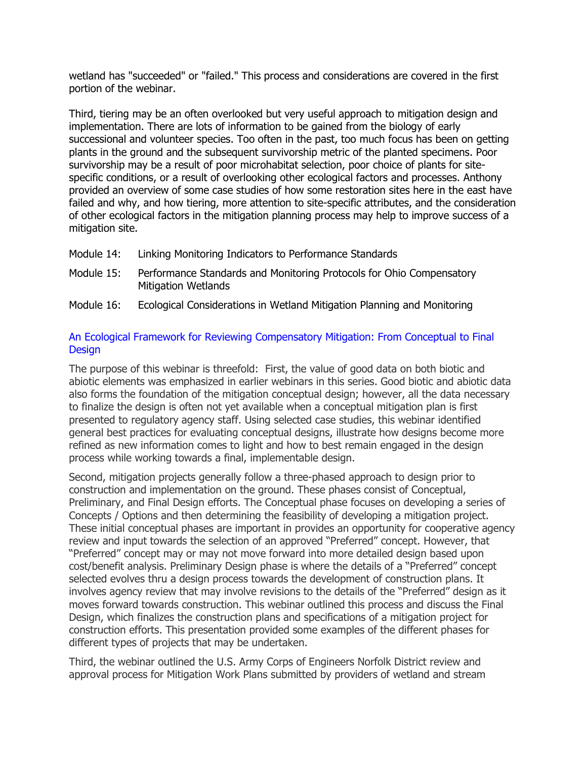wetland has "succeeded" or "failed." This process and considerations are covered in the first portion of the webinar.

Third, tiering may be an often overlooked but very useful approach to mitigation design and implementation. There are lots of information to be gained from the biology of early successional and volunteer species. Too often in the past, too much focus has been on getting plants in the ground and the subsequent survivorship metric of the planted specimens. Poor survivorship may be a result of poor microhabitat selection, poor choice of plants for site-specific conditions, or a result of overlooking other ecological factors and processes. Anthony provided an overview of some case studies of how some restoration sites here in the east have failed and why, and how tiering, more attention to site-specific attributes, and the consideration of other ecological factors in the mitigation planning process may help to improve success of a mitigation site.

- Module 14: Linking Monitoring Indicators to Performance Standards
- Module 15: Performance Standards and Monitoring Protocols for Ohio Compensatory Mitigation Wetlands
- Module 16: Ecological Considerations in Wetland Mitigation Planning and Monitoring

## An Ecological Framework for Reviewing Compensatory Mitigation: From Conceptual to Final Design

The purpose of this webinar is threefold: First, the value of good data on both biotic and abiotic elements was emphasized in earlier webinars in this series. Good biotic and abiotic data also forms the foundation of the mitigation conceptual design; however, all the data necessary to finalize the design is often not yet available when a conceptual mitigation plan is first presented to regulatory agency staff. Using selected case studies, this webinar identified general best practices for evaluating conceptual designs, illustrate how designs become more refined as new information comes to light and how to best remain engaged in the design process while working towards a final, implementable design.

Second, mitigation projects generally follow a three-phased approach to design prior to construction and implementation on the ground. These phases consist of Conceptual, Preliminary, and Final Design efforts. The Conceptual phase focuses on developing a series of Concepts / Options and then determining the feasibility of developing a mitigation project. These initial conceptual phases are important in provides an opportunity for cooperative agency review and input towards the selection of an approved "Preferred" concept. However, that "Preferred" concept may or may not move forward into more detailed design based upon cost/benefit analysis. Preliminary Design phase is where the details of a "Preferred" concept selected evolves thru a design process towards the development of construction plans. It involves agency review that may involve revisions to the details of the "Preferred" design as it moves forward towards construction. This webinar outlined this process and discuss the Final Design, which finalizes the construction plans and specifications of a mitigation project for construction efforts. This presentation provided some examples of the different phases for different types of projects that may be undertaken.

Third, the webinar outlined the U.S. Army Corps of Engineers Norfolk District review and approval process for Mitigation Work Plans submitted by providers of wetland and stream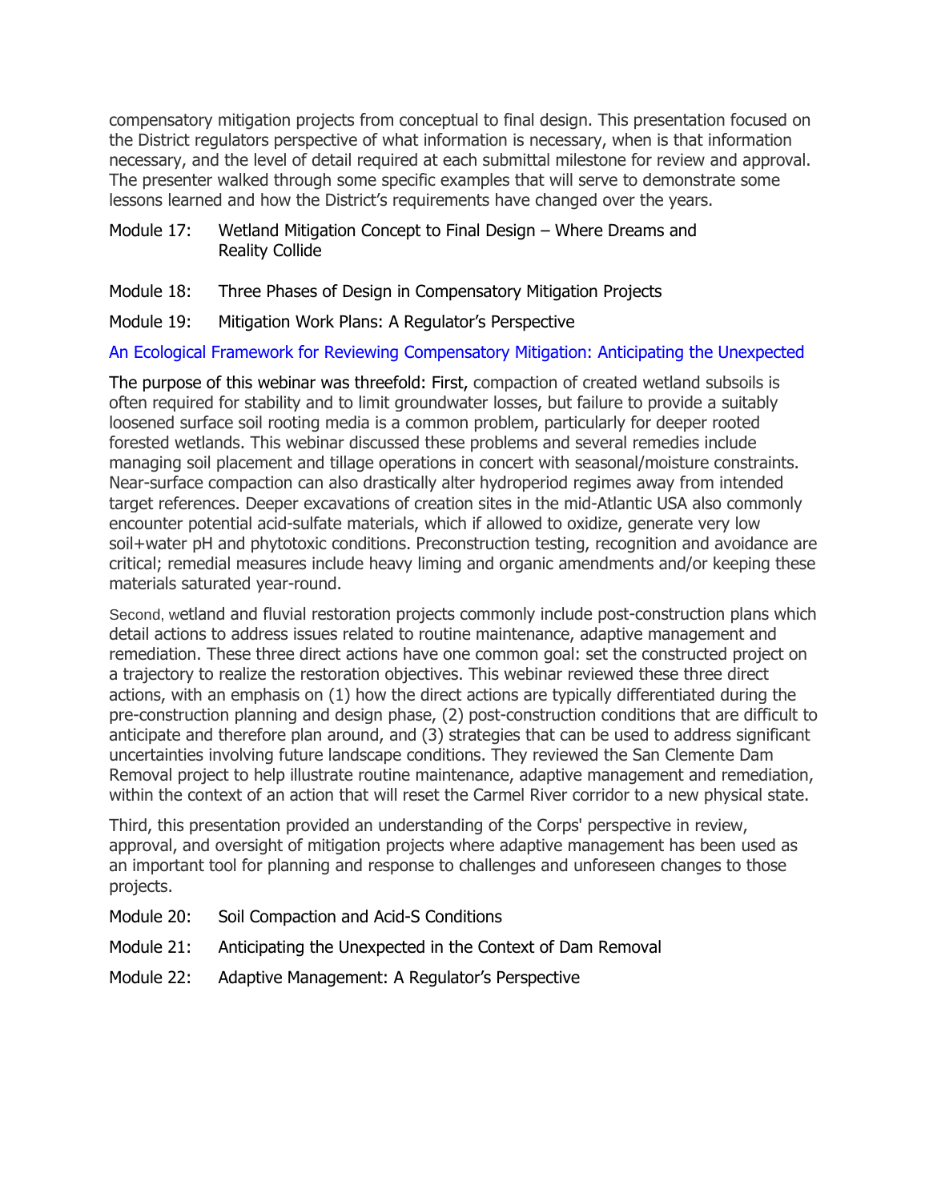compensatory mitigation projects from conceptual to final design. This presentation focused on the District regulators perspective of what information is necessary, when is that information necessary, and the level of detail required at each submittal milestone for review and approval. The presenter walked through some specific examples that will serve to demonstrate some lessons learned and how the District's requirements have changed over the years.

Module 17: Wetland Mitigation Concept to Final Design – Where Dreams and Reality Collide

Module 18: Three Phases of Design in Compensatory Mitigation Projects

Module 19: Mitigation Work Plans: A Regulator's Perspective

An Ecological Framework for Reviewing Compensatory Mitigation: Anticipating the Unexpected

The purpose of this webinar was threefold: First, compaction of created wetland subsoils is often required for stability and to limit groundwater losses, but failure to provide a suitably loosened surface soil rooting media is a common problem, particularly for deeper rooted forested wetlands. This webinar discussed these problems and several remedies include managing soil placement and tillage operations in concert with seasonal/moisture constraints. Near-surface compaction can also drastically alter hydroperiod regimes away from intended target references. Deeper excavations of creation sites in the mid-Atlantic USA also commonly encounter potential acid-sulfate materials, which if allowed to oxidize, generate very low soil+water pH and phytotoxic conditions. Preconstruction testing, recognition and avoidance are critical; remedial measures include heavy liming and organic amendments and/or keeping these materials saturated year-round.

Second, wetland and fluvial restoration projects commonly include post-construction plans which detail actions to address issues related to routine maintenance, adaptive management and remediation. These three direct actions have one common goal: set the constructed project on a trajectory to realize the restoration objectives. This webinar reviewed these three direct actions, with an emphasis on (1) how the direct actions are typically differentiated during the pre-construction planning and design phase, (2) post-construction conditions that are difficult to anticipate and therefore plan around, and (3) strategies that can be used to address significant uncertainties involving future landscape conditions. They reviewed the San Clemente Dam Removal project to help illustrate routine maintenance, adaptive management and remediation, within the context of an action that will reset the Carmel River corridor to a new physical state.

Third, this presentation provided an understanding of the Corps' perspective in review, approval, and oversight of mitigation projects where adaptive management has been used as an important tool for planning and response to challenges and unforeseen changes to those projects.

Module 20: Soil Compaction and Acid-S Conditions

Module 21: Anticipating the Unexpected in the Context of Dam Removal

Module 22: Adaptive Management: A Regulator's Perspective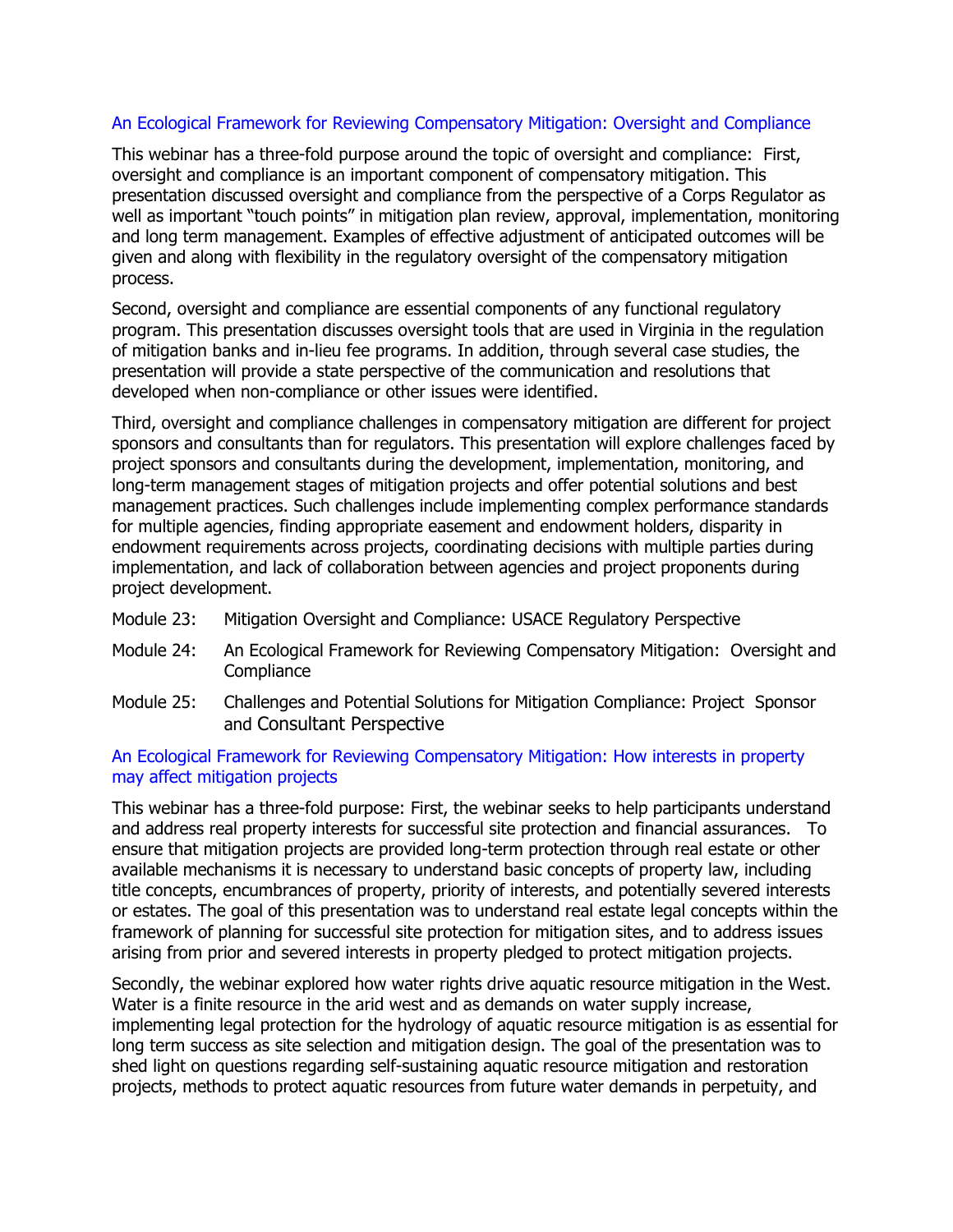## An Ecological Framework for Reviewing Compensatory Mitigation: Oversight and Compliance

This webinar has a three-fold purpose around the topic of oversight and compliance: First, oversight and compliance is an important component of compensatory mitigation. This presentation discussed oversight and compliance from the perspective of a Corps Regulator as well as important "touch points" in mitigation plan review, approval, implementation, monitoring and long term management. Examples of effective adjustment of anticipated outcomes will be given and along with flexibility in the regulatory oversight of the compensatory mitigation process.

Second, oversight and compliance are essential components of any functional regulatory program. This presentation discusses oversight tools that are used in Virginia in the regulation of mitigation banks and in-lieu fee programs. In addition, through several case studies, the presentation will provide a state perspective of the communication and resolutions that developed when non-compliance or other issues were identified.

Third, oversight and compliance challenges in compensatory mitigation are different for project sponsors and consultants than for regulators. This presentation will explore challenges faced by project sponsors and consultants during the development, implementation, monitoring, and long-term management stages of mitigation projects and offer potential solutions and best management practices. Such challenges include implementing complex performance standards for multiple agencies, finding appropriate easement and endowment holders, disparity in endowment requirements across projects, coordinating decisions with multiple parties during implementation, and lack of collaboration between agencies and project proponents during project development.

Module 23: Mitigation Oversight and Compliance: USACE Regulatory Perspective

Module 24: An Ecological Framework for Reviewing Compensatory Mitigation: Oversight and Compliance

Module 25: Challenges and Potential Solutions for Mitigation Compliance: Project Sponsor and Consultant Perspective

## An Ecological Framework for Reviewing Compensatory Mitigation: How interests in property may affect mitigation projects

This webinar has a three-fold purpose: First, the webinar seeks to help participants understand and address real property interests for successful site protection and financial assurances. To ensure that mitigation projects are provided long-term protection through real estate or other available mechanisms it is necessary to understand basic concepts of property law, including title concepts, encumbrances of property, priority of interests, and potentially severed interests or estates. The goal of this presentation was to understand real estate legal concepts within the framework of planning for successful site protection for mitigation sites, and to address issues arising from prior and severed interests in property pledged to protect mitigation projects.

Secondly, the webinar explored how water rights drive aquatic resource mitigation in the West. Water is a finite resource in the arid west and as demands on water supply increase, implementing legal protection for the hydrology of aquatic resource mitigation is as essential for long term success as site selection and mitigation design. The goal of the presentation was to shed light on questions regarding self-sustaining aquatic resource mitigation and restoration projects, methods to protect aquatic resources from future water demands in perpetuity, and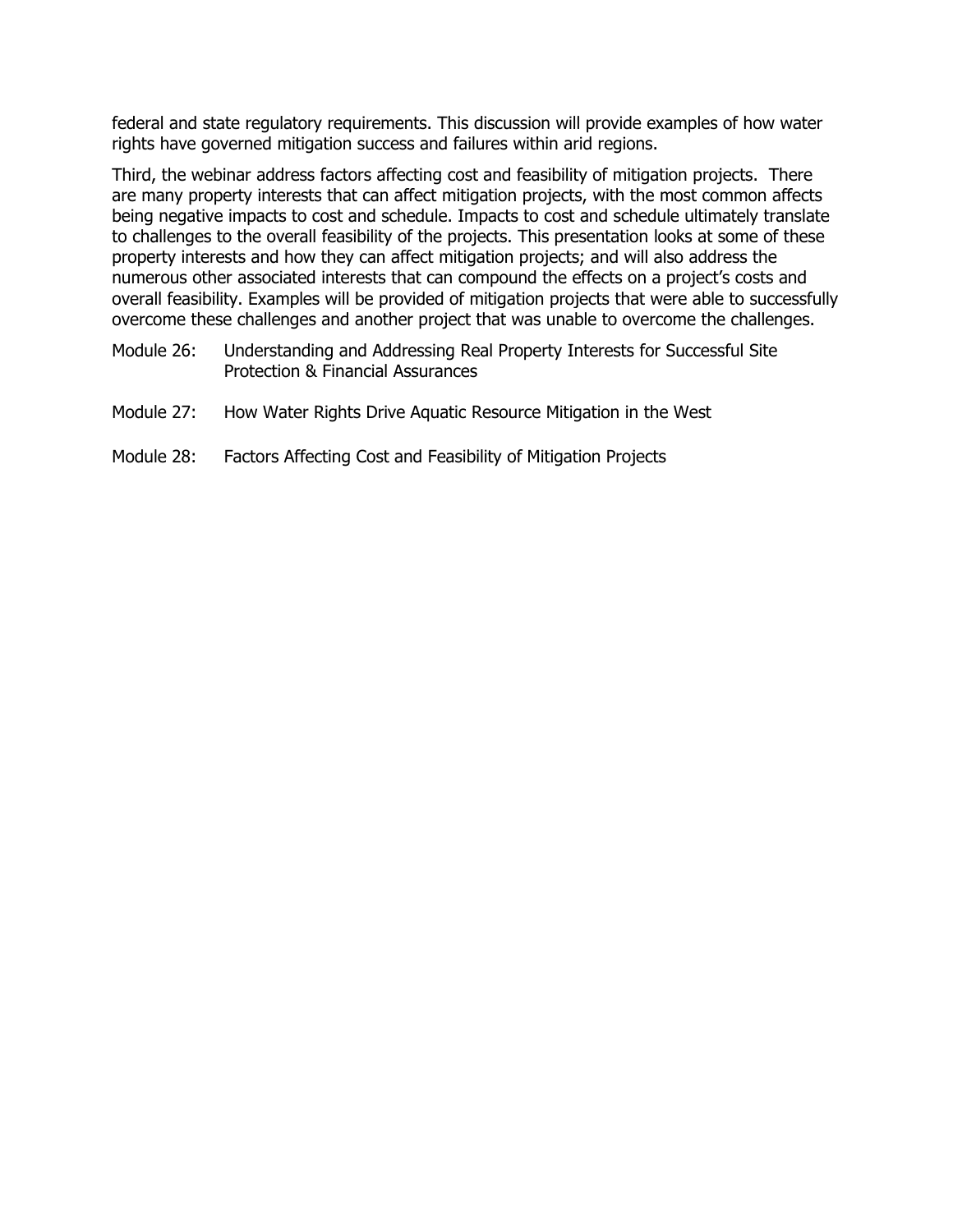federal and state regulatory requirements. This discussion will provide examples of how water rights have governed mitigation success and failures within arid regions.

Third, the webinar address factors affecting cost and feasibility of mitigation projects. There are many property interests that can affect mitigation projects, with the most common affects being negative impacts to cost and schedule. Impacts to cost and schedule ultimately translate to challenges to the overall feasibility of the projects. This presentation looks at some of these property interests and how they can affect mitigation projects; and will also address the numerous other associated interests that can compound the effects on a project's costs and overall feasibility. Examples will be provided of mitigation projects that were able to successfully overcome these challenges and another project that was unable to overcome the challenges.

Module 26: Understanding and Addressing Real Property Interests for Successful Site Protection & Financial Assurances

Module 27: How Water Rights Drive Aquatic Resource Mitigation in the West

Module 28: Factors Affecting Cost and Feasibility of Mitigation Projects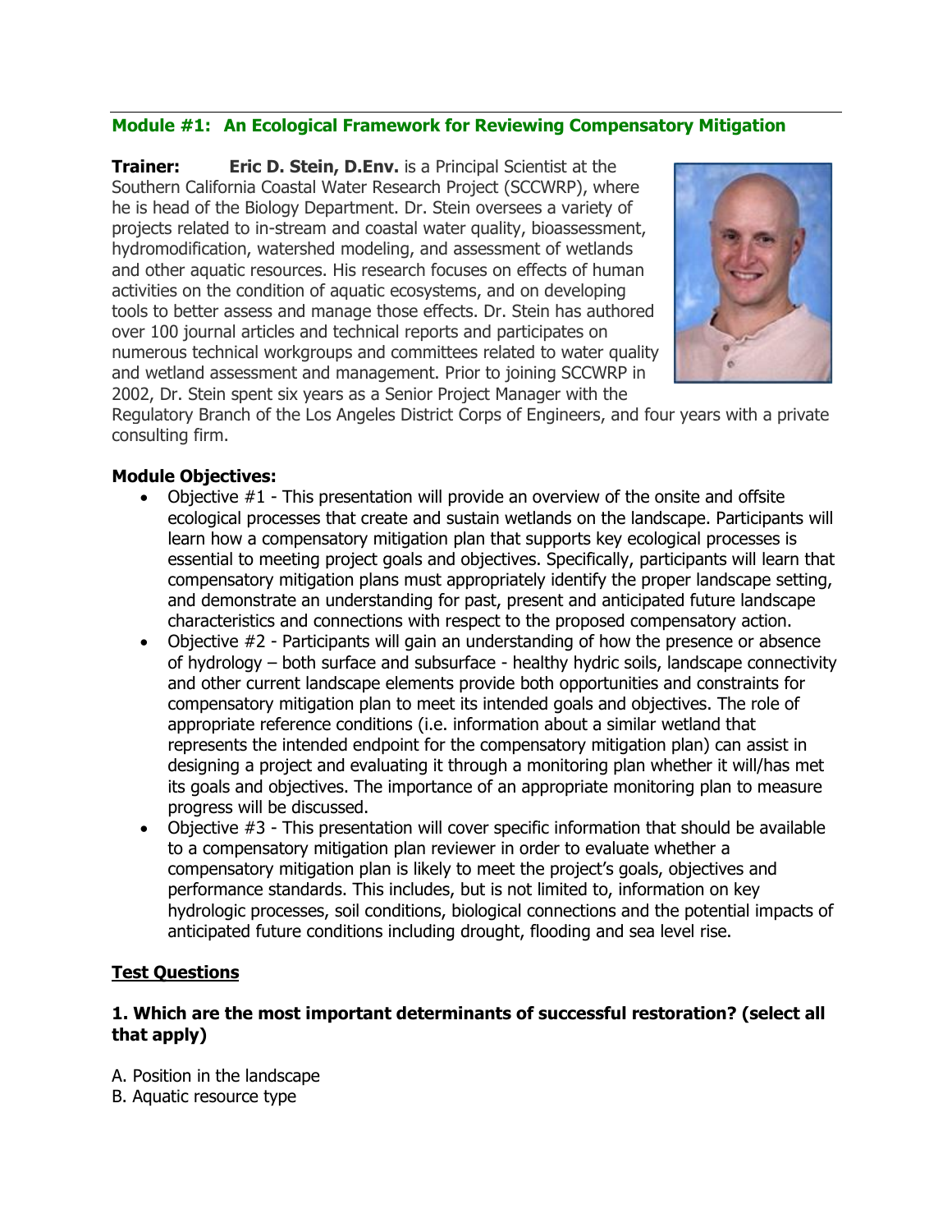## Module #1: An Ecological Framework for Reviewing Compensatory Mitigation

**Trainer:** **Eric D. Stein, D.Env.** is a Principal Scientist at the Southern California Coastal Water Research Project (SCCWRP), where he is head of the Biology Department. Dr. Stein oversees a variety of projects related to in-stream and coastal water quality, bioassessment, hydromodification, watershed modeling, and assessment of wetlands and other aquatic resources. His research focuses on effects of human activities on the condition of aquatic ecosystems, and on developing tools to better assess and manage those effects. Dr. Stein has authored over 100 journal articles and technical reports and participates on numerous technical workgroups and committees related to water quality and wetland assessment and management. Prior to joining SCCWRP in 2002, Dr. Stein spent six years as a Senior Project Manager with the Regulatory Branch of the Los Angeles District Corps of Engineers, and four years with a private consulting firm.

**Module Objectives:**

- Objective #1 - This presentation will provide an overview of the onsite and offsite ecological processes that create and sustain wetlands on the landscape. Participants will learn how a compensatory mitigation plan that supports key ecological processes is essential to meeting project goals and objectives. Specifically, participants will learn that compensatory mitigation plans must appropriately identify the proper landscape setting, and demonstrate an understanding for past, present and anticipated future landscape characteristics and connections with respect to the proposed compensatory action.
- Objective #2 - Participants will gain an understanding of how the presence or absence of hydrology – both surface and subsurface - healthy hydric soils, landscape connectivity and other current landscape elements provide both opportunities and constraints for compensatory mitigation plan to meet its intended goals and objectives. The role of appropriate reference conditions (i.e. information about a similar wetland that represents the intended endpoint for the compensatory mitigation plan) can assist in designing a project and evaluating it through a monitoring plan whether it will/has met its goals and objectives. The importance of an appropriate monitoring plan to measure progress will be discussed.
- Objective #3 - This presentation will cover specific information that should be available to a compensatory mitigation plan reviewer in order to evaluate whether a compensatory mitigation plan is likely to meet the project's goals, objectives and performance standards. This includes, but is not limited to, information on key hydrologic processes, soil conditions, biological connections and the potential impacts of anticipated future conditions including drought, flooding and sea level rise.

### Test Questions

**1. Which are the most important determinants of successful restoration? (select all that apply)**

A. Position in the landscape
B. Aquatic resource type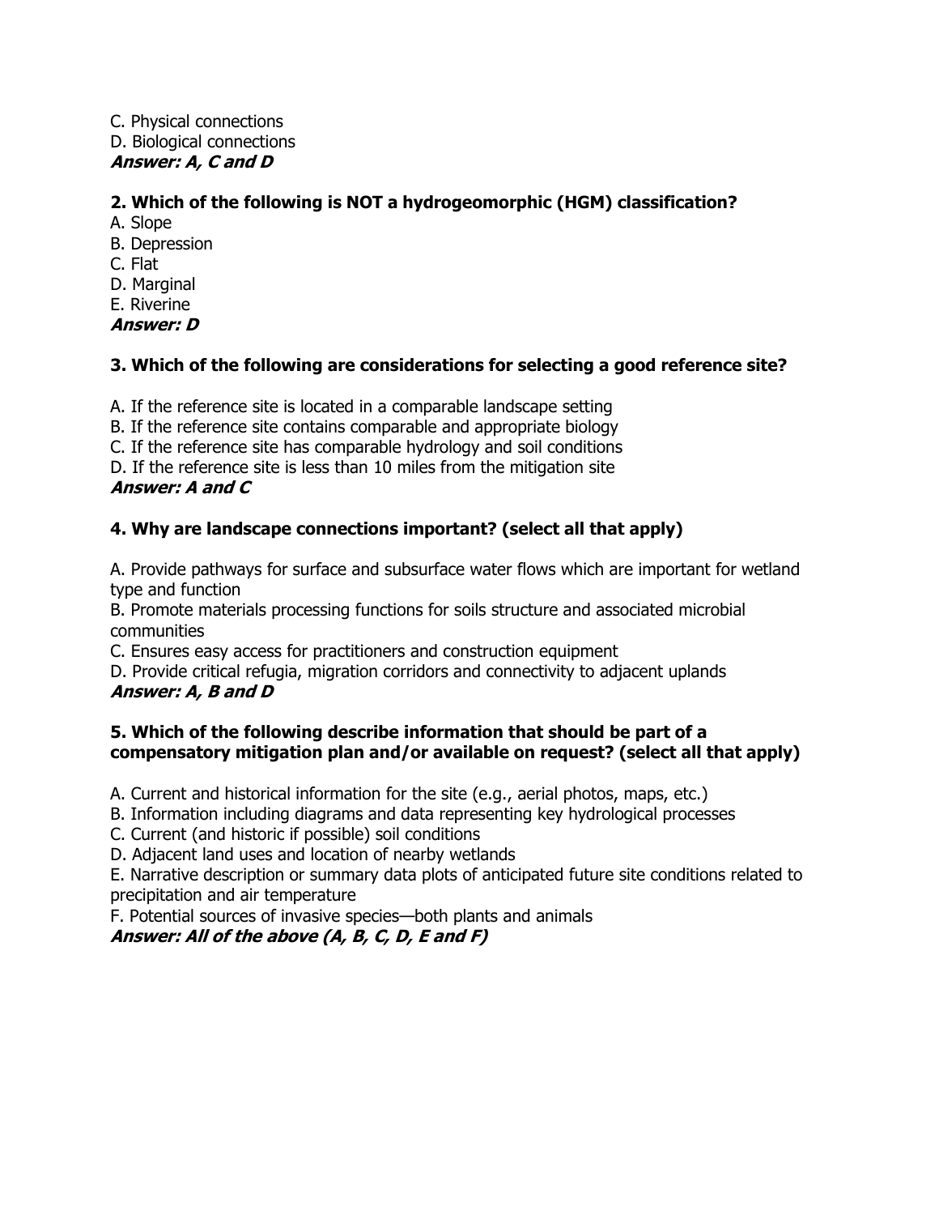C. Physical connections
D. Biological connections
***Answer: A, C and D***

**2. Which of the following is NOT a hydrogeomorphic (HGM) classification?**

A. Slope
B. Depression
C. Flat
D. Marginal
E. Riverine
***Answer: D***

**3. Which of the following are considerations for selecting a good reference site?**

A. If the reference site is located in a comparable landscape setting
B. If the reference site contains comparable and appropriate biology
C. If the reference site has comparable hydrology and soil conditions
D. If the reference site is less than 10 miles from the mitigation site
***Answer: A and C***

**4. Why are landscape connections important? (select all that apply)**

A. Provide pathways for surface and subsurface water flows which are important for wetland type and function
B. Promote materials processing functions for soils structure and associated microbial communities
C. Ensures easy access for practitioners and construction equipment
D. Provide critical refugia, migration corridors and connectivity to adjacent uplands
***Answer: A, B and D***

**5. Which of the following describe information that should be part of a compensatory mitigation plan and/or available on request? (select all that apply)**

A. Current and historical information for the site (e.g., aerial photos, maps, etc.)
B. Information including diagrams and data representing key hydrological processes
C. Current (and historic if possible) soil conditions
D. Adjacent land uses and location of nearby wetlands
E. Narrative description or summary data plots of anticipated future site conditions related to precipitation and air temperature
F. Potential sources of invasive species—both plants and animals
***Answer: All of the above (A, B, C, D, E and F)***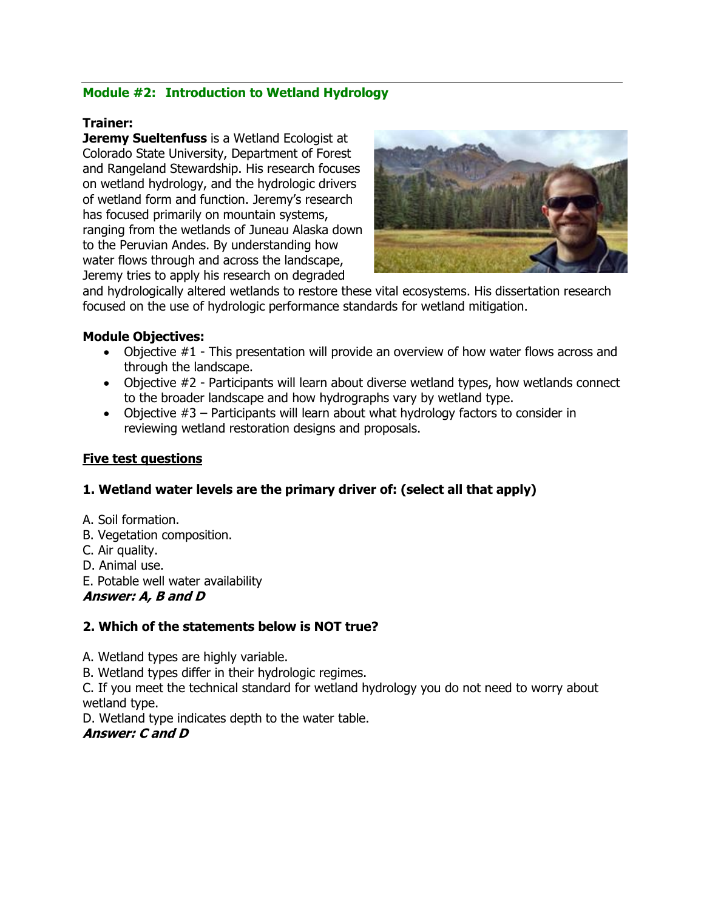## Module #2: Introduction to Wetland Hydrology

**Trainer:**

**Jeremy Sueltenfuss** is a Wetland Ecologist at Colorado State University, Department of Forest and Rangeland Stewardship. His research focuses on wetland hydrology, and the hydrologic drivers of wetland form and function. Jeremy's research has focused primarily on mountain systems, ranging from the wetlands of Juneau Alaska down to the Peruvian Andes. By understanding how water flows through and across the landscape, Jeremy tries to apply his research on degraded and hydrologically altered wetlands to restore these vital ecosystems. His dissertation research focused on the use of hydrologic performance standards for wetland mitigation.

**Module Objectives:**

- Objective #1 - This presentation will provide an overview of how water flows across and through the landscape.
- Objective #2 - Participants will learn about diverse wetland types, how wetlands connect to the broader landscape and how hydrographs vary by wetland type.
- Objective #3 – Participants will learn about what hydrology factors to consider in reviewing wetland restoration designs and proposals.

**Five test questions**

**1. Wetland water levels are the primary driver of: (select all that apply)**

A. Soil formation.
B. Vegetation composition.
C. Air quality.
D. Animal use.
E. Potable well water availability
***Answer: A, B and D***

**2. Which of the statements below is NOT true?**

A. Wetland types are highly variable.
B. Wetland types differ in their hydrologic regimes.
C. If you meet the technical standard for wetland hydrology you do not need to worry about wetland type.
D. Wetland type indicates depth to the water table.
***Answer: C and D***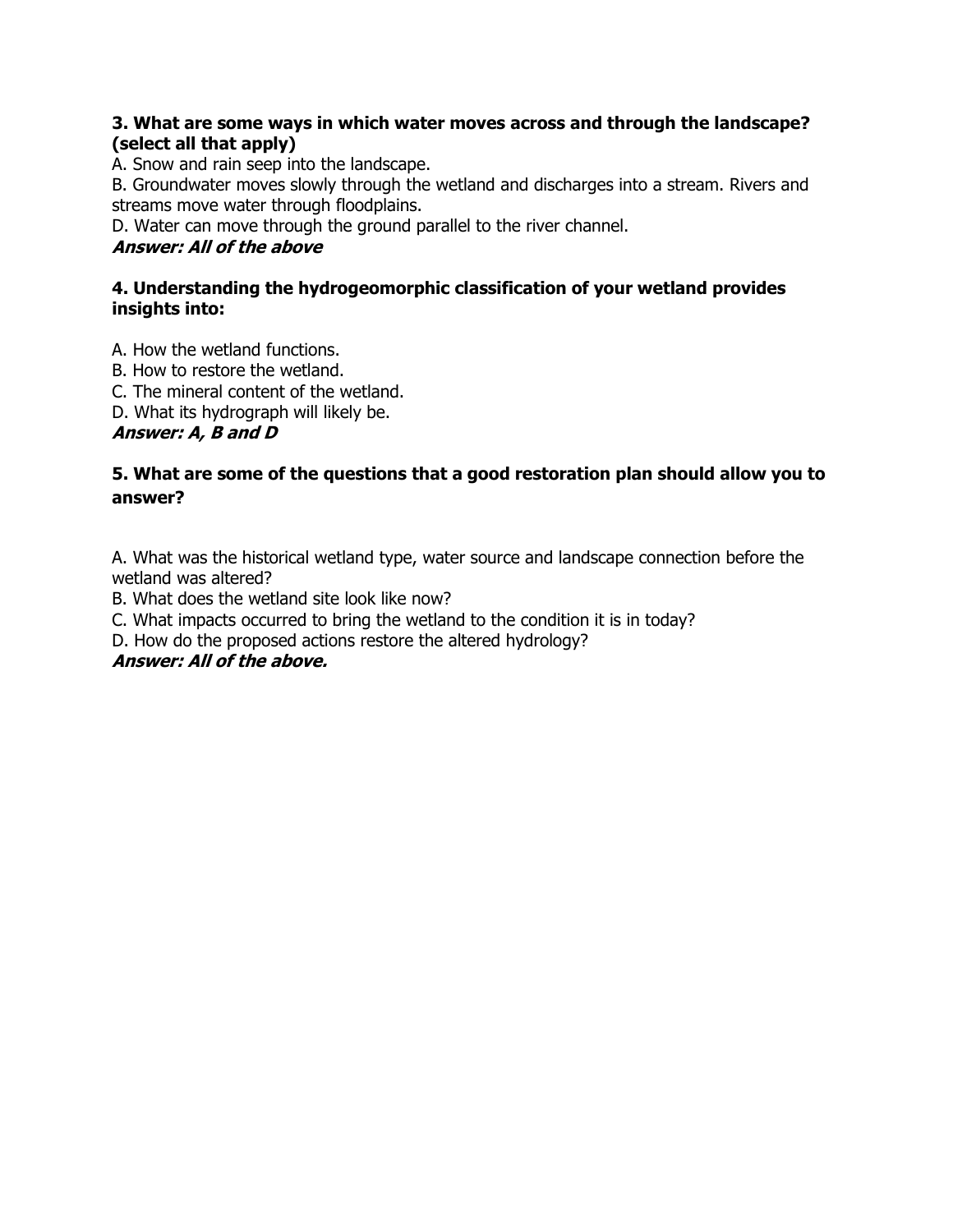**3. What are some ways in which water moves across and through the landscape? (select all that apply)**

A. Snow and rain seep into the landscape.
B. Groundwater moves slowly through the wetland and discharges into a stream. Rivers and streams move water through floodplains.
D. Water can move through the ground parallel to the river channel.
***Answer: All of the above***

**4. Understanding the hydrogeomorphic classification of your wetland provides insights into:**

A. How the wetland functions.
B. How to restore the wetland.
C. The mineral content of the wetland.
D. What its hydrograph will likely be.
***Answer: A, B and D***

**5. What are some of the questions that a good restoration plan should allow you to answer?**

A. What was the historical wetland type, water source and landscape connection before the wetland was altered?
B. What does the wetland site look like now?
C. What impacts occurred to bring the wetland to the condition it is in today?
D. How do the proposed actions restore the altered hydrology?
***Answer: All of the above.***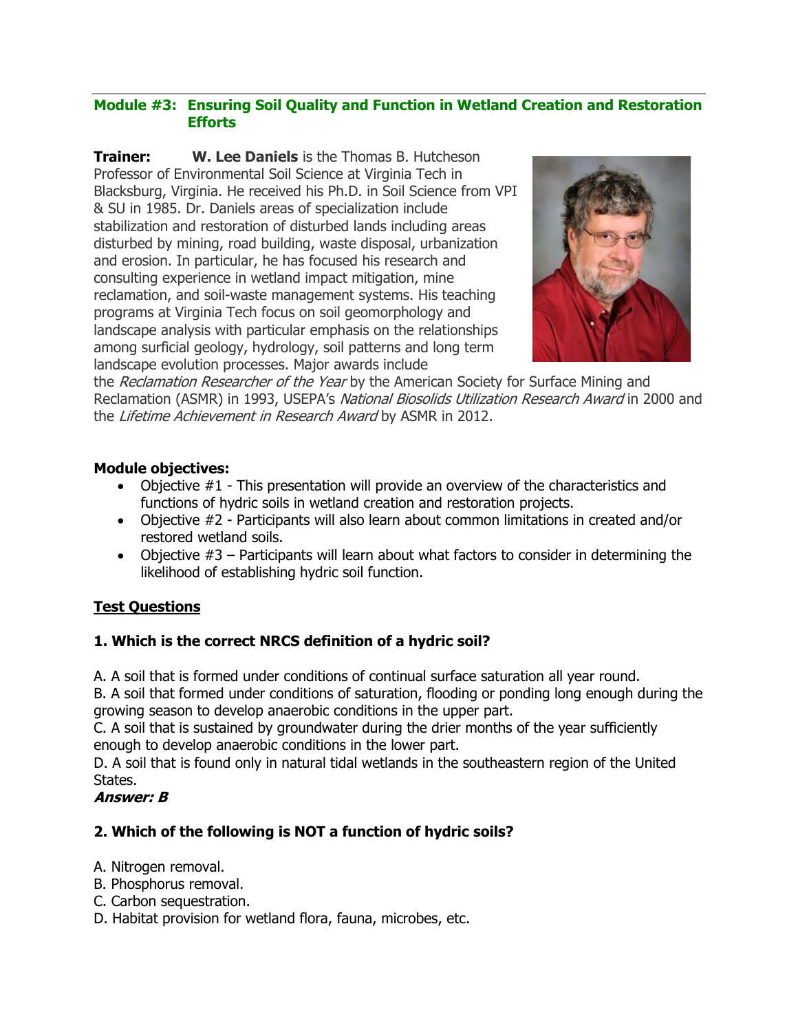## Module #3: Ensuring Soil Quality and Function in Wetland Creation and Restoration Efforts

**Trainer:** **W. Lee Daniels** is the Thomas B. Hutcheson Professor of Environmental Soil Science at Virginia Tech in Blacksburg, Virginia. He received his Ph.D. in Soil Science from VPI & SU in 1985. Dr. Daniels areas of specialization include stabilization and restoration of disturbed lands including areas disturbed by mining, road building, waste disposal, urbanization and erosion. In particular, he has focused his research and consulting experience in wetland impact mitigation, mine reclamation, and soil-waste management systems. His teaching programs at Virginia Tech focus on soil geomorphology and landscape analysis with particular emphasis on the relationships among surficial geology, hydrology, soil patterns and long term landscape evolution processes. Major awards include the *Reclamation Researcher of the Year* by the American Society for Surface Mining and Reclamation (ASMR) in 1993, USEPA's *National Biosolids Utilization Research Award* in 2000 and the *Lifetime Achievement in Research Award* by ASMR in 2012.

**Module objectives:**

- Objective #1 - This presentation will provide an overview of the characteristics and functions of hydric soils in wetland creation and restoration projects.
- Objective #2 - Participants will also learn about common limitations in created and/or restored wetland soils.
- Objective #3 – Participants will learn about what factors to consider in determining the likelihood of establishing hydric soil function.

**Test Questions**

**1. Which is the correct NRCS definition of a hydric soil?**

A. A soil that is formed under conditions of continual surface saturation all year round.
B. A soil that formed under conditions of saturation, flooding or ponding long enough during the growing season to develop anaerobic conditions in the upper part.
C. A soil that is sustained by groundwater during the drier months of the year sufficiently enough to develop anaerobic conditions in the lower part.
D. A soil that is found only in natural tidal wetlands in the southeastern region of the United States.
***Answer: B***

**2. Which of the following is NOT a function of hydric soils?**

A. Nitrogen removal.
B. Phosphorus removal.
C. Carbon sequestration.
D. Habitat provision for wetland flora, fauna, microbes, etc.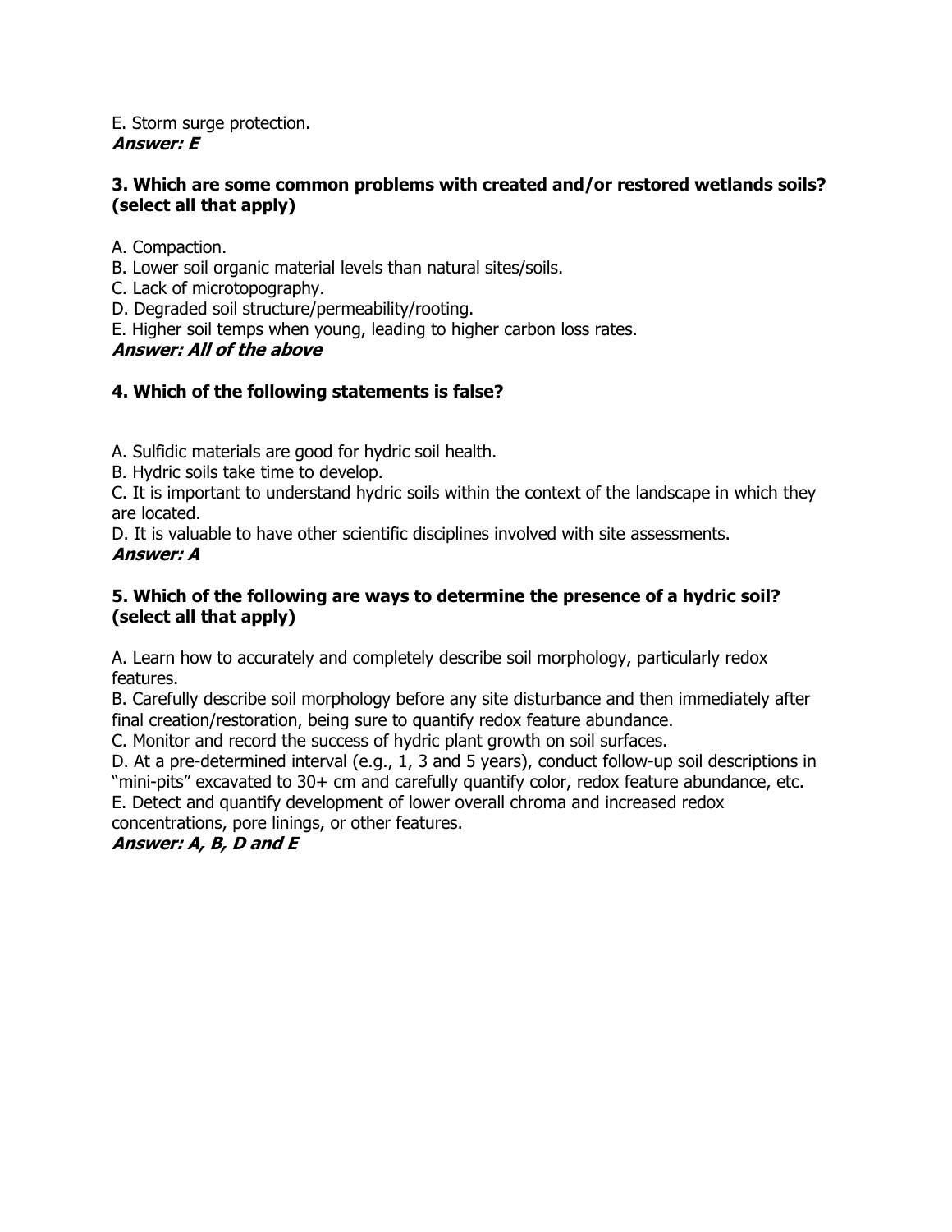E. Storm surge protection.
***Answer: E***

**3. Which are some common problems with created and/or restored wetlands soils? (select all that apply)**

A. Compaction.
B. Lower soil organic material levels than natural sites/soils.
C. Lack of microtopography.
D. Degraded soil structure/permeability/rooting.
E. Higher soil temps when young, leading to higher carbon loss rates.
***Answer: All of the above***

**4. Which of the following statements is false?**

A. Sulfidic materials are good for hydric soil health.
B. Hydric soils take time to develop.
C. It is important to understand hydric soils within the context of the landscape in which they are located.
D. It is valuable to have other scientific disciplines involved with site assessments.
***Answer: A***

**5. Which of the following are ways to determine the presence of a hydric soil? (select all that apply)**

A. Learn how to accurately and completely describe soil morphology, particularly redox features.
B. Carefully describe soil morphology before any site disturbance and then immediately after final creation/restoration, being sure to quantify redox feature abundance.
C. Monitor and record the success of hydric plant growth on soil surfaces.
D. At a pre-determined interval (e.g., 1, 3 and 5 years), conduct follow-up soil descriptions in "mini-pits" excavated to 30+ cm and carefully quantify color, redox feature abundance, etc.
E. Detect and quantify development of lower overall chroma and increased redox concentrations, pore linings, or other features.
***Answer: A, B, D and E***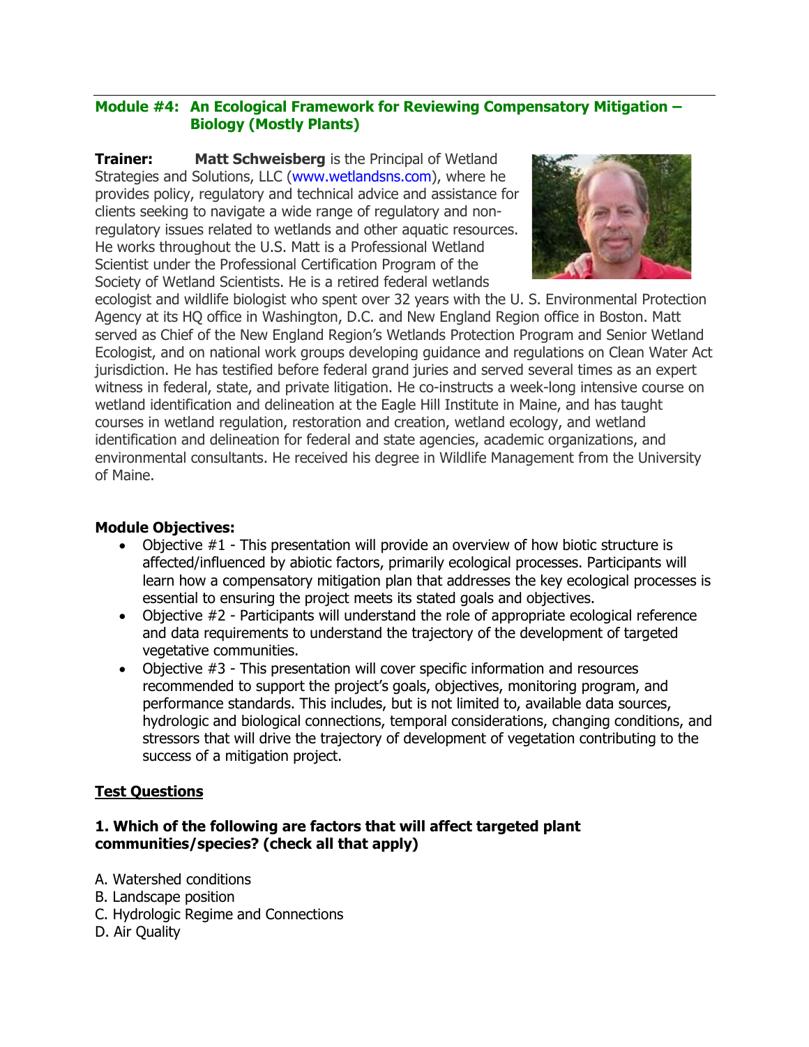## Module #4: An Ecological Framework for Reviewing Compensatory Mitigation – Biology (Mostly Plants)

**Trainer:** **Matt Schweisberg** is the Principal of Wetland Strategies and Solutions, LLC (www.wetlandsns.com), where he provides policy, regulatory and technical advice and assistance for clients seeking to navigate a wide range of regulatory and non-regulatory issues related to wetlands and other aquatic resources. He works throughout the U.S. Matt is a Professional Wetland Scientist under the Professional Certification Program of the Society of Wetland Scientists. He is a retired federal wetlands ecologist and wildlife biologist who spent over 32 years with the U. S. Environmental Protection Agency at its HQ office in Washington, D.C. and New England Region office in Boston. Matt served as Chief of the New England Region's Wetlands Protection Program and Senior Wetland Ecologist, and on national work groups developing guidance and regulations on Clean Water Act jurisdiction. He has testified before federal grand juries and served several times as an expert witness in federal, state, and private litigation. He co-instructs a week-long intensive course on wetland identification and delineation at the Eagle Hill Institute in Maine, and has taught courses in wetland regulation, restoration and creation, wetland ecology, and wetland identification and delineation for federal and state agencies, academic organizations, and environmental consultants. He received his degree in Wildlife Management from the University of Maine.

**Module Objectives:**

- Objective #1 - This presentation will provide an overview of how biotic structure is affected/influenced by abiotic factors, primarily ecological processes. Participants will learn how a compensatory mitigation plan that addresses the key ecological processes is essential to ensuring the project meets its stated goals and objectives.
- Objective #2 - Participants will understand the role of appropriate ecological reference and data requirements to understand the trajectory of the development of targeted vegetative communities.
- Objective #3 - This presentation will cover specific information and resources recommended to support the project's goals, objectives, monitoring program, and performance standards. This includes, but is not limited to, available data sources, hydrologic and biological connections, temporal considerations, changing conditions, and stressors that will drive the trajectory of development of vegetation contributing to the success of a mitigation project.

**<u>Test Questions</u>**

**1. Which of the following are factors that will affect targeted plant communities/species? (check all that apply)**

A. Watershed conditions
B. Landscape position
C. Hydrologic Regime and Connections
D. Air Quality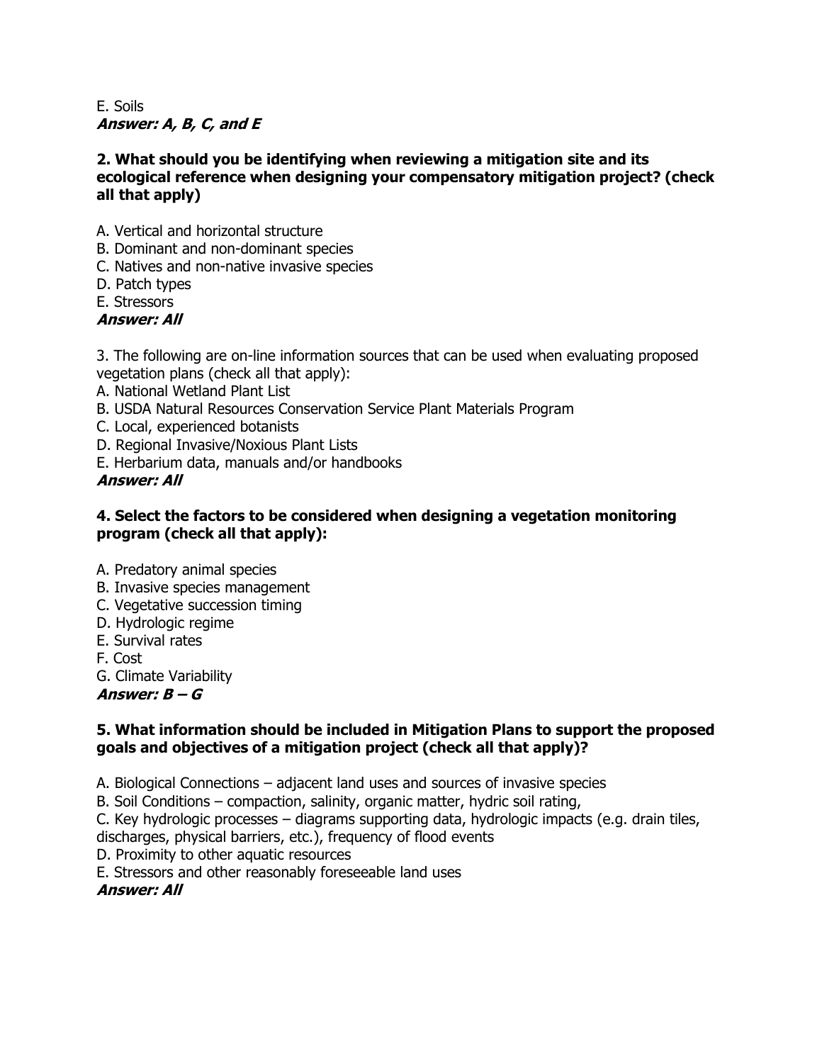E. Soils
***Answer: A, B, C, and E***

**2. What should you be identifying when reviewing a mitigation site and its ecological reference when designing your compensatory mitigation project? (check all that apply)**

A. Vertical and horizontal structure
B. Dominant and non-dominant species
C. Natives and non-native invasive species
D. Patch types
E. Stressors
***Answer: All***

3. The following are on-line information sources that can be used when evaluating proposed vegetation plans (check all that apply):
A. National Wetland Plant List
B. USDA Natural Resources Conservation Service Plant Materials Program
C. Local, experienced botanists
D. Regional Invasive/Noxious Plant Lists
E. Herbarium data, manuals and/or handbooks
***Answer: All***

**4. Select the factors to be considered when designing a vegetation monitoring program (check all that apply):**

A. Predatory animal species
B. Invasive species management
C. Vegetative succession timing
D. Hydrologic regime
E. Survival rates
F. Cost
G. Climate Variability
***Answer: B – G***

**5. What information should be included in Mitigation Plans to support the proposed goals and objectives of a mitigation project (check all that apply)?**

A. Biological Connections – adjacent land uses and sources of invasive species
B. Soil Conditions – compaction, salinity, organic matter, hydric soil rating,
C. Key hydrologic processes – diagrams supporting data, hydrologic impacts (e.g. drain tiles, discharges, physical barriers, etc.), frequency of flood events
D. Proximity to other aquatic resources
E. Stressors and other reasonably foreseeable land uses
***Answer: All***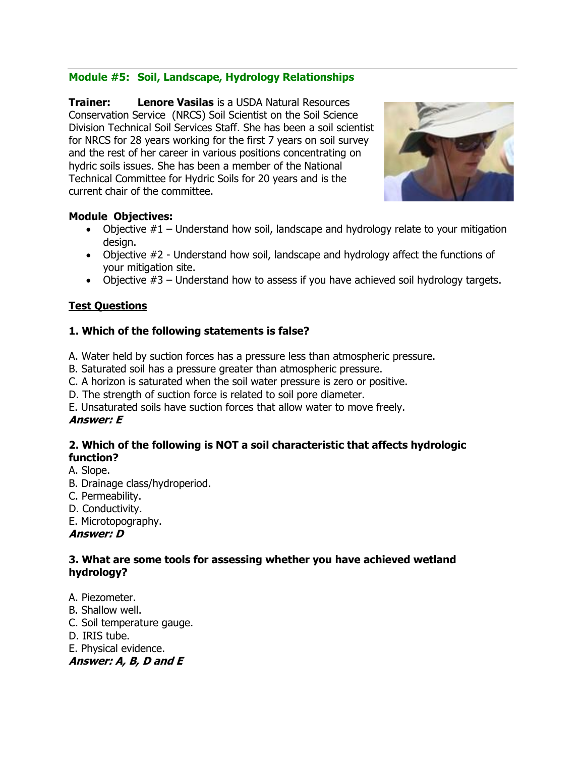## Module #5: Soil, Landscape, Hydrology Relationships

**Trainer:** **Lenore Vasilas** is a USDA Natural Resources Conservation Service (NRCS) Soil Scientist on the Soil Science Division Technical Soil Services Staff. She has been a soil scientist for NRCS for 28 years working for the first 7 years on soil survey and the rest of her career in various positions concentrating on hydric soils issues. She has been a member of the National Technical Committee for Hydric Soils for 20 years and is the current chair of the committee.

**Module Objectives:**

- Objective #1 – Understand how soil, landscape and hydrology relate to your mitigation design.
- Objective #2 - Understand how soil, landscape and hydrology affect the functions of your mitigation site.
- Objective #3 – Understand how to assess if you have achieved soil hydrology targets.

**Test Questions**

**1. Which of the following statements is false?**

A. Water held by suction forces has a pressure less than atmospheric pressure.
B. Saturated soil has a pressure greater than atmospheric pressure.
C. A horizon is saturated when the soil water pressure is zero or positive.
D. The strength of suction force is related to soil pore diameter.
E. Unsaturated soils have suction forces that allow water to move freely.
***Answer: E***

**2. Which of the following is NOT a soil characteristic that affects hydrologic function?**

A. Slope.
B. Drainage class/hydroperiod.
C. Permeability.
D. Conductivity.
E. Microtopography.
***Answer: D***

**3. What are some tools for assessing whether you have achieved wetland hydrology?**

A. Piezometer.
B. Shallow well.
C. Soil temperature gauge.
D. IRIS tube.
E. Physical evidence.
***Answer: A, B, D and E***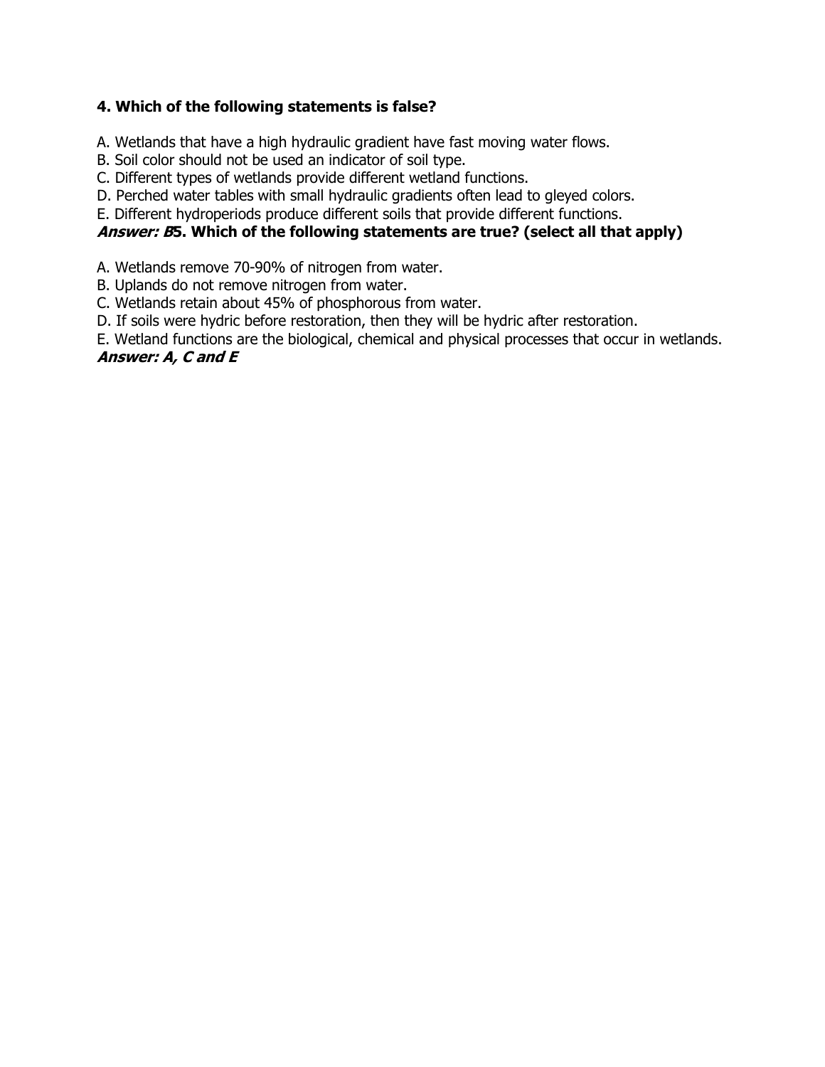**4. Which of the following statements is false?**

A. Wetlands that have a high hydraulic gradient have fast moving water flows.
B. Soil color should not be used an indicator of soil type.
C. Different types of wetlands provide different wetland functions.
D. Perched water tables with small hydraulic gradients often lead to gleyed colors.
E. Different hydroperiods produce different soils that provide different functions.

***Answer: B*****5. Which of the following statements are true? (select all that apply)**

A. Wetlands remove 70-90% of nitrogen from water.
B. Uplands do not remove nitrogen from water.
C. Wetlands retain about 45% of phosphorous from water.
D. If soils were hydric before restoration, then they will be hydric after restoration.
E. Wetland functions are the biological, chemical and physical processes that occur in wetlands.

***Answer: A, C and E***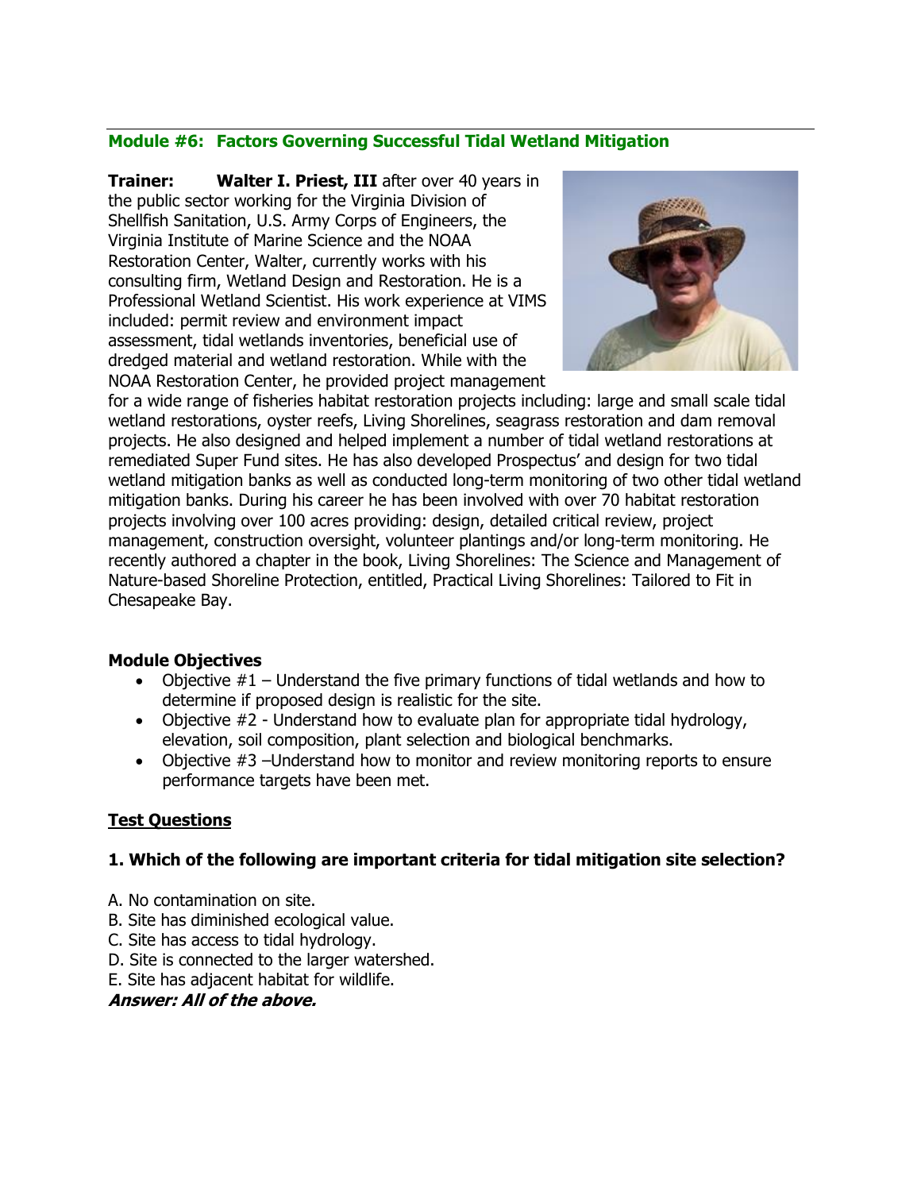## Module #6: Factors Governing Successful Tidal Wetland Mitigation

**Trainer:** **Walter I. Priest, III** after over 40 years in the public sector working for the Virginia Division of Shellfish Sanitation, U.S. Army Corps of Engineers, the Virginia Institute of Marine Science and the NOAA Restoration Center, Walter, currently works with his consulting firm, Wetland Design and Restoration. He is a Professional Wetland Scientist. His work experience at VIMS included: permit review and environment impact assessment, tidal wetlands inventories, beneficial use of dredged material and wetland restoration. While with the NOAA Restoration Center, he provided project management for a wide range of fisheries habitat restoration projects including: large and small scale tidal wetland restorations, oyster reefs, Living Shorelines, seagrass restoration and dam removal projects. He also designed and helped implement a number of tidal wetland restorations at remediated Super Fund sites. He has also developed Prospectus' and design for two tidal wetland mitigation banks as well as conducted long-term monitoring of two other tidal wetland mitigation banks. During his career he has been involved with over 70 habitat restoration projects involving over 100 acres providing: design, detailed critical review, project management, construction oversight, volunteer plantings and/or long-term monitoring. He recently authored a chapter in the book, Living Shorelines: The Science and Management of Nature-based Shoreline Protection, entitled, Practical Living Shorelines: Tailored to Fit in Chesapeake Bay.

**Module Objectives**

- Objective #1 – Understand the five primary functions of tidal wetlands and how to determine if proposed design is realistic for the site.
- Objective #2 - Understand how to evaluate plan for appropriate tidal hydrology, elevation, soil composition, plant selection and biological benchmarks.
- Objective #3 –Understand how to monitor and review monitoring reports to ensure performance targets have been met.

**Test Questions**

**1. Which of the following are important criteria for tidal mitigation site selection?**

A. No contamination on site.
B. Site has diminished ecological value.
C. Site has access to tidal hydrology.
D. Site is connected to the larger watershed.
E. Site has adjacent habitat for wildlife.

***Answer: All of the above.***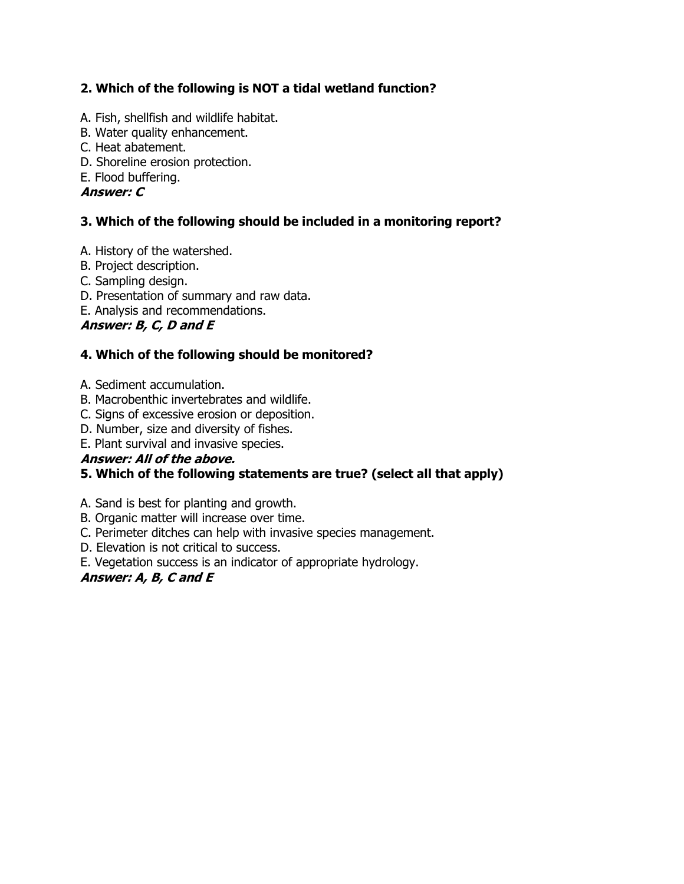**2. Which of the following is NOT a tidal wetland function?**

A. Fish, shellfish and wildlife habitat.
B. Water quality enhancement.
C. Heat abatement.
D. Shoreline erosion protection.
E. Flood buffering.
***Answer: C***

**3. Which of the following should be included in a monitoring report?**

A. History of the watershed.
B. Project description.
C. Sampling design.
D. Presentation of summary and raw data.
E. Analysis and recommendations.
***Answer: B, C, D and E***

**4. Which of the following should be monitored?**

A. Sediment accumulation.
B. Macrobenthic invertebrates and wildlife.
C. Signs of excessive erosion or deposition.
D. Number, size and diversity of fishes.
E. Plant survival and invasive species.
***Answer: All of the above.***

**5. Which of the following statements are true? (select all that apply)**

A. Sand is best for planting and growth.
B. Organic matter will increase over time.
C. Perimeter ditches can help with invasive species management.
D. Elevation is not critical to success.
E. Vegetation success is an indicator of appropriate hydrology.
***Answer: A, B, C and E***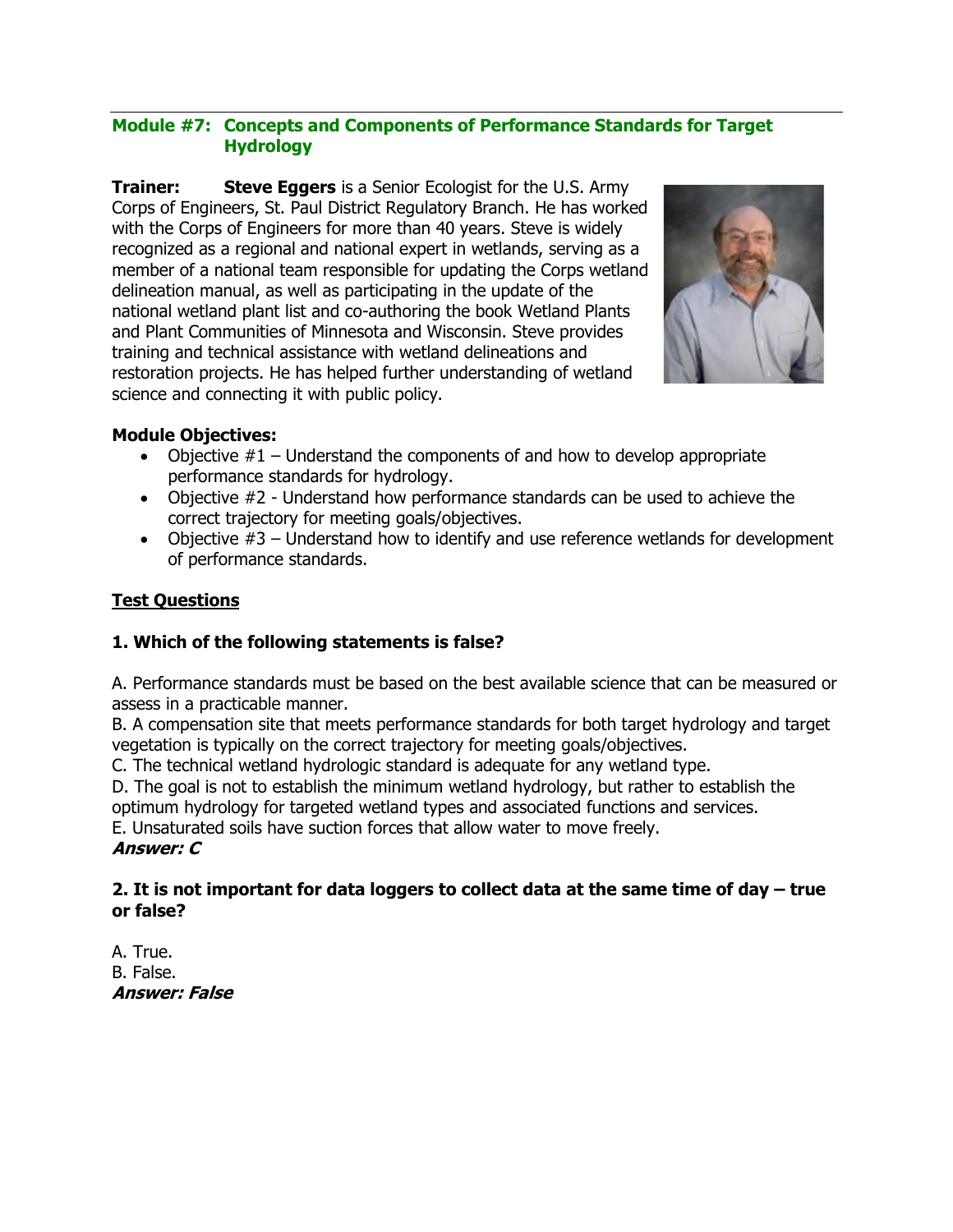### Module #7: Concepts and Components of Performance Standards for Target Hydrology

**Trainer:** **Steve Eggers** is a Senior Ecologist for the U.S. Army Corps of Engineers, St. Paul District Regulatory Branch. He has worked with the Corps of Engineers for more than 40 years. Steve is widely recognized as a regional and national expert in wetlands, serving as a member of a national team responsible for updating the Corps wetland delineation manual, as well as participating in the update of the national wetland plant list and co-authoring the book Wetland Plants and Plant Communities of Minnesota and Wisconsin. Steve provides training and technical assistance with wetland delineations and restoration projects. He has helped further understanding of wetland science and connecting it with public policy.

**Module Objectives:**

- Objective #1 – Understand the components of and how to develop appropriate performance standards for hydrology.
- Objective #2 - Understand how performance standards can be used to achieve the correct trajectory for meeting goals/objectives.
- Objective #3 – Understand how to identify and use reference wetlands for development of performance standards.

**Test Questions**

**1. Which of the following statements is false?**

A. Performance standards must be based on the best available science that can be measured or assess in a practicable manner.
B. A compensation site that meets performance standards for both target hydrology and target vegetation is typically on the correct trajectory for meeting goals/objectives.
C. The technical wetland hydrologic standard is adequate for any wetland type.
D. The goal is not to establish the minimum wetland hydrology, but rather to establish the optimum hydrology for targeted wetland types and associated functions and services.
E. Unsaturated soils have suction forces that allow water to move freely.
***Answer: C***

**2. It is not important for data loggers to collect data at the same time of day – true or false?**

A. True.
B. False.
***Answer: False***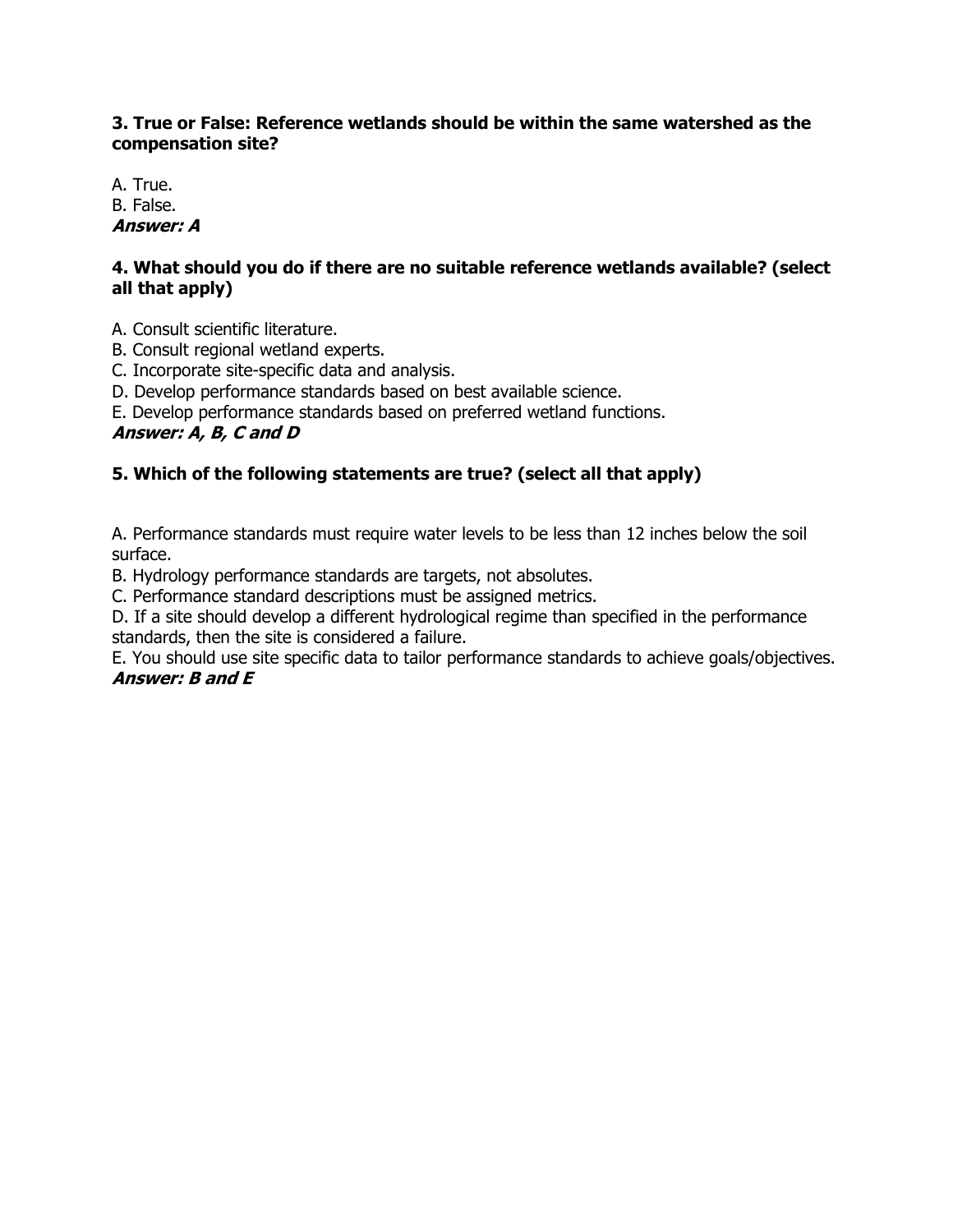**3. True or False: Reference wetlands should be within the same watershed as the compensation site?**

A. True.
B. False.
***Answer: A***

**4. What should you do if there are no suitable reference wetlands available? (select all that apply)**

A. Consult scientific literature.
B. Consult regional wetland experts.
C. Incorporate site-specific data and analysis.
D. Develop performance standards based on best available science.
E. Develop performance standards based on preferred wetland functions.
***Answer: A, B, C and D***

**5. Which of the following statements are true? (select all that apply)**

A. Performance standards must require water levels to be less than 12 inches below the soil surface.
B. Hydrology performance standards are targets, not absolutes.
C. Performance standard descriptions must be assigned metrics.
D. If a site should develop a different hydrological regime than specified in the performance standards, then the site is considered a failure.
E. You should use site specific data to tailor performance standards to achieve goals/objectives.
***Answer: B and E***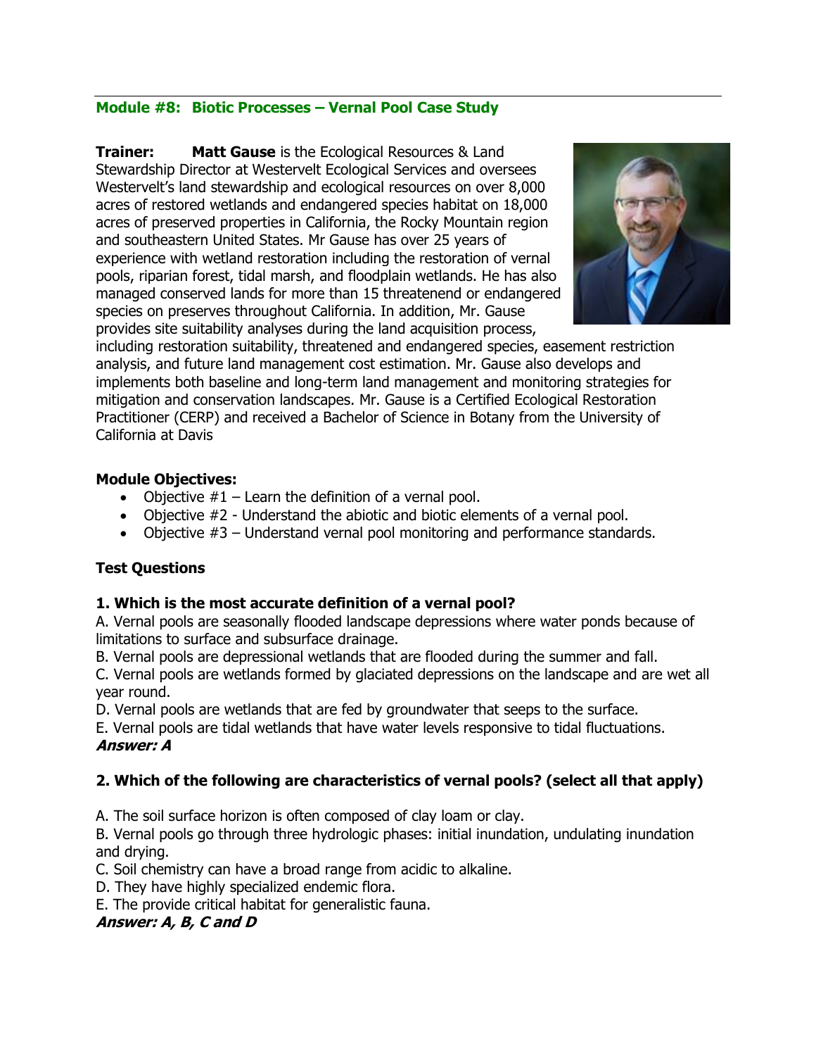## Module #8: Biotic Processes – Vernal Pool Case Study

**Trainer:** **Matt Gause** is the Ecological Resources & Land Stewardship Director at Westervelt Ecological Services and oversees Westervelt's land stewardship and ecological resources on over 8,000 acres of restored wetlands and endangered species habitat on 18,000 acres of preserved properties in California, the Rocky Mountain region and southeastern United States. Mr Gause has over 25 years of experience with wetland restoration including the restoration of vernal pools, riparian forest, tidal marsh, and floodplain wetlands. He has also managed conserved lands for more than 15 threatenend or endangered species on preserves throughout California. In addition, Mr. Gause provides site suitability analyses during the land acquisition process, including restoration suitability, threatened and endangered species, easement restriction analysis, and future land management cost estimation. Mr. Gause also develops and implements both baseline and long-term land management and monitoring strategies for mitigation and conservation landscapes. Mr. Gause is a Certified Ecological Restoration Practitioner (CERP) and received a Bachelor of Science in Botany from the University of California at Davis

**Module Objectives:**

- Objective #1 – Learn the definition of a vernal pool.
- Objective #2 - Understand the abiotic and biotic elements of a vernal pool.
- Objective #3 – Understand vernal pool monitoring and performance standards.

**Test Questions**

**1. Which is the most accurate definition of a vernal pool?**

A. Vernal pools are seasonally flooded landscape depressions where water ponds because of limitations to surface and subsurface drainage.
B. Vernal pools are depressional wetlands that are flooded during the summer and fall.
C. Vernal pools are wetlands formed by glaciated depressions on the landscape and are wet all year round.
D. Vernal pools are wetlands that are fed by groundwater that seeps to the surface.
E. Vernal pools are tidal wetlands that have water levels responsive to tidal fluctuations.
***Answer: A***

**2. Which of the following are characteristics of vernal pools? (select all that apply)**

A. The soil surface horizon is often composed of clay loam or clay.
B. Vernal pools go through three hydrologic phases: initial inundation, undulating inundation and drying.
C. Soil chemistry can have a broad range from acidic to alkaline.
D. They have highly specialized endemic flora.
E. The provide critical habitat for generalistic fauna.
***Answer: A, B, C and D***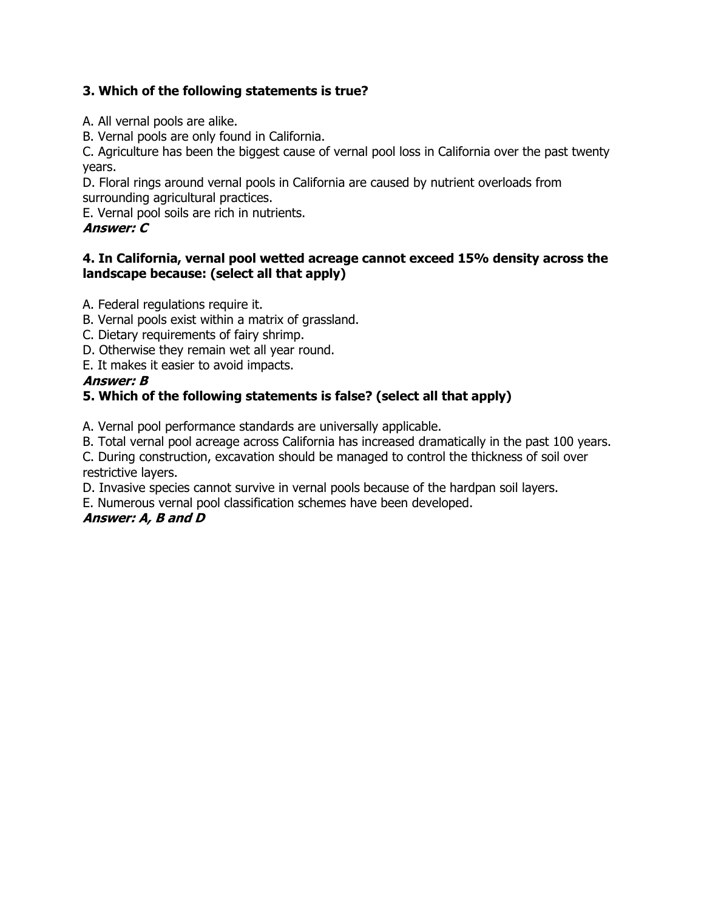**3. Which of the following statements is true?**

A. All vernal pools are alike.
B. Vernal pools are only found in California.
C. Agriculture has been the biggest cause of vernal pool loss in California over the past twenty years.
D. Floral rings around vernal pools in California are caused by nutrient overloads from surrounding agricultural practices.
E. Vernal pool soils are rich in nutrients.
***Answer: C***

**4. In California, vernal pool wetted acreage cannot exceed 15% density across the landscape because: (select all that apply)**

A. Federal regulations require it.
B. Vernal pools exist within a matrix of grassland.
C. Dietary requirements of fairy shrimp.
D. Otherwise they remain wet all year round.
E. It makes it easier to avoid impacts.
***Answer: B***

**5. Which of the following statements is false? (select all that apply)**

A. Vernal pool performance standards are universally applicable.
B. Total vernal pool acreage across California has increased dramatically in the past 100 years.
C. During construction, excavation should be managed to control the thickness of soil over restrictive layers.
D. Invasive species cannot survive in vernal pools because of the hardpan soil layers.
E. Numerous vernal pool classification schemes have been developed.
***Answer: A, B and D***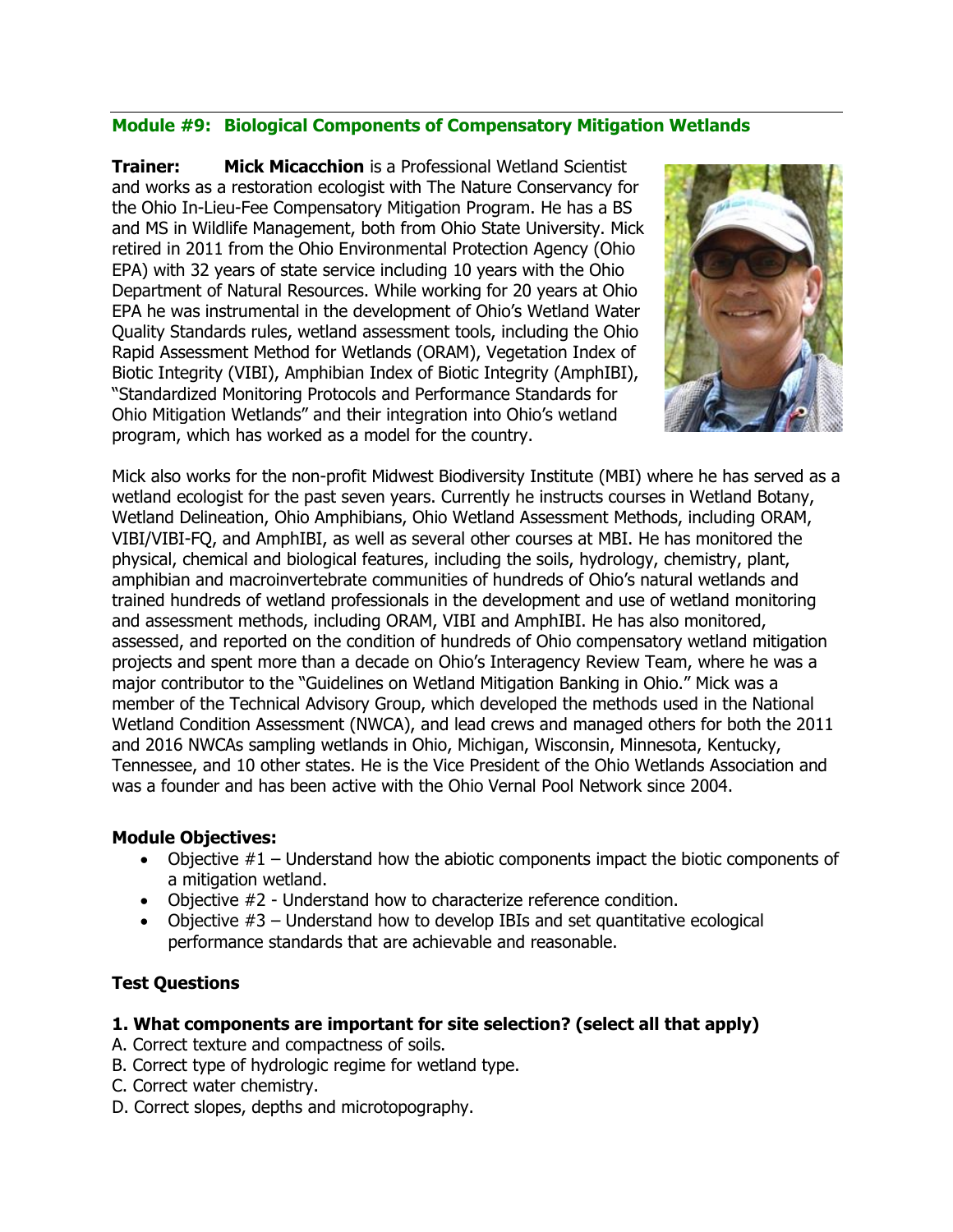## Module #9: Biological Components of Compensatory Mitigation Wetlands

**Trainer:** **Mick Micacchion** is a Professional Wetland Scientist and works as a restoration ecologist with The Nature Conservancy for the Ohio In-Lieu-Fee Compensatory Mitigation Program. He has a BS and MS in Wildlife Management, both from Ohio State University. Mick retired in 2011 from the Ohio Environmental Protection Agency (Ohio EPA) with 32 years of state service including 10 years with the Ohio Department of Natural Resources. While working for 20 years at Ohio EPA he was instrumental in the development of Ohio's Wetland Water Quality Standards rules, wetland assessment tools, including the Ohio Rapid Assessment Method for Wetlands (ORAM), Vegetation Index of Biotic Integrity (VIBI), Amphibian Index of Biotic Integrity (AmphIBI), "Standardized Monitoring Protocols and Performance Standards for Ohio Mitigation Wetlands" and their integration into Ohio's wetland program, which has worked as a model for the country.

Mick also works for the non-profit Midwest Biodiversity Institute (MBI) where he has served as a wetland ecologist for the past seven years. Currently he instructs courses in Wetland Botany, Wetland Delineation, Ohio Amphibians, Ohio Wetland Assessment Methods, including ORAM, VIBI/VIBI-FQ, and AmphIBI, as well as several other courses at MBI. He has monitored the physical, chemical and biological features, including the soils, hydrology, chemistry, plant, amphibian and macroinvertebrate communities of hundreds of Ohio's natural wetlands and trained hundreds of wetland professionals in the development and use of wetland monitoring and assessment methods, including ORAM, VIBI and AmphIBI. He has also monitored, assessed, and reported on the condition of hundreds of Ohio compensatory wetland mitigation projects and spent more than a decade on Ohio's Interagency Review Team, where he was a major contributor to the "Guidelines on Wetland Mitigation Banking in Ohio." Mick was a member of the Technical Advisory Group, which developed the methods used in the National Wetland Condition Assessment (NWCA), and lead crews and managed others for both the 2011 and 2016 NWCAs sampling wetlands in Ohio, Michigan, Wisconsin, Minnesota, Kentucky, Tennessee, and 10 other states. He is the Vice President of the Ohio Wetlands Association and was a founder and has been active with the Ohio Vernal Pool Network since 2004.

**Module Objectives:**

- Objective #1 – Understand how the abiotic components impact the biotic components of a mitigation wetland.
- Objective #2 - Understand how to characterize reference condition.
- Objective #3 – Understand how to develop IBIs and set quantitative ecological performance standards that are achievable and reasonable.

**Test Questions**

**1. What components are important for site selection? (select all that apply)**

A. Correct texture and compactness of soils.
B. Correct type of hydrologic regime for wetland type.
C. Correct water chemistry.
D. Correct slopes, depths and microtopography.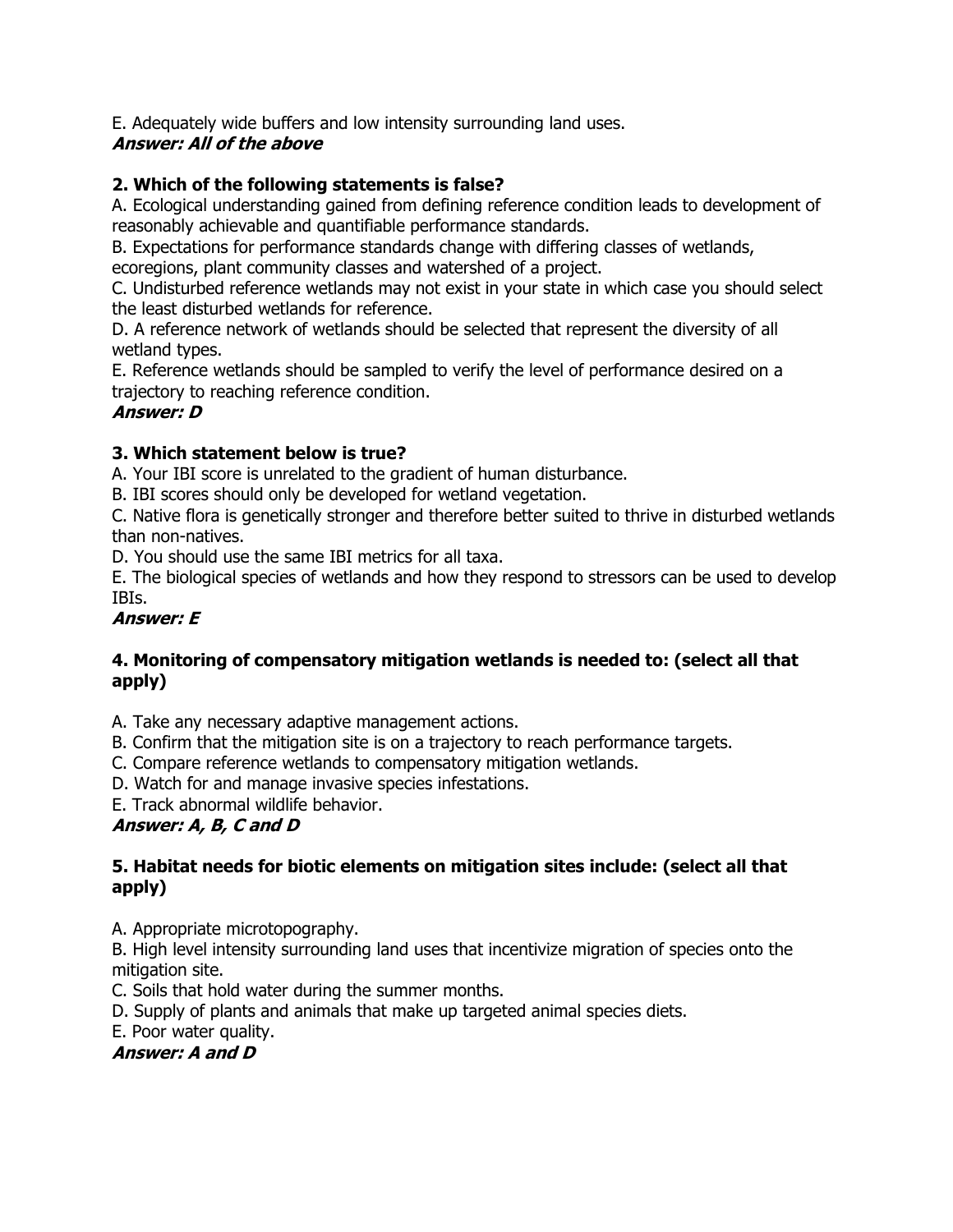E. Adequately wide buffers and low intensity surrounding land uses.
***Answer: All of the above***

**2. Which of the following statements is false?**

A. Ecological understanding gained from defining reference condition leads to development of reasonably achievable and quantifiable performance standards.
B. Expectations for performance standards change with differing classes of wetlands, ecoregions, plant community classes and watershed of a project.
C. Undisturbed reference wetlands may not exist in your state in which case you should select the least disturbed wetlands for reference.
D. A reference network of wetlands should be selected that represent the diversity of all wetland types.
E. Reference wetlands should be sampled to verify the level of performance desired on a trajectory to reaching reference condition.
***Answer: D***

**3. Which statement below is true?**

A. Your IBI score is unrelated to the gradient of human disturbance.
B. IBI scores should only be developed for wetland vegetation.
C. Native flora is genetically stronger and therefore better suited to thrive in disturbed wetlands than non-natives.
D. You should use the same IBI metrics for all taxa.
E. The biological species of wetlands and how they respond to stressors can be used to develop IBIs.
***Answer: E***

**4. Monitoring of compensatory mitigation wetlands is needed to: (select all that apply)**

A. Take any necessary adaptive management actions.
B. Confirm that the mitigation site is on a trajectory to reach performance targets.
C. Compare reference wetlands to compensatory mitigation wetlands.
D. Watch for and manage invasive species infestations.
E. Track abnormal wildlife behavior.
***Answer: A, B, C and D***

**5. Habitat needs for biotic elements on mitigation sites include: (select all that apply)**

A. Appropriate microtopography.
B. High level intensity surrounding land uses that incentivize migration of species onto the mitigation site.
C. Soils that hold water during the summer months.
D. Supply of plants and animals that make up targeted animal species diets.
E. Poor water quality.
***Answer: A and D***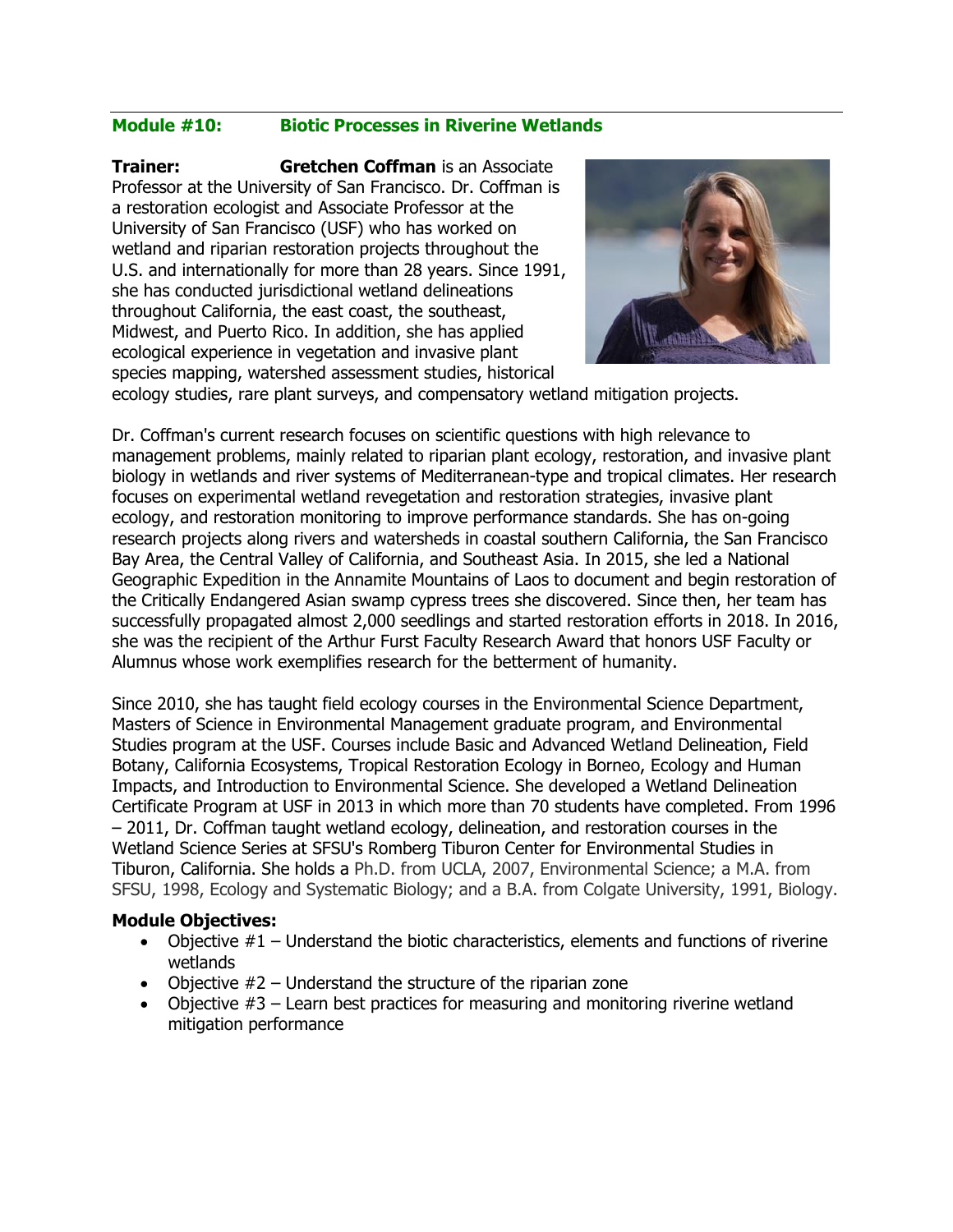## Module #10: Biotic Processes in Riverine Wetlands

**Trainer:** **Gretchen Coffman** is an Associate Professor at the University of San Francisco. Dr. Coffman is a restoration ecologist and Associate Professor at the University of San Francisco (USF) who has worked on wetland and riparian restoration projects throughout the U.S. and internationally for more than 28 years. Since 1991, she has conducted jurisdictional wetland delineations throughout California, the east coast, the southeast, Midwest, and Puerto Rico. In addition, she has applied ecological experience in vegetation and invasive plant species mapping, watershed assessment studies, historical ecology studies, rare plant surveys, and compensatory wetland mitigation projects.

Dr. Coffman's current research focuses on scientific questions with high relevance to management problems, mainly related to riparian plant ecology, restoration, and invasive plant biology in wetlands and river systems of Mediterranean-type and tropical climates. Her research focuses on experimental wetland revegetation and restoration strategies, invasive plant ecology, and restoration monitoring to improve performance standards. She has on-going research projects along rivers and watersheds in coastal southern California, the San Francisco Bay Area, the Central Valley of California, and Southeast Asia. In 2015, she led a National Geographic Expedition in the Annamite Mountains of Laos to document and begin restoration of the Critically Endangered Asian swamp cypress trees she discovered. Since then, her team has successfully propagated almost 2,000 seedlings and started restoration efforts in 2018. In 2016, she was the recipient of the Arthur Furst Faculty Research Award that honors USF Faculty or Alumnus whose work exemplifies research for the betterment of humanity.

Since 2010, she has taught field ecology courses in the Environmental Science Department, Masters of Science in Environmental Management graduate program, and Environmental Studies program at the USF. Courses include Basic and Advanced Wetland Delineation, Field Botany, California Ecosystems, Tropical Restoration Ecology in Borneo, Ecology and Human Impacts, and Introduction to Environmental Science. She developed a Wetland Delineation Certificate Program at USF in 2013 in which more than 70 students have completed. From 1996 – 2011, Dr. Coffman taught wetland ecology, delineation, and restoration courses in the Wetland Science Series at SFSU's Romberg Tiburon Center for Environmental Studies in Tiburon, California. She holds a Ph.D. from UCLA, 2007, Environmental Science; a M.A. from SFSU, 1998, Ecology and Systematic Biology; and a B.A. from Colgate University, 1991, Biology.

**Module Objectives:**

- Objective #1 – Understand the biotic characteristics, elements and functions of riverine wetlands
- Objective #2 – Understand the structure of the riparian zone
- Objective #3 – Learn best practices for measuring and monitoring riverine wetland mitigation performance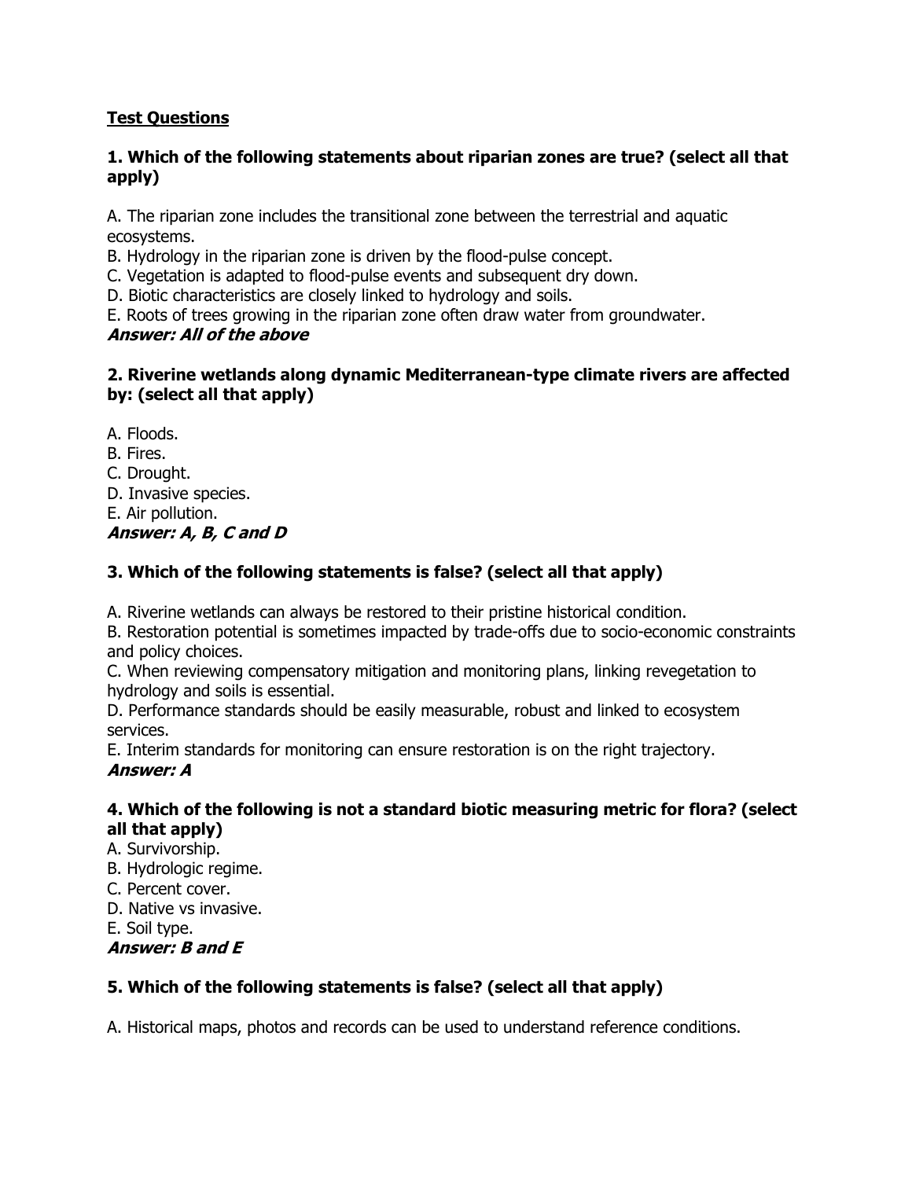**Test Questions**

**1. Which of the following statements about riparian zones are true? (select all that apply)**

A. The riparian zone includes the transitional zone between the terrestrial and aquatic ecosystems.
B. Hydrology in the riparian zone is driven by the flood-pulse concept.
C. Vegetation is adapted to flood-pulse events and subsequent dry down.
D. Biotic characteristics are closely linked to hydrology and soils.
E. Roots of trees growing in the riparian zone often draw water from groundwater.
***Answer: All of the above***

**2. Riverine wetlands along dynamic Mediterranean-type climate rivers are affected by: (select all that apply)**

A. Floods.
B. Fires.
C. Drought.
D. Invasive species.
E. Air pollution.
***Answer: A, B, C and D***

**3. Which of the following statements is false? (select all that apply)**

A. Riverine wetlands can always be restored to their pristine historical condition.
B. Restoration potential is sometimes impacted by trade-offs due to socio-economic constraints and policy choices.
C. When reviewing compensatory mitigation and monitoring plans, linking revegetation to hydrology and soils is essential.
D. Performance standards should be easily measurable, robust and linked to ecosystem services.
E. Interim standards for monitoring can ensure restoration is on the right trajectory.
***Answer: A***

**4. Which of the following is not a standard biotic measuring metric for flora? (select all that apply)**

A. Survivorship.
B. Hydrologic regime.
C. Percent cover.
D. Native vs invasive.
E. Soil type.
***Answer: B and E***

**5. Which of the following statements is false? (select all that apply)**

A. Historical maps, photos and records can be used to understand reference conditions.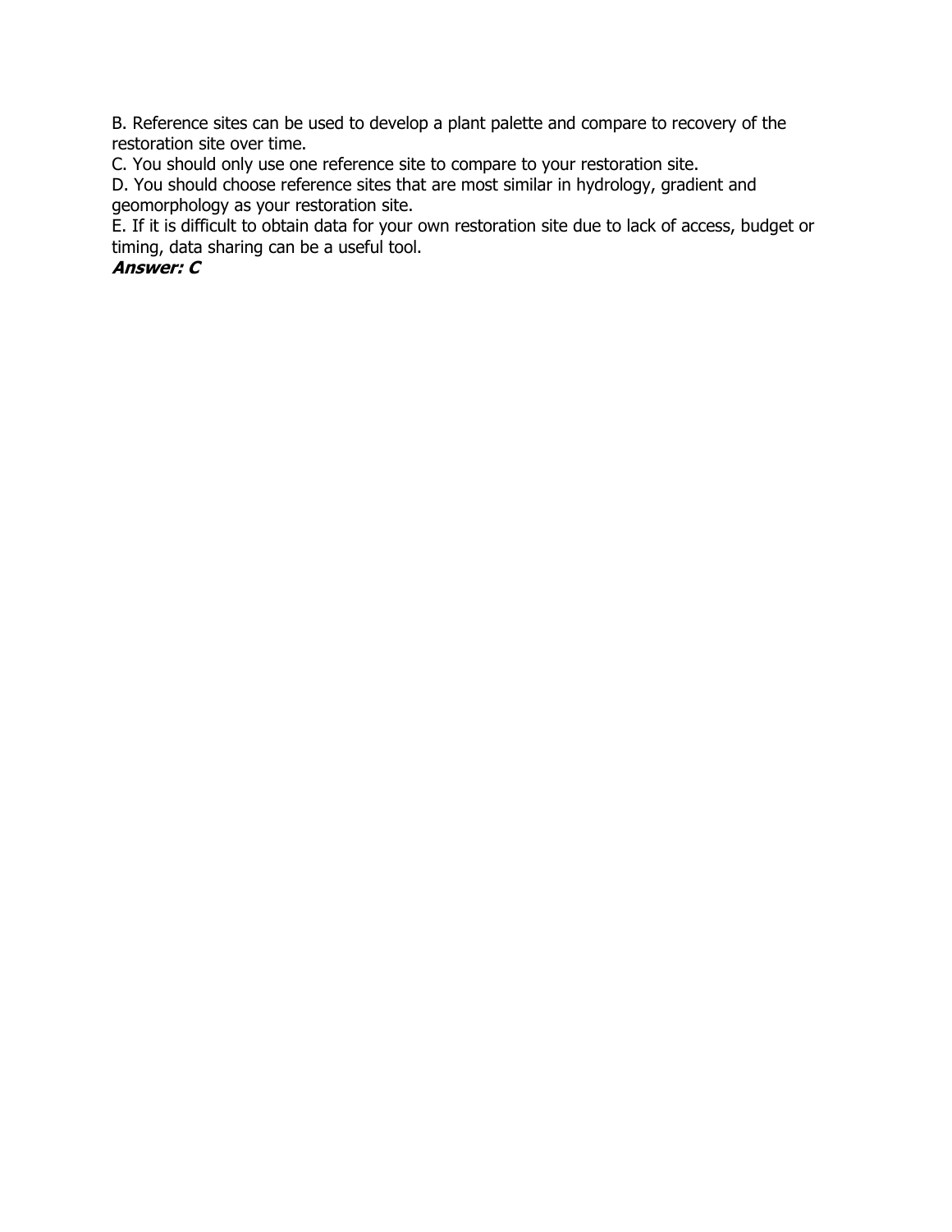B. Reference sites can be used to develop a plant palette and compare to recovery of the restoration site over time.
C. You should only use one reference site to compare to your restoration site.
D. You should choose reference sites that are most similar in hydrology, gradient and geomorphology as your restoration site.
E. If it is difficult to obtain data for your own restoration site due to lack of access, budget or timing, data sharing can be a useful tool.
***Answer: C***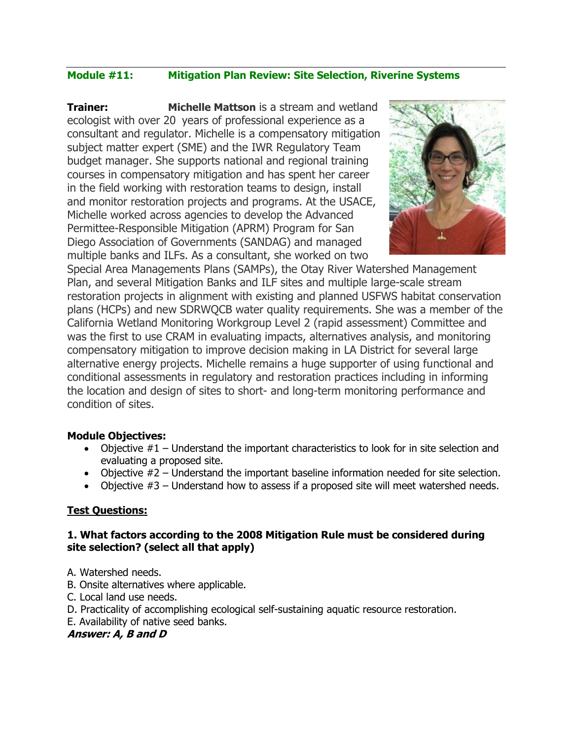## Module #11: Mitigation Plan Review: Site Selection, Riverine Systems

**Trainer:** **Michelle Mattson** is a stream and wetland ecologist with over 20 years of professional experience as a consultant and regulator. Michelle is a compensatory mitigation subject matter expert (SME) and the IWR Regulatory Team budget manager. She supports national and regional training courses in compensatory mitigation and has spent her career in the field working with restoration teams to design, install and monitor restoration projects and programs. At the USACE, Michelle worked across agencies to develop the Advanced Permittee-Responsible Mitigation (APRM) Program for San Diego Association of Governments (SANDAG) and managed multiple banks and ILFs. As a consultant, she worked on two Special Area Managements Plans (SAMPs), the Otay River Watershed Management Plan, and several Mitigation Banks and ILF sites and multiple large-scale stream restoration projects in alignment with existing and planned USFWS habitat conservation plans (HCPs) and new SDRWQCB water quality requirements. She was a member of the California Wetland Monitoring Workgroup Level 2 (rapid assessment) Committee and was the first to use CRAM in evaluating impacts, alternatives analysis, and monitoring compensatory mitigation to improve decision making in LA District for several large alternative energy projects. Michelle remains a huge supporter of using functional and conditional assessments in regulatory and restoration practices including in informing the location and design of sites to short- and long-term monitoring performance and condition of sites.

**Module Objectives:**

- Objective #1 – Understand the important characteristics to look for in site selection and evaluating a proposed site.
- Objective #2 – Understand the important baseline information needed for site selection.
- Objective #3 – Understand how to assess if a proposed site will meet watershed needs.

**Test Questions:**

**1. What factors according to the 2008 Mitigation Rule must be considered during site selection? (select all that apply)**

A. Watershed needs.
B. Onsite alternatives where applicable.
C. Local land use needs.
D. Practicality of accomplishing ecological self-sustaining aquatic resource restoration.
E. Availability of native seed banks.
***Answer: A, B and D***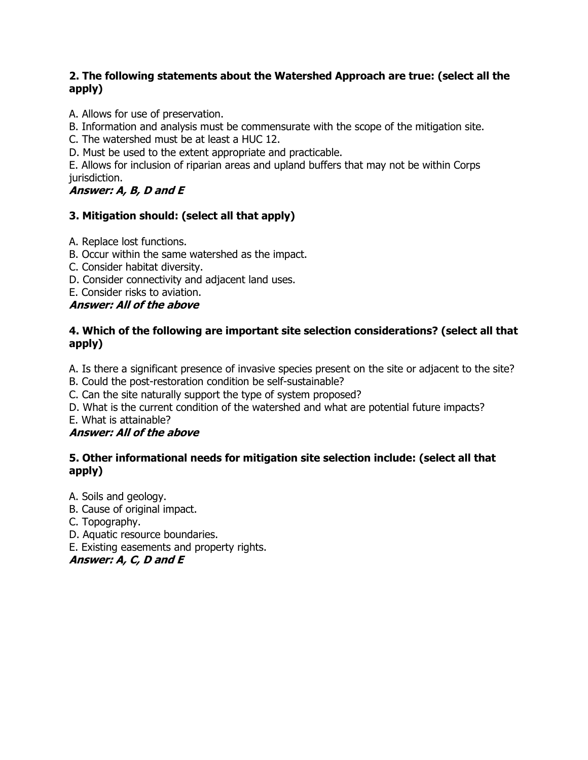**2. The following statements about the Watershed Approach are true: (select all the apply)**

A. Allows for use of preservation.
B. Information and analysis must be commensurate with the scope of the mitigation site.
C. The watershed must be at least a HUC 12.
D. Must be used to the extent appropriate and practicable.
E. Allows for inclusion of riparian areas and upland buffers that may not be within Corps jurisdiction.

***Answer: A, B, D and E***

**3. Mitigation should: (select all that apply)**

A. Replace lost functions.
B. Occur within the same watershed as the impact.
C. Consider habitat diversity.
D. Consider connectivity and adjacent land uses.
E. Consider risks to aviation.

***Answer: All of the above***

**4. Which of the following are important site selection considerations? (select all that apply)**

A. Is there a significant presence of invasive species present on the site or adjacent to the site?
B. Could the post-restoration condition be self-sustainable?
C. Can the site naturally support the type of system proposed?
D. What is the current condition of the watershed and what are potential future impacts?
E. What is attainable?

***Answer: All of the above***

**5. Other informational needs for mitigation site selection include: (select all that apply)**

A. Soils and geology.
B. Cause of original impact.
C. Topography.
D. Aquatic resource boundaries.
E. Existing easements and property rights.

***Answer: A, C, D and E***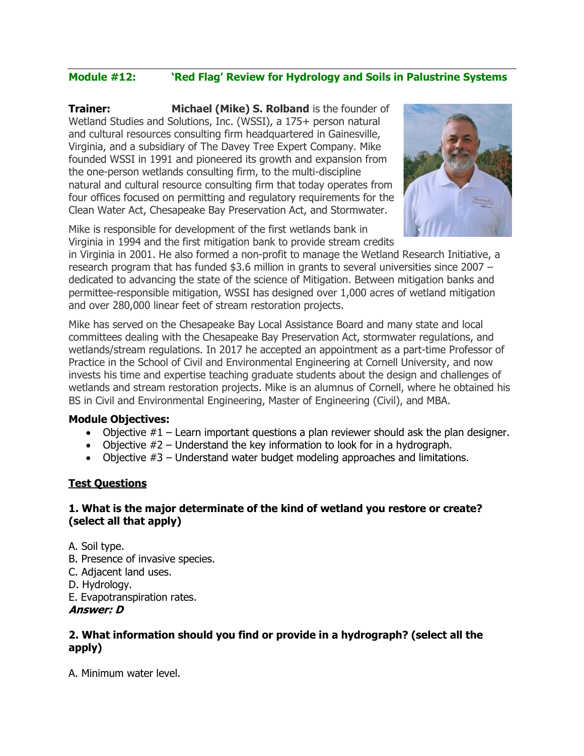## Module #12: 'Red Flag' Review for Hydrology and Soils in Palustrine Systems

**Trainer:** **Michael (Mike) S. Rolband** is the founder of Wetland Studies and Solutions, Inc. (WSSI), a 175+ person natural and cultural resources consulting firm headquartered in Gainesville, Virginia, and a subsidiary of The Davey Tree Expert Company. Mike founded WSSI in 1991 and pioneered its growth and expansion from the one-person wetlands consulting firm, to the multi-discipline natural and cultural resource consulting firm that today operates from four offices focused on permitting and regulatory requirements for the Clean Water Act, Chesapeake Bay Preservation Act, and Stormwater.

Mike is responsible for development of the first wetlands bank in Virginia in 1994 and the first mitigation bank to provide stream credits in Virginia in 2001. He also formed a non-profit to manage the Wetland Research Initiative, a research program that has funded $3.6 million in grants to several universities since 2007 – dedicated to advancing the state of the science of Mitigation. Between mitigation banks and permittee-responsible mitigation, WSSI has designed over 1,000 acres of wetland mitigation and over 280,000 linear feet of stream restoration projects.

Mike has served on the Chesapeake Bay Local Assistance Board and many state and local committees dealing with the Chesapeake Bay Preservation Act, stormwater regulations, and wetlands/stream regulations. In 2017 he accepted an appointment as a part-time Professor of Practice in the School of Civil and Environmental Engineering at Cornell University, and now invests his time and expertise teaching graduate students about the design and challenges of wetlands and stream restoration projects. Mike is an alumnus of Cornell, where he obtained his BS in Civil and Environmental Engineering, Master of Engineering (Civil), and MBA.

**Module Objectives:**

- Objective #1 – Learn important questions a plan reviewer should ask the plan designer.
- Objective #2 – Understand the key information to look for in a hydrograph.
- Objective #3 – Understand water budget modeling approaches and limitations.

### Test Questions

**1. What is the major determinate of the kind of wetland you restore or create? (select all that apply)**

A. Soil type.
B. Presence of invasive species.
C. Adjacent land uses.
D. Hydrology.
E. Evapotranspiration rates.
***Answer: D***

**2. What information should you find or provide in a hydrograph? (select all the apply)**

A. Minimum water level.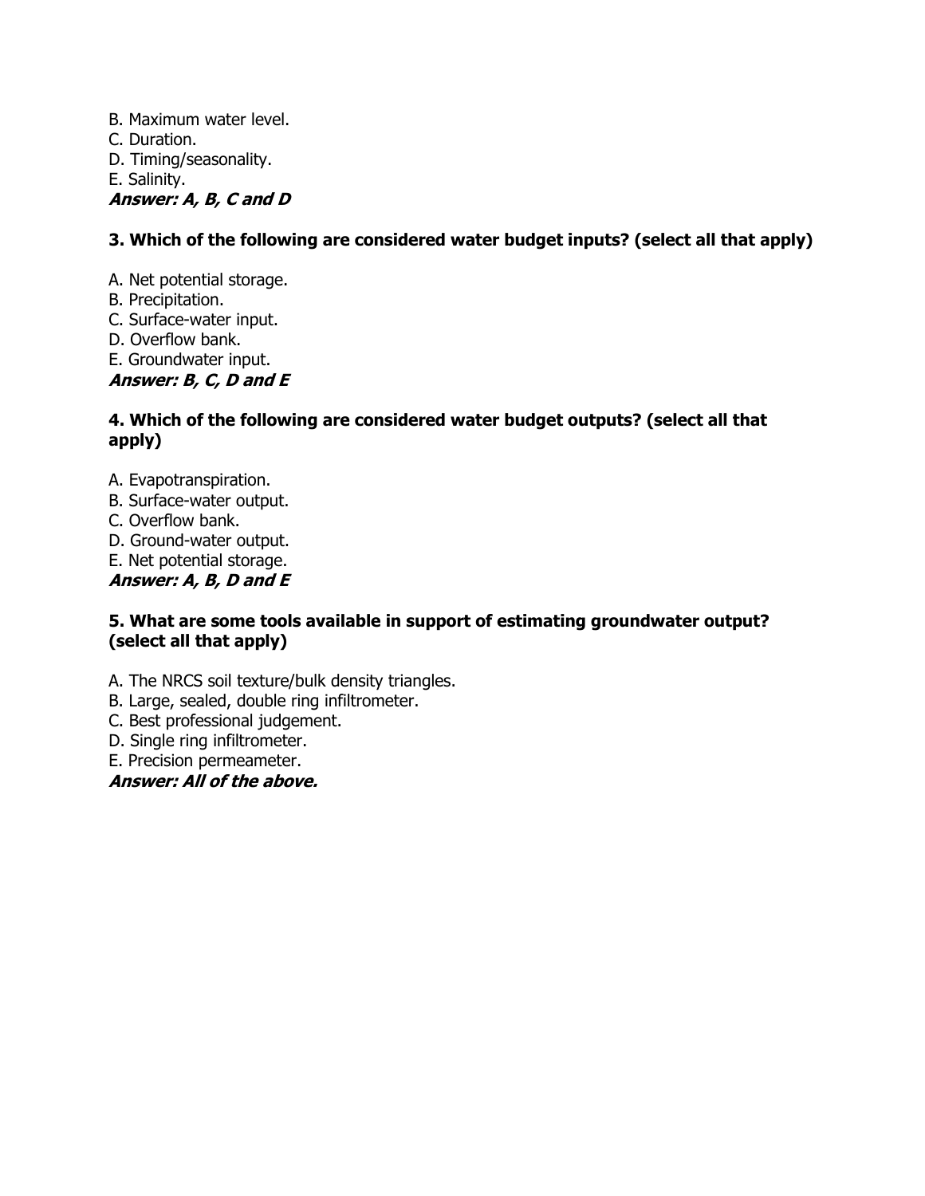B. Maximum water level.
C. Duration.
D. Timing/seasonality.
E. Salinity.
***Answer: A, B, C and D***

**3. Which of the following are considered water budget inputs? (select all that apply)**

A. Net potential storage.
B. Precipitation.
C. Surface-water input.
D. Overflow bank.
E. Groundwater input.
***Answer: B, C, D and E***

**4. Which of the following are considered water budget outputs? (select all that apply)**

A. Evapotranspiration.
B. Surface-water output.
C. Overflow bank.
D. Ground-water output.
E. Net potential storage.
***Answer: A, B, D and E***

**5. What are some tools available in support of estimating groundwater output? (select all that apply)**

A. The NRCS soil texture/bulk density triangles.
B. Large, sealed, double ring infiltrometer.
C. Best professional judgement.
D. Single ring infiltrometer.
E. Precision permeameter.
***Answer: All of the above.***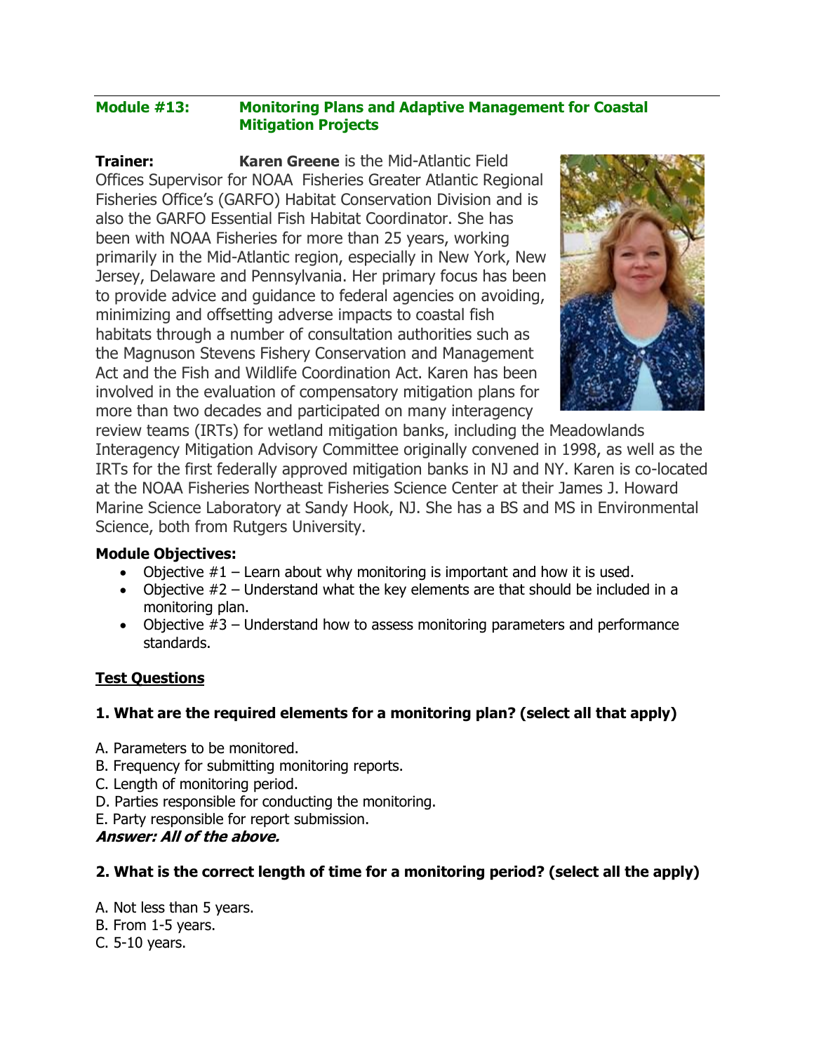**Module #13: Monitoring Plans and Adaptive Management for Coastal Mitigation Projects**

**Trainer:** **Karen Greene** is the Mid-Atlantic Field Offices Supervisor for NOAA Fisheries Greater Atlantic Regional Fisheries Office's (GARFO) Habitat Conservation Division and is also the GARFO Essential Fish Habitat Coordinator. She has been with NOAA Fisheries for more than 25 years, working primarily in the Mid-Atlantic region, especially in New York, New Jersey, Delaware and Pennsylvania. Her primary focus has been to provide advice and guidance to federal agencies on avoiding, minimizing and offsetting adverse impacts to coastal fish habitats through a number of consultation authorities such as the Magnuson Stevens Fishery Conservation and Management Act and the Fish and Wildlife Coordination Act. Karen has been involved in the evaluation of compensatory mitigation plans for more than two decades and participated on many interagency review teams (IRTs) for wetland mitigation banks, including the Meadowlands Interagency Mitigation Advisory Committee originally convened in 1998, as well as the IRTs for the first federally approved mitigation banks in NJ and NY. Karen is co-located at the NOAA Fisheries Northeast Fisheries Science Center at their James J. Howard Marine Science Laboratory at Sandy Hook, NJ. She has a BS and MS in Environmental Science, both from Rutgers University.

**Module Objectives:**

- Objective #1 – Learn about why monitoring is important and how it is used.
- Objective #2 – Understand what the key elements are that should be included in a monitoring plan.
- Objective #3 – Understand how to assess monitoring parameters and performance standards.

**<u>Test Questions</u>**

**1. What are the required elements for a monitoring plan? (select all that apply)**

A. Parameters to be monitored.
B. Frequency for submitting monitoring reports.
C. Length of monitoring period.
D. Parties responsible for conducting the monitoring.
E. Party responsible for report submission.
***Answer: All of the above.***

**2. What is the correct length of time for a monitoring period? (select all the apply)**

A. Not less than 5 years.
B. From 1-5 years.
C. 5-10 years.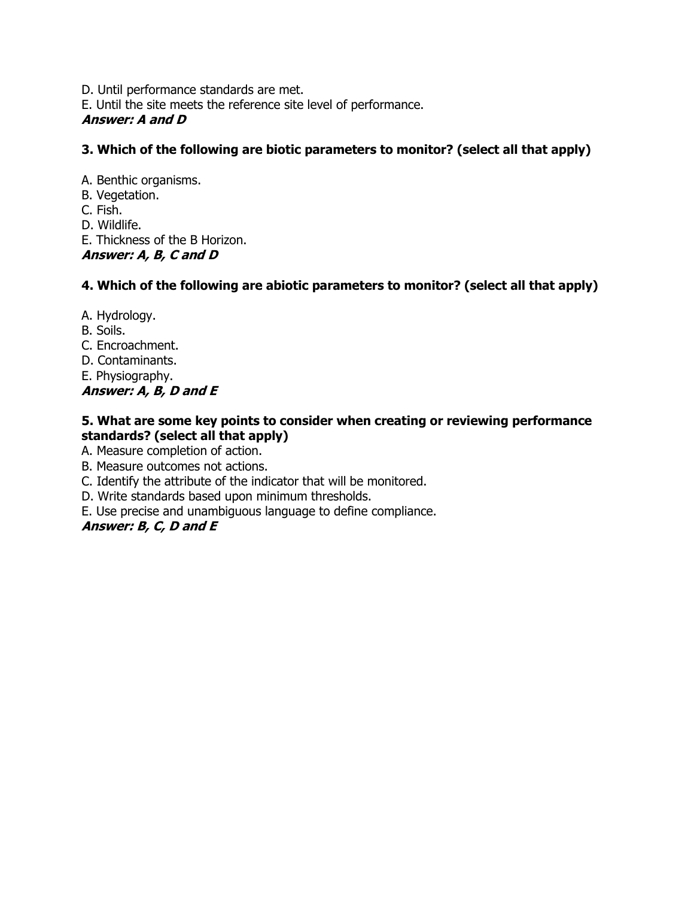D. Until performance standards are met.
E. Until the site meets the reference site level of performance.
***Answer: A and D***

**3. Which of the following are biotic parameters to monitor? (select all that apply)**

A. Benthic organisms.
B. Vegetation.
C. Fish.
D. Wildlife.
E. Thickness of the B Horizon.
***Answer: A, B, C and D***

**4. Which of the following are abiotic parameters to monitor? (select all that apply)**

A. Hydrology.
B. Soils.
C. Encroachment.
D. Contaminants.
E. Physiography.
***Answer: A, B, D and E***

**5. What are some key points to consider when creating or reviewing performance standards? (select all that apply)**
A. Measure completion of action.
B. Measure outcomes not actions.
C. Identify the attribute of the indicator that will be monitored.
D. Write standards based upon minimum thresholds.
E. Use precise and unambiguous language to define compliance.
***Answer: B, C, D and E***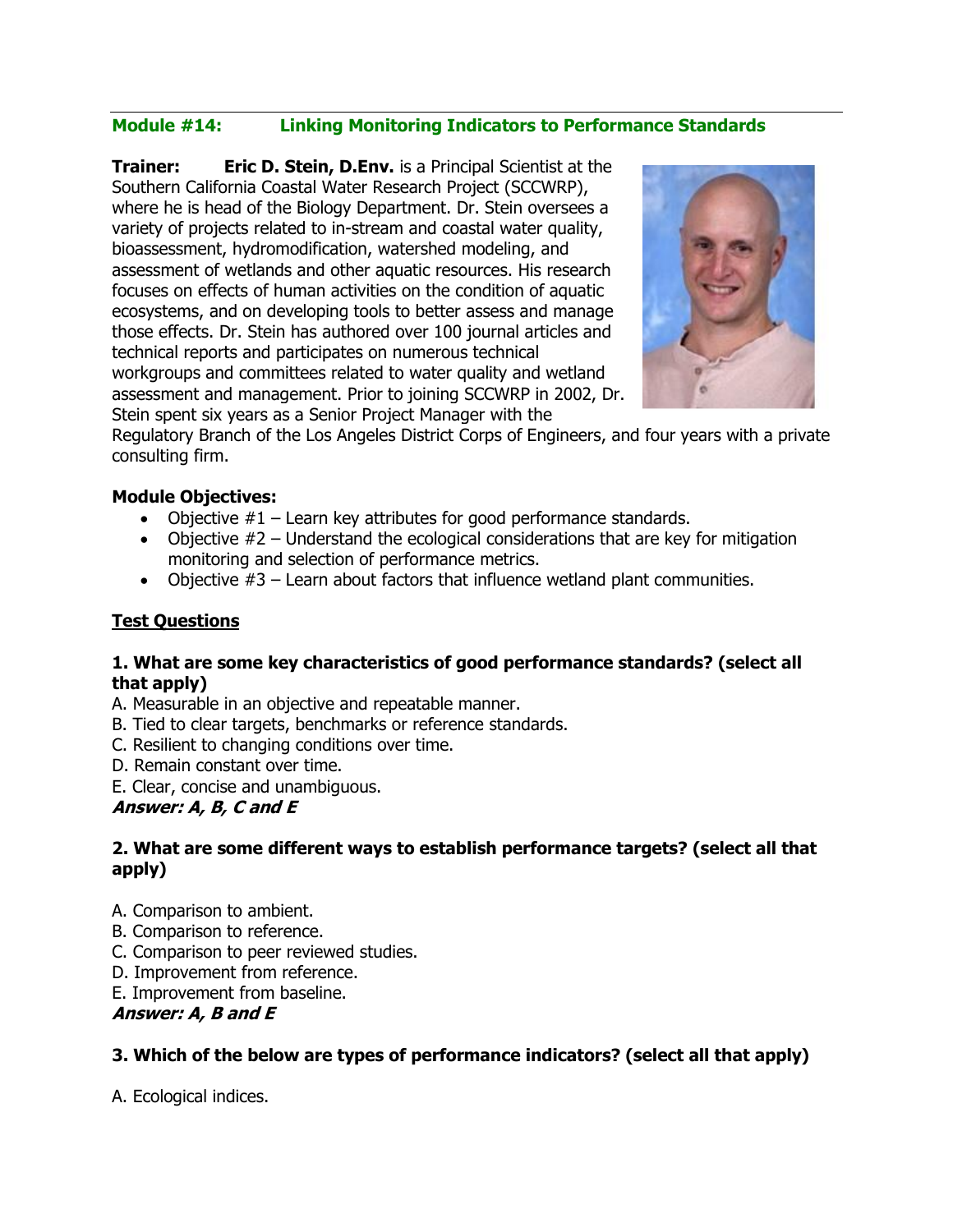## Module #14: Linking Monitoring Indicators to Performance Standards

**Trainer:** **Eric D. Stein, D.Env.** is a Principal Scientist at the Southern California Coastal Water Research Project (SCCWRP), where he is head of the Biology Department. Dr. Stein oversees a variety of projects related to in-stream and coastal water quality, bioassessment, hydromodification, watershed modeling, and assessment of wetlands and other aquatic resources. His research focuses on effects of human activities on the condition of aquatic ecosystems, and on developing tools to better assess and manage those effects. Dr. Stein has authored over 100 journal articles and technical reports and participates on numerous technical workgroups and committees related to water quality and wetland assessment and management. Prior to joining SCCWRP in 2002, Dr. Stein spent six years as a Senior Project Manager with the Regulatory Branch of the Los Angeles District Corps of Engineers, and four years with a private consulting firm.

**Module Objectives:**

- Objective #1 – Learn key attributes for good performance standards.
- Objective #2 – Understand the ecological considerations that are key for mitigation monitoring and selection of performance metrics.
- Objective #3 – Learn about factors that influence wetland plant communities.

**Test Questions**

**1. What are some key characteristics of good performance standards? (select all that apply)**

A. Measurable in an objective and repeatable manner.
B. Tied to clear targets, benchmarks or reference standards.
C. Resilient to changing conditions over time.
D. Remain constant over time.
E. Clear, concise and unambiguous.
***Answer: A, B, C and E***

**2. What are some different ways to establish performance targets? (select all that apply)**

A. Comparison to ambient.
B. Comparison to reference.
C. Comparison to peer reviewed studies.
D. Improvement from reference.
E. Improvement from baseline.
***Answer: A, B and E***

**3. Which of the below are types of performance indicators? (select all that apply)**

A. Ecological indices.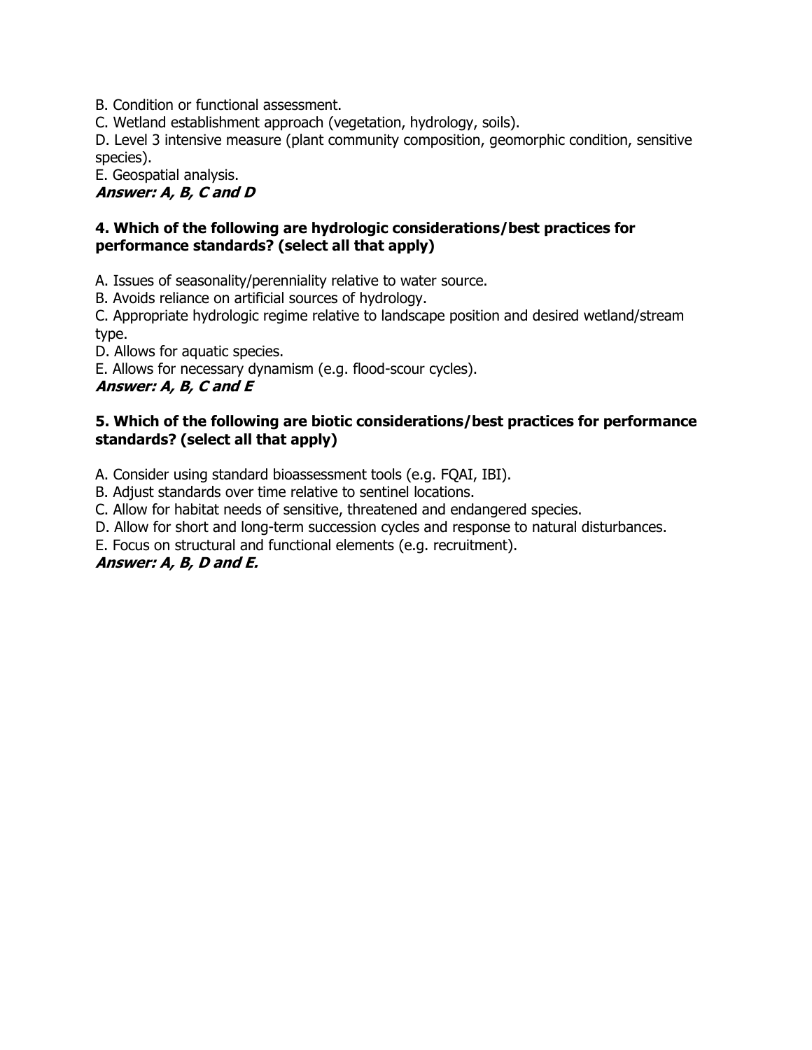B. Condition or functional assessment.
C. Wetland establishment approach (vegetation, hydrology, soils).
D. Level 3 intensive measure (plant community composition, geomorphic condition, sensitive species).
E. Geospatial analysis.
***Answer: A, B, C and D***

**4. Which of the following are hydrologic considerations/best practices for performance standards? (select all that apply)**

A. Issues of seasonality/perenniality relative to water source.
B. Avoids reliance on artificial sources of hydrology.
C. Appropriate hydrologic regime relative to landscape position and desired wetland/stream type.
D. Allows for aquatic species.
E. Allows for necessary dynamism (e.g. flood-scour cycles).
***Answer: A, B, C and E***

**5. Which of the following are biotic considerations/best practices for performance standards? (select all that apply)**

A. Consider using standard bioassessment tools (e.g. FQAI, IBI).
B. Adjust standards over time relative to sentinel locations.
C. Allow for habitat needs of sensitive, threatened and endangered species.
D. Allow for short and long-term succession cycles and response to natural disturbances.
E. Focus on structural and functional elements (e.g. recruitment).
***Answer: A, B, D and E.***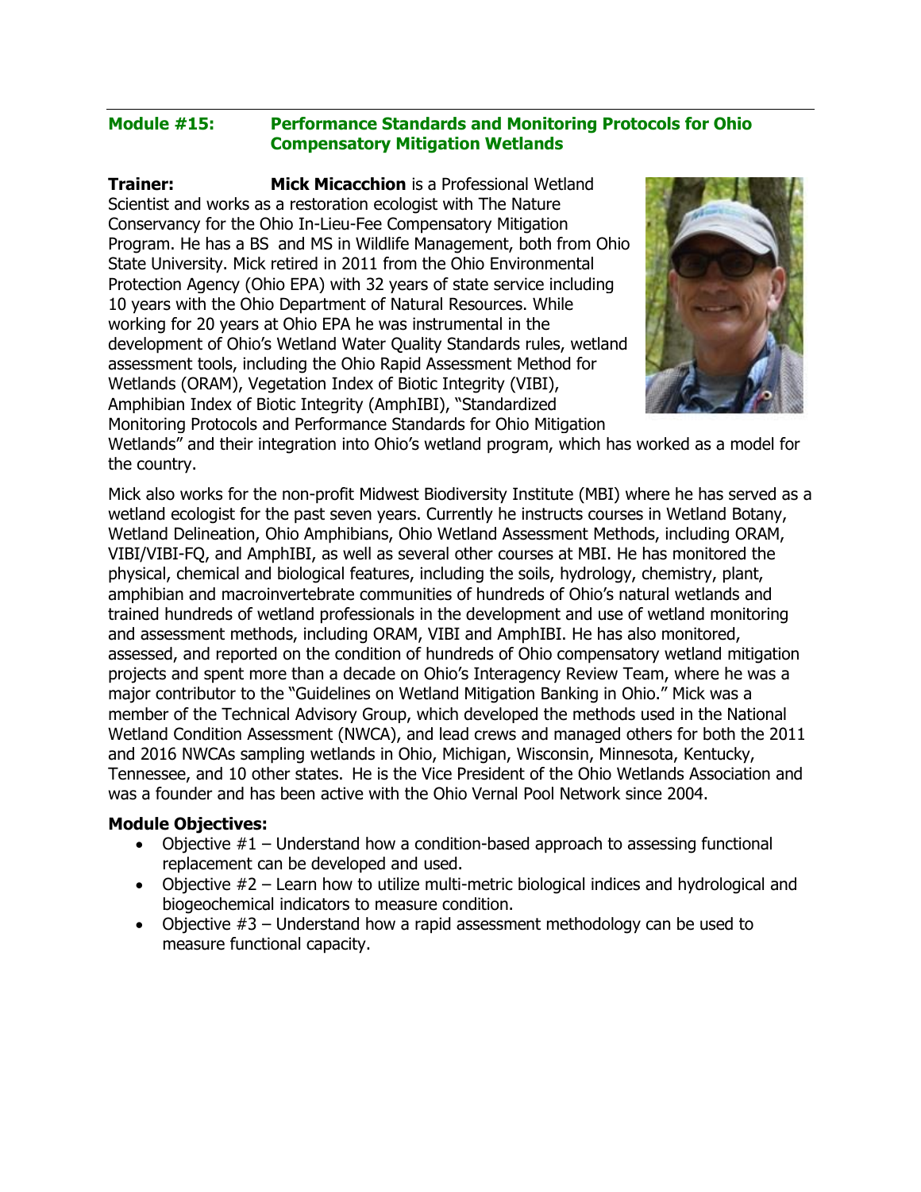## Module #15: Performance Standards and Monitoring Protocols for Ohio Compensatory Mitigation Wetlands

**Trainer:** **Mick Micacchion** is a Professional Wetland Scientist and works as a restoration ecologist with The Nature Conservancy for the Ohio In-Lieu-Fee Compensatory Mitigation Program. He has a BS and MS in Wildlife Management, both from Ohio State University. Mick retired in 2011 from the Ohio Environmental Protection Agency (Ohio EPA) with 32 years of state service including 10 years with the Ohio Department of Natural Resources. While working for 20 years at Ohio EPA he was instrumental in the development of Ohio's Wetland Water Quality Standards rules, wetland assessment tools, including the Ohio Rapid Assessment Method for Wetlands (ORAM), Vegetation Index of Biotic Integrity (VIBI), Amphibian Index of Biotic Integrity (AmphIBI), "Standardized Monitoring Protocols and Performance Standards for Ohio Mitigation Wetlands" and their integration into Ohio's wetland program, which has worked as a model for the country.

Mick also works for the non-profit Midwest Biodiversity Institute (MBI) where he has served as a wetland ecologist for the past seven years. Currently he instructs courses in Wetland Botany, Wetland Delineation, Ohio Amphibians, Ohio Wetland Assessment Methods, including ORAM, VIBI/VIBI-FQ, and AmphIBI, as well as several other courses at MBI. He has monitored the physical, chemical and biological features, including the soils, hydrology, chemistry, plant, amphibian and macroinvertebrate communities of hundreds of Ohio's natural wetlands and trained hundreds of wetland professionals in the development and use of wetland monitoring and assessment methods, including ORAM, VIBI and AmphIBI. He has also monitored, assessed, and reported on the condition of hundreds of Ohio compensatory wetland mitigation projects and spent more than a decade on Ohio's Interagency Review Team, where he was a major contributor to the "Guidelines on Wetland Mitigation Banking in Ohio." Mick was a member of the Technical Advisory Group, which developed the methods used in the National Wetland Condition Assessment (NWCA), and lead crews and managed others for both the 2011 and 2016 NWCAs sampling wetlands in Ohio, Michigan, Wisconsin, Minnesota, Kentucky, Tennessee, and 10 other states. He is the Vice President of the Ohio Wetlands Association and was a founder and has been active with the Ohio Vernal Pool Network since 2004.

**Module Objectives:**

- Objective #1 – Understand how a condition-based approach to assessing functional replacement can be developed and used.
- Objective #2 – Learn how to utilize multi-metric biological indices and hydrological and biogeochemical indicators to measure condition.
- Objective #3 – Understand how a rapid assessment methodology can be used to measure functional capacity.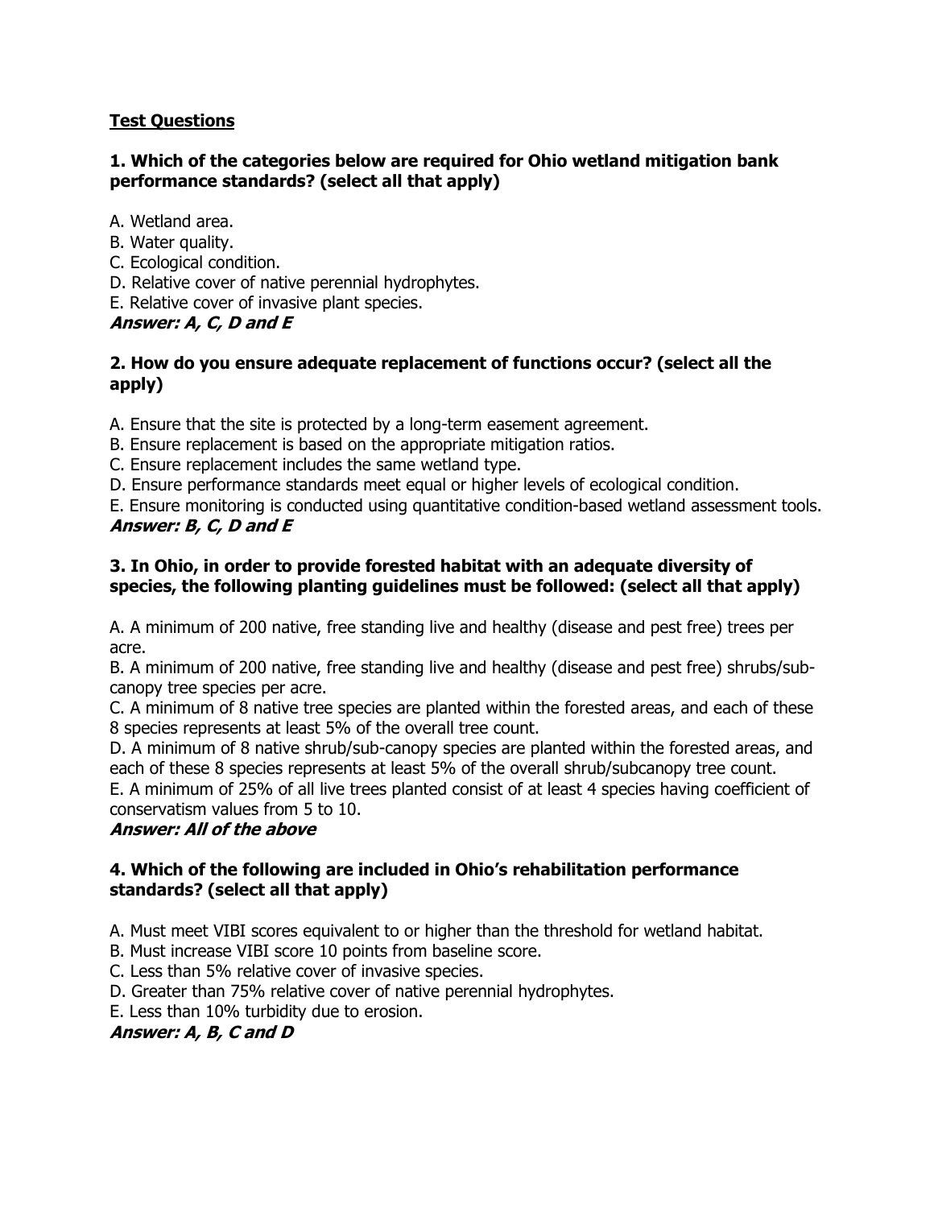**Test Questions**

**1. Which of the categories below are required for Ohio wetland mitigation bank performance standards? (select all that apply)**

A. Wetland area.
B. Water quality.
C. Ecological condition.
D. Relative cover of native perennial hydrophytes.
E. Relative cover of invasive plant species.
***Answer: A, C, D and E***

**2. How do you ensure adequate replacement of functions occur? (select all the apply)**

A. Ensure that the site is protected by a long-term easement agreement.
B. Ensure replacement is based on the appropriate mitigation ratios.
C. Ensure replacement includes the same wetland type.
D. Ensure performance standards meet equal or higher levels of ecological condition.
E. Ensure monitoring is conducted using quantitative condition-based wetland assessment tools.
***Answer: B, C, D and E***

**3. In Ohio, in order to provide forested habitat with an adequate diversity of species, the following planting guidelines must be followed: (select all that apply)**

A. A minimum of 200 native, free standing live and healthy (disease and pest free) trees per acre.
B. A minimum of 200 native, free standing live and healthy (disease and pest free) shrubs/sub-canopy tree species per acre.
C. A minimum of 8 native tree species are planted within the forested areas, and each of these 8 species represents at least 5% of the overall tree count.
D. A minimum of 8 native shrub/sub-canopy species are planted within the forested areas, and each of these 8 species represents at least 5% of the overall shrub/subcanopy tree count.
E. A minimum of 25% of all live trees planted consist of at least 4 species having coefficient of conservatism values from 5 to 10.
***Answer: All of the above***

**4. Which of the following are included in Ohio's rehabilitation performance standards? (select all that apply)**

A. Must meet VIBI scores equivalent to or higher than the threshold for wetland habitat.
B. Must increase VIBI score 10 points from baseline score.
C. Less than 5% relative cover of invasive species.
D. Greater than 75% relative cover of native perennial hydrophytes.
E. Less than 10% turbidity due to erosion.
***Answer: A, B, C and D***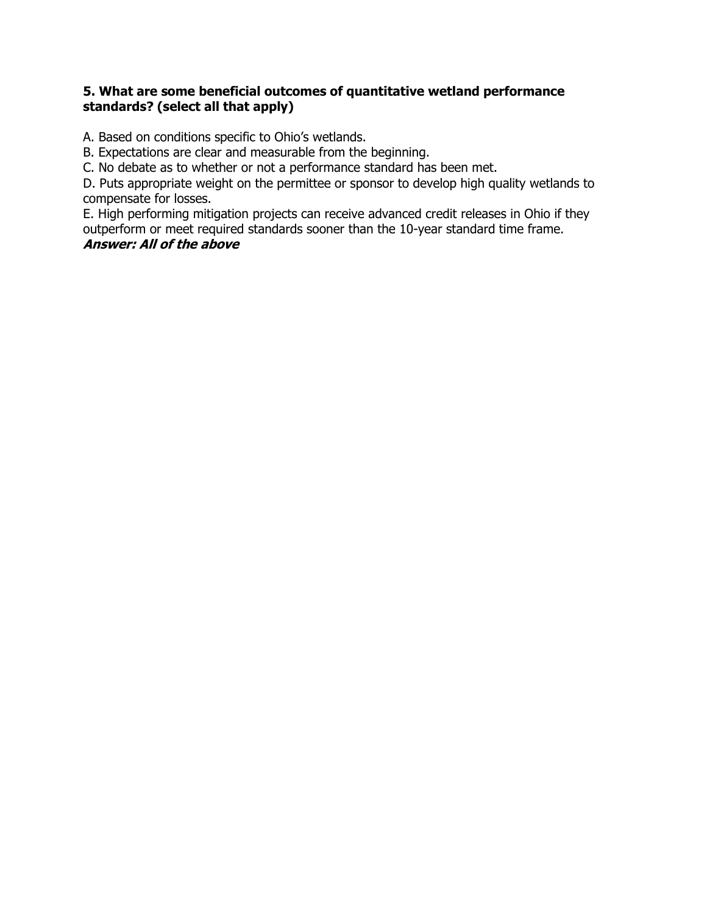**5. What are some beneficial outcomes of quantitative wetland performance standards? (select all that apply)**

A. Based on conditions specific to Ohio's wetlands.
B. Expectations are clear and measurable from the beginning.
C. No debate as to whether or not a performance standard has been met.
D. Puts appropriate weight on the permittee or sponsor to develop high quality wetlands to compensate for losses.
E. High performing mitigation projects can receive advanced credit releases in Ohio if they outperform or meet required standards sooner than the 10-year standard time frame.
***Answer: All of the above***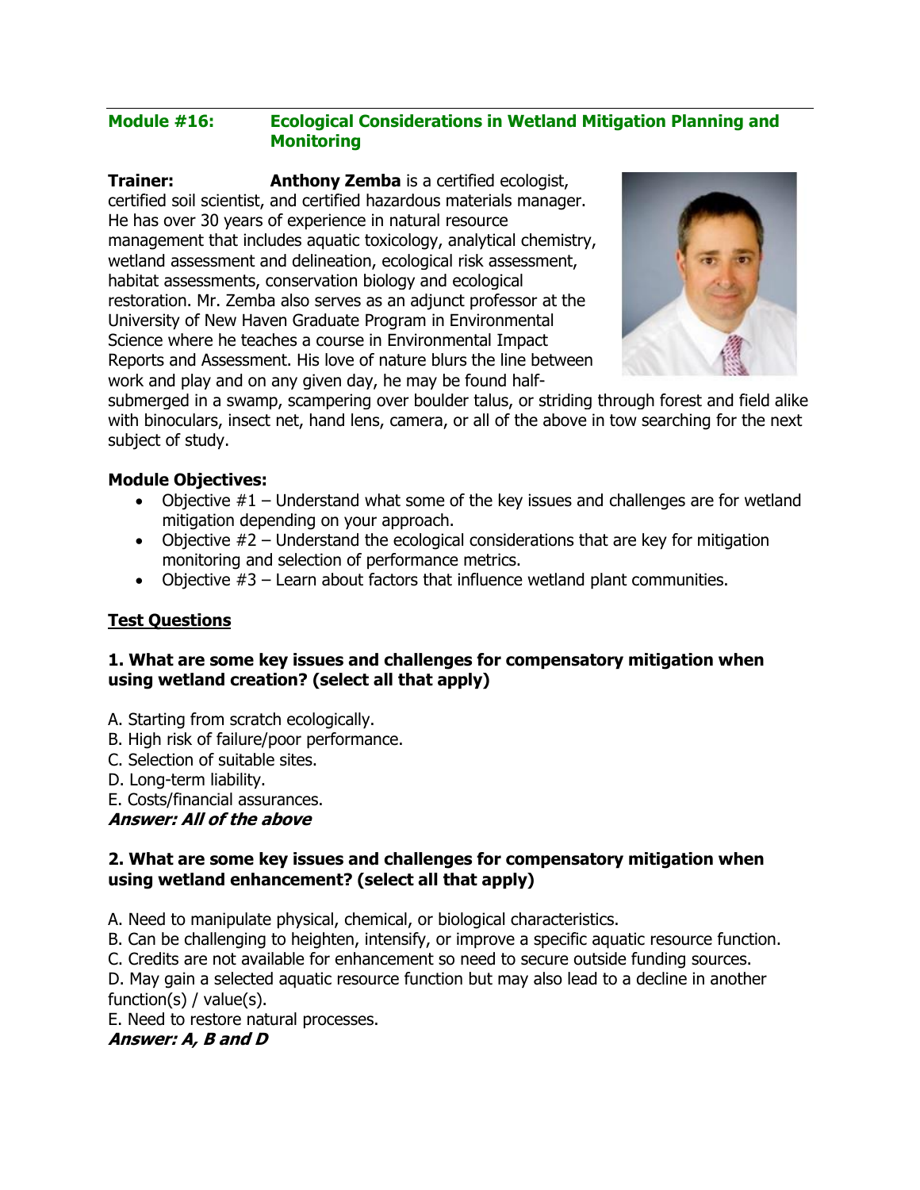## Module #16: Ecological Considerations in Wetland Mitigation Planning and Monitoring

**Trainer:** **Anthony Zemba** is a certified ecologist, certified soil scientist, and certified hazardous materials manager. He has over 30 years of experience in natural resource management that includes aquatic toxicology, analytical chemistry, wetland assessment and delineation, ecological risk assessment, habitat assessments, conservation biology and ecological restoration. Mr. Zemba also serves as an adjunct professor at the University of New Haven Graduate Program in Environmental Science where he teaches a course in Environmental Impact Reports and Assessment. His love of nature blurs the line between work and play and on any given day, he may be found half-submerged in a swamp, scampering over boulder talus, or striding through forest and field alike with binoculars, insect net, hand lens, camera, or all of the above in tow searching for the next subject of study.

**Module Objectives:**

- Objective #1 – Understand what some of the key issues and challenges are for wetland mitigation depending on your approach.
- Objective #2 – Understand the ecological considerations that are key for mitigation monitoring and selection of performance metrics.
- Objective #3 – Learn about factors that influence wetland plant communities.

**Test Questions**

**1. What are some key issues and challenges for compensatory mitigation when using wetland creation? (select all that apply)**

A. Starting from scratch ecologically.
B. High risk of failure/poor performance.
C. Selection of suitable sites.
D. Long-term liability.
E. Costs/financial assurances.
***Answer: All of the above***

**2. What are some key issues and challenges for compensatory mitigation when using wetland enhancement? (select all that apply)**

A. Need to manipulate physical, chemical, or biological characteristics.
B. Can be challenging to heighten, intensify, or improve a specific aquatic resource function.
C. Credits are not available for enhancement so need to secure outside funding sources.
D. May gain a selected aquatic resource function but may also lead to a decline in another function(s) / value(s).
E. Need to restore natural processes.
***Answer: A, B and D***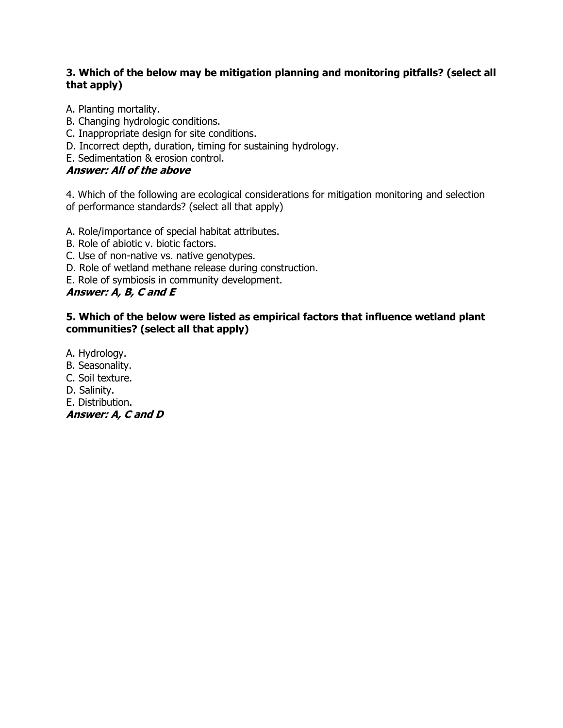**3. Which of the below may be mitigation planning and monitoring pitfalls? (select all that apply)**

A. Planting mortality.
B. Changing hydrologic conditions.
C. Inappropriate design for site conditions.
D. Incorrect depth, duration, timing for sustaining hydrology.
E. Sedimentation & erosion control.

***Answer: All of the above***

4. Which of the following are ecological considerations for mitigation monitoring and selection of performance standards? (select all that apply)

A. Role/importance of special habitat attributes.
B. Role of abiotic v. biotic factors.
C. Use of non-native vs. native genotypes.
D. Role of wetland methane release during construction.
E. Role of symbiosis in community development.

***Answer: A, B, C and E***

**5. Which of the below were listed as empirical factors that influence wetland plant communities? (select all that apply)**

A. Hydrology.
B. Seasonality.
C. Soil texture.
D. Salinity.
E. Distribution.

***Answer: A, C and D***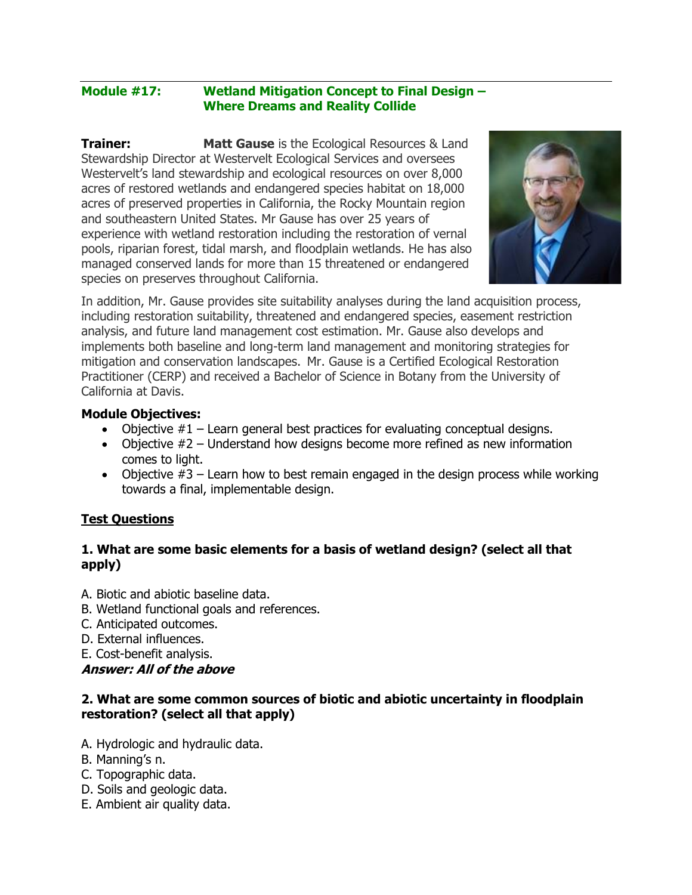**Module #17: Wetland Mitigation Concept to Final Design – Where Dreams and Reality Collide**

**Trainer:** **Matt Gause** is the Ecological Resources & Land Stewardship Director at Westervelt Ecological Services and oversees Westervelt's land stewardship and ecological resources on over 8,000 acres of restored wetlands and endangered species habitat on 18,000 acres of preserved properties in California, the Rocky Mountain region and southeastern United States. Mr Gause has over 25 years of experience with wetland restoration including the restoration of vernal pools, riparian forest, tidal marsh, and floodplain wetlands. He has also managed conserved lands for more than 15 threatened or endangered species on preserves throughout California.

In addition, Mr. Gause provides site suitability analyses during the land acquisition process, including restoration suitability, threatened and endangered species, easement restriction analysis, and future land management cost estimation. Mr. Gause also develops and implements both baseline and long-term land management and monitoring strategies for mitigation and conservation landscapes. Mr. Gause is a Certified Ecological Restoration Practitioner (CERP) and received a Bachelor of Science in Botany from the University of California at Davis.

**Module Objectives:**

- Objective #1 – Learn general best practices for evaluating conceptual designs.
- Objective #2 – Understand how designs become more refined as new information comes to light.
- Objective #3 – Learn how to best remain engaged in the design process while working towards a final, implementable design.

**Test Questions**

**1. What are some basic elements for a basis of wetland design? (select all that apply)**

A. Biotic and abiotic baseline data.
B. Wetland functional goals and references.
C. Anticipated outcomes.
D. External influences.
E. Cost-benefit analysis.
***Answer: All of the above***

**2. What are some common sources of biotic and abiotic uncertainty in floodplain restoration? (select all that apply)**

A. Hydrologic and hydraulic data.
B. Manning's n.
C. Topographic data.
D. Soils and geologic data.
E. Ambient air quality data.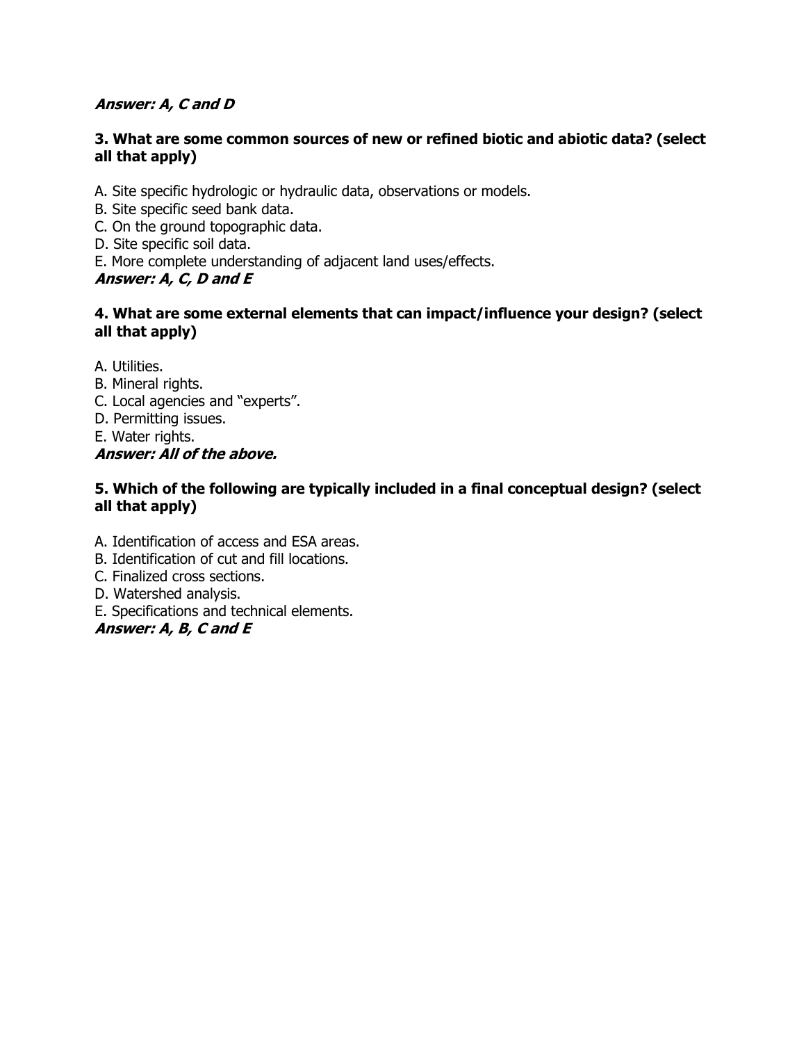***Answer: A, C and D***

**3. What are some common sources of new or refined biotic and abiotic data? (select all that apply)**

A. Site specific hydrologic or hydraulic data, observations or models.
B. Site specific seed bank data.
C. On the ground topographic data.
D. Site specific soil data.
E. More complete understanding of adjacent land uses/effects.
***Answer: A, C, D and E***

**4. What are some external elements that can impact/influence your design? (select all that apply)**

A. Utilities.
B. Mineral rights.
C. Local agencies and "experts".
D. Permitting issues.
E. Water rights.
***Answer: All of the above.***

**5. Which of the following are typically included in a final conceptual design? (select all that apply)**

A. Identification of access and ESA areas.
B. Identification of cut and fill locations.
C. Finalized cross sections.
D. Watershed analysis.
E. Specifications and technical elements.
***Answer: A, B, C and E***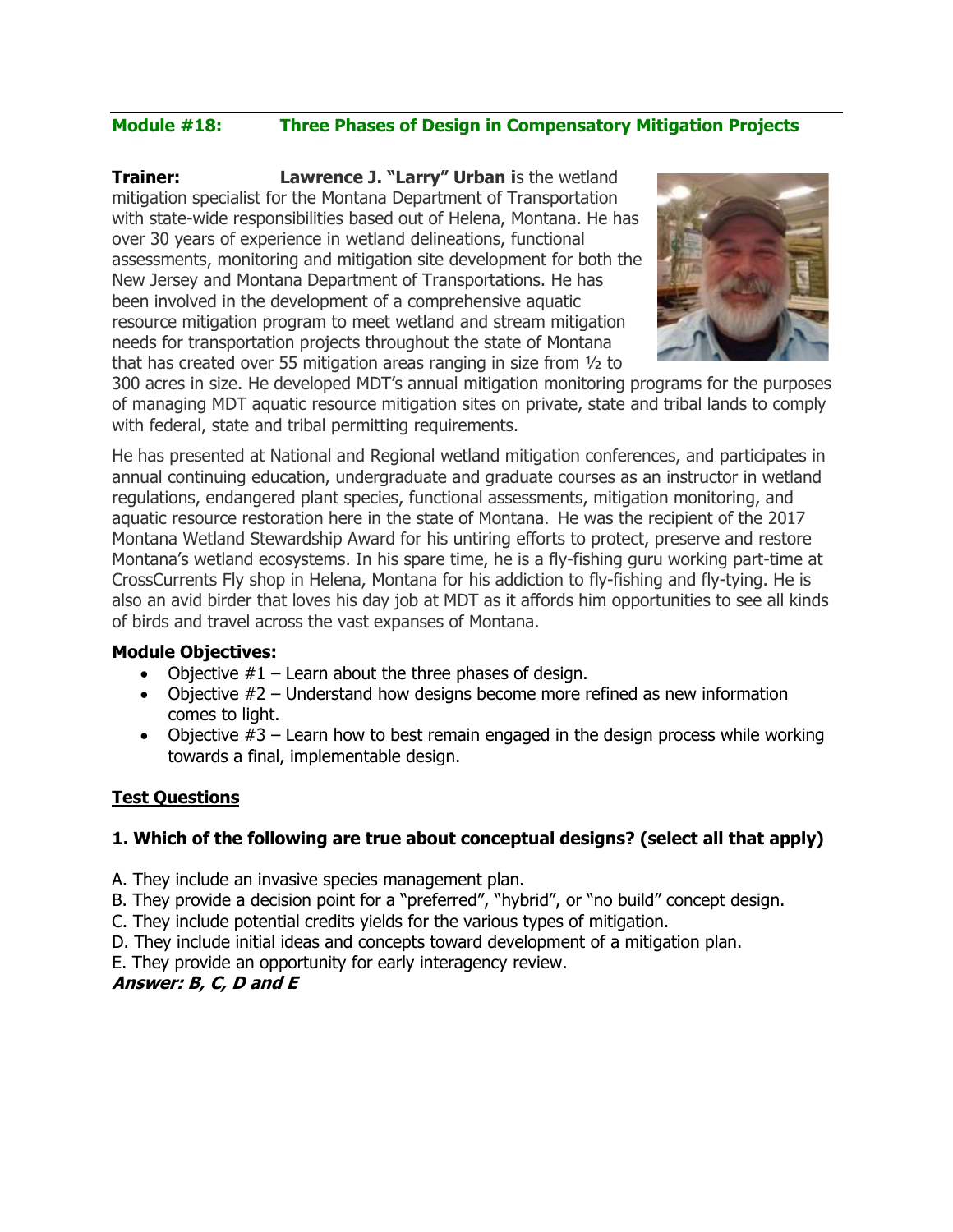## Module #18: Three Phases of Design in Compensatory Mitigation Projects

**Trainer:** **Lawrence J. "Larry" Urban i**s the wetland mitigation specialist for the Montana Department of Transportation with state-wide responsibilities based out of Helena, Montana. He has over 30 years of experience in wetland delineations, functional assessments, monitoring and mitigation site development for both the New Jersey and Montana Department of Transportations. He has been involved in the development of a comprehensive aquatic resource mitigation program to meet wetland and stream mitigation needs for transportation projects throughout the state of Montana that has created over 55 mitigation areas ranging in size from ½ to 300 acres in size. He developed MDT's annual mitigation monitoring programs for the purposes of managing MDT aquatic resource mitigation sites on private, state and tribal lands to comply with federal, state and tribal permitting requirements.

He has presented at National and Regional wetland mitigation conferences, and participates in annual continuing education, undergraduate and graduate courses as an instructor in wetland regulations, endangered plant species, functional assessments, mitigation monitoring, and aquatic resource restoration here in the state of Montana. He was the recipient of the 2017 Montana Wetland Stewardship Award for his untiring efforts to protect, preserve and restore Montana's wetland ecosystems. In his spare time, he is a fly-fishing guru working part-time at CrossCurrents Fly shop in Helena, Montana for his addiction to fly-fishing and fly-tying. He is also an avid birder that loves his day job at MDT as it affords him opportunities to see all kinds of birds and travel across the vast expanses of Montana.

**Module Objectives:**

- Objective #1 – Learn about the three phases of design.
- Objective #2 – Understand how designs become more refined as new information comes to light.
- Objective #3 – Learn how to best remain engaged in the design process while working towards a final, implementable design.

**Test Questions**

**1. Which of the following are true about conceptual designs? (select all that apply)**

A. They include an invasive species management plan.
B. They provide a decision point for a "preferred", "hybrid", or "no build" concept design.
C. They include potential credits yields for the various types of mitigation.
D. They include initial ideas and concepts toward development of a mitigation plan.
E. They provide an opportunity for early interagency review.

***Answer: B, C, D and E***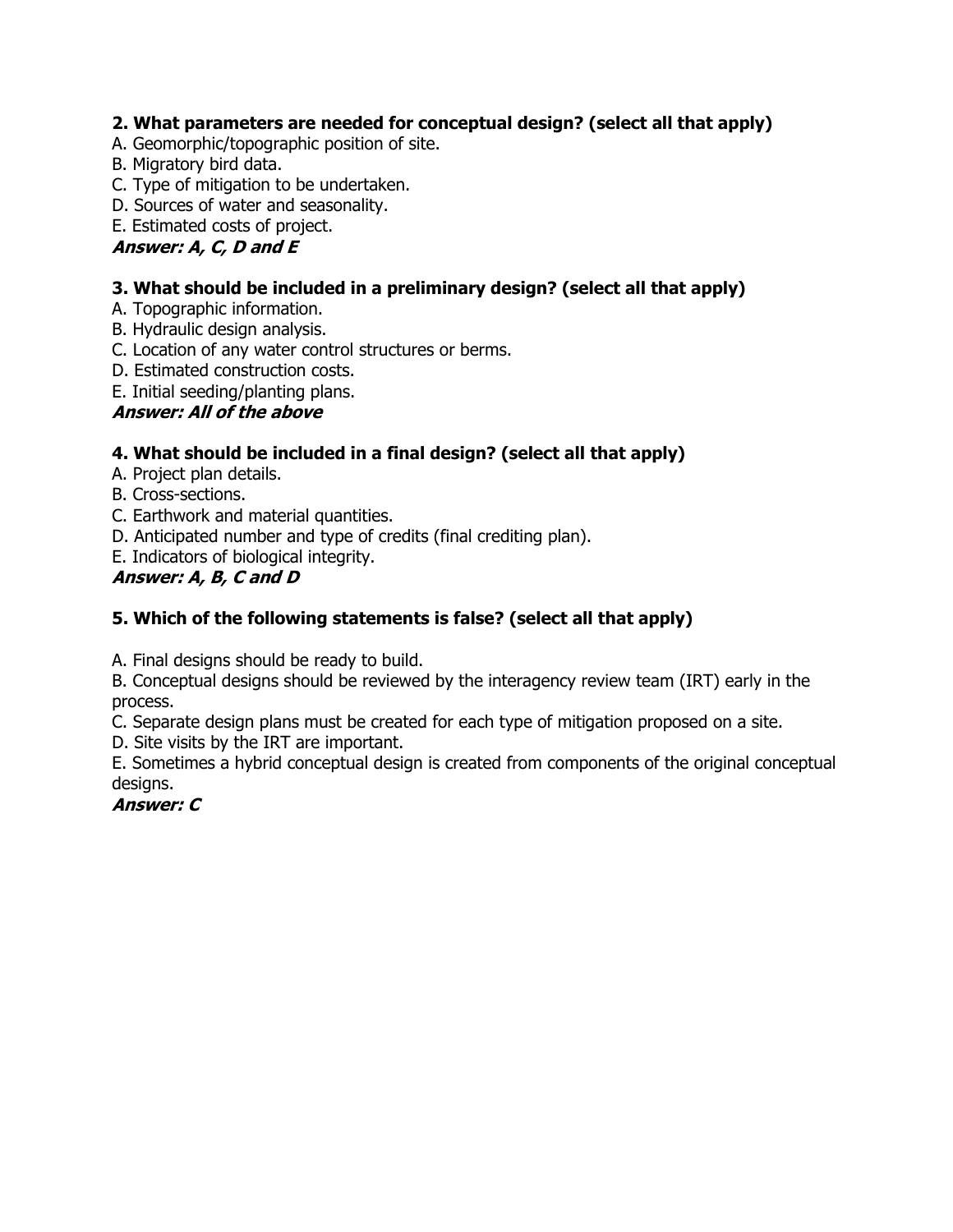**2. What parameters are needed for conceptual design? (select all that apply)**

A. Geomorphic/topographic position of site.
B. Migratory bird data.
C. Type of mitigation to be undertaken.
D. Sources of water and seasonality.
E. Estimated costs of project.

***Answer: A, C, D and E***

**3. What should be included in a preliminary design? (select all that apply)**

A. Topographic information.
B. Hydraulic design analysis.
C. Location of any water control structures or berms.
D. Estimated construction costs.
E. Initial seeding/planting plans.

***Answer: All of the above***

**4. What should be included in a final design? (select all that apply)**

A. Project plan details.
B. Cross-sections.
C. Earthwork and material quantities.
D. Anticipated number and type of credits (final crediting plan).
E. Indicators of biological integrity.

***Answer: A, B, C and D***

**5. Which of the following statements is false? (select all that apply)**

A. Final designs should be ready to build.
B. Conceptual designs should be reviewed by the interagency review team (IRT) early in the process.
C. Separate design plans must be created for each type of mitigation proposed on a site.
D. Site visits by the IRT are important.
E. Sometimes a hybrid conceptual design is created from components of the original conceptual designs.

***Answer: C***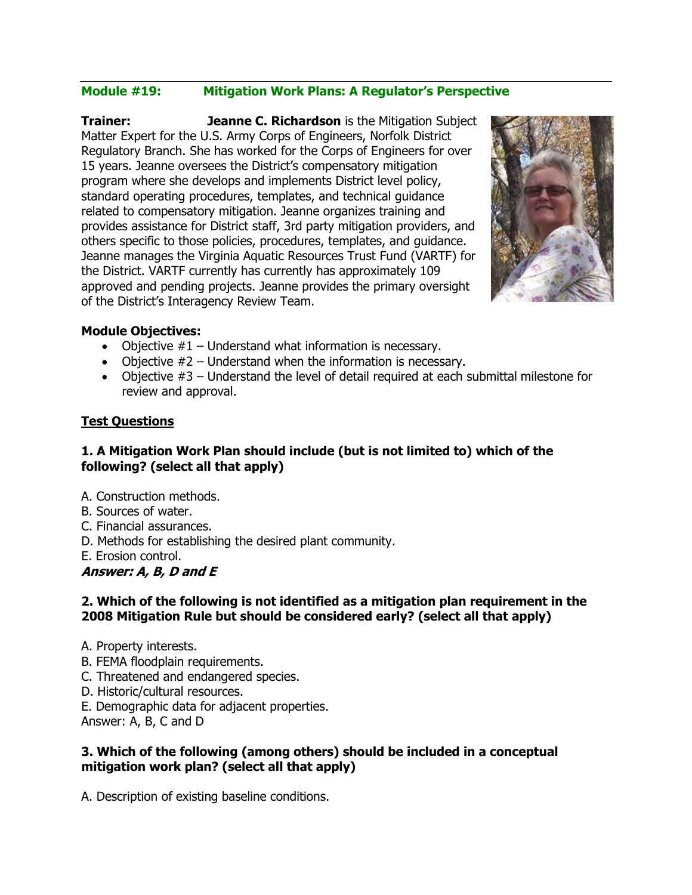## Module #19: Mitigation Work Plans: A Regulator's Perspective

**Trainer:** **Jeanne C. Richardson** is the Mitigation Subject Matter Expert for the U.S. Army Corps of Engineers, Norfolk District Regulatory Branch. She has worked for the Corps of Engineers for over 15 years. Jeanne oversees the District's compensatory mitigation program where she develops and implements District level policy, standard operating procedures, templates, and technical guidance related to compensatory mitigation. Jeanne organizes training and provides assistance for District staff, 3rd party mitigation providers, and others specific to those policies, procedures, templates, and guidance. Jeanne manages the Virginia Aquatic Resources Trust Fund (VARTF) for the District. VARTF currently has currently has approximately 109 approved and pending projects. Jeanne provides the primary oversight of the District's Interagency Review Team.

**Module Objectives:**

- Objective #1 – Understand what information is necessary.
- Objective #2 – Understand when the information is necessary.
- Objective #3 – Understand the level of detail required at each submittal milestone for review and approval.

**Test Questions**

**1. A Mitigation Work Plan should include (but is not limited to) which of the following? (select all that apply)**

A. Construction methods.
B. Sources of water.
C. Financial assurances.
D. Methods for establishing the desired plant community.
E. Erosion control.
***Answer: A, B, D and E***

**2. Which of the following is not identified as a mitigation plan requirement in the 2008 Mitigation Rule but should be considered early? (select all that apply)**

A. Property interests.
B. FEMA floodplain requirements.
C. Threatened and endangered species.
D. Historic/cultural resources.
E. Demographic data for adjacent properties.
Answer: A, B, C and D

**3. Which of the following (among others) should be included in a conceptual mitigation work plan? (select all that apply)**

A. Description of existing baseline conditions.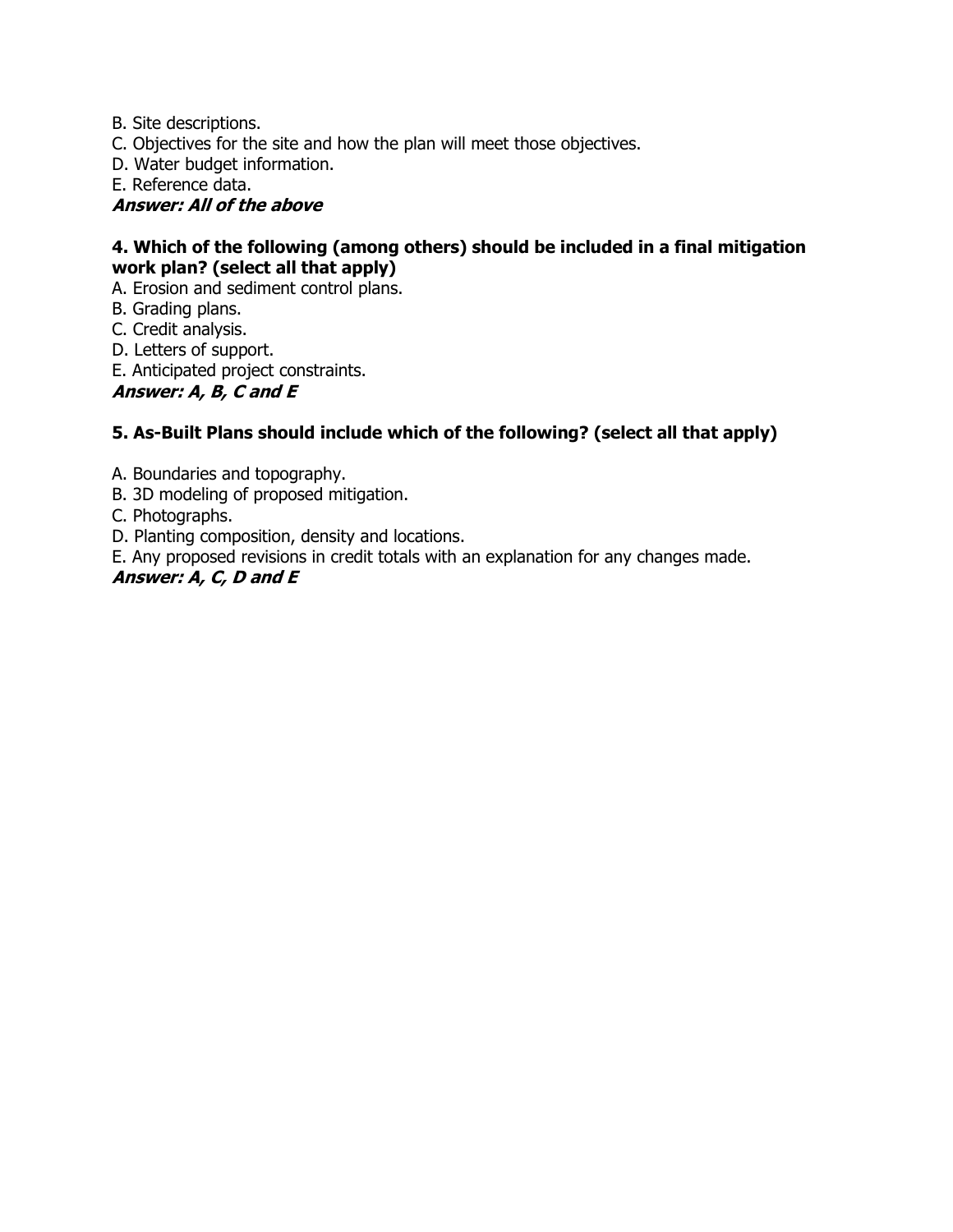B. Site descriptions.
C. Objectives for the site and how the plan will meet those objectives.
D. Water budget information.
E. Reference data.
***Answer: All of the above***

**4. Which of the following (among others) should be included in a final mitigation work plan? (select all that apply)**

A. Erosion and sediment control plans.
B. Grading plans.
C. Credit analysis.
D. Letters of support.
E. Anticipated project constraints.
***Answer: A, B, C and E***

**5. As-Built Plans should include which of the following? (select all that apply)**

A. Boundaries and topography.
B. 3D modeling of proposed mitigation.
C. Photographs.
D. Planting composition, density and locations.
E. Any proposed revisions in credit totals with an explanation for any changes made.
***Answer: A, C, D and E***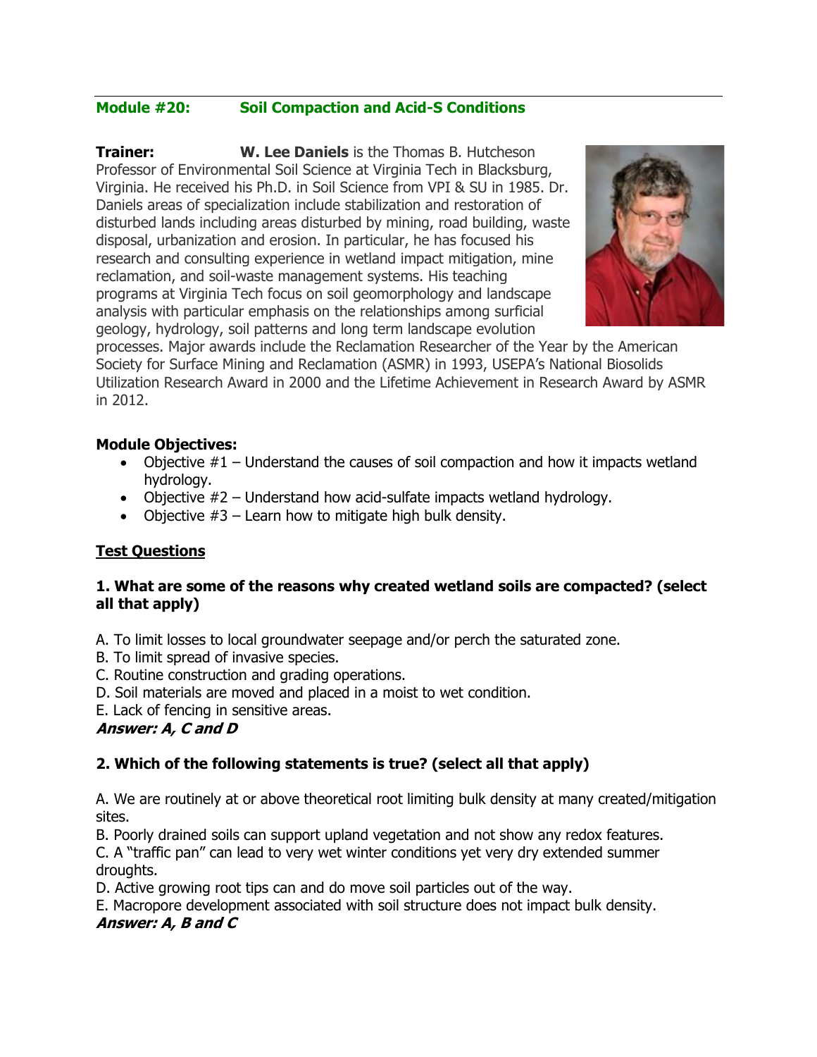## Module #20: Soil Compaction and Acid-S Conditions

**Trainer:** **W. Lee Daniels** is the Thomas B. Hutcheson Professor of Environmental Soil Science at Virginia Tech in Blacksburg, Virginia. He received his Ph.D. in Soil Science from VPI & SU in 1985. Dr. Daniels areas of specialization include stabilization and restoration of disturbed lands including areas disturbed by mining, road building, waste disposal, urbanization and erosion. In particular, he has focused his research and consulting experience in wetland impact mitigation, mine reclamation, and soil-waste management systems. His teaching programs at Virginia Tech focus on soil geomorphology and landscape analysis with particular emphasis on the relationships among surficial geology, hydrology, soil patterns and long term landscape evolution processes. Major awards include the Reclamation Researcher of the Year by the American Society for Surface Mining and Reclamation (ASMR) in 1993, USEPA's National Biosolids Utilization Research Award in 2000 and the Lifetime Achievement in Research Award by ASMR in 2012.

**Module Objectives:**

- Objective #1 – Understand the causes of soil compaction and how it impacts wetland hydrology.
- Objective #2 – Understand how acid-sulfate impacts wetland hydrology.
- Objective #3 – Learn how to mitigate high bulk density.

### Test Questions

**1. What are some of the reasons why created wetland soils are compacted? (select all that apply)**

A. To limit losses to local groundwater seepage and/or perch the saturated zone.
B. To limit spread of invasive species.
C. Routine construction and grading operations.
D. Soil materials are moved and placed in a moist to wet condition.
E. Lack of fencing in sensitive areas.
***Answer: A, C and D***

**2. Which of the following statements is true? (select all that apply)**

A. We are routinely at or above theoretical root limiting bulk density at many created/mitigation sites.
B. Poorly drained soils can support upland vegetation and not show any redox features.
C. A "traffic pan" can lead to very wet winter conditions yet very dry extended summer droughts.
D. Active growing root tips can and do move soil particles out of the way.
E. Macropore development associated with soil structure does not impact bulk density.
***Answer: A, B and C***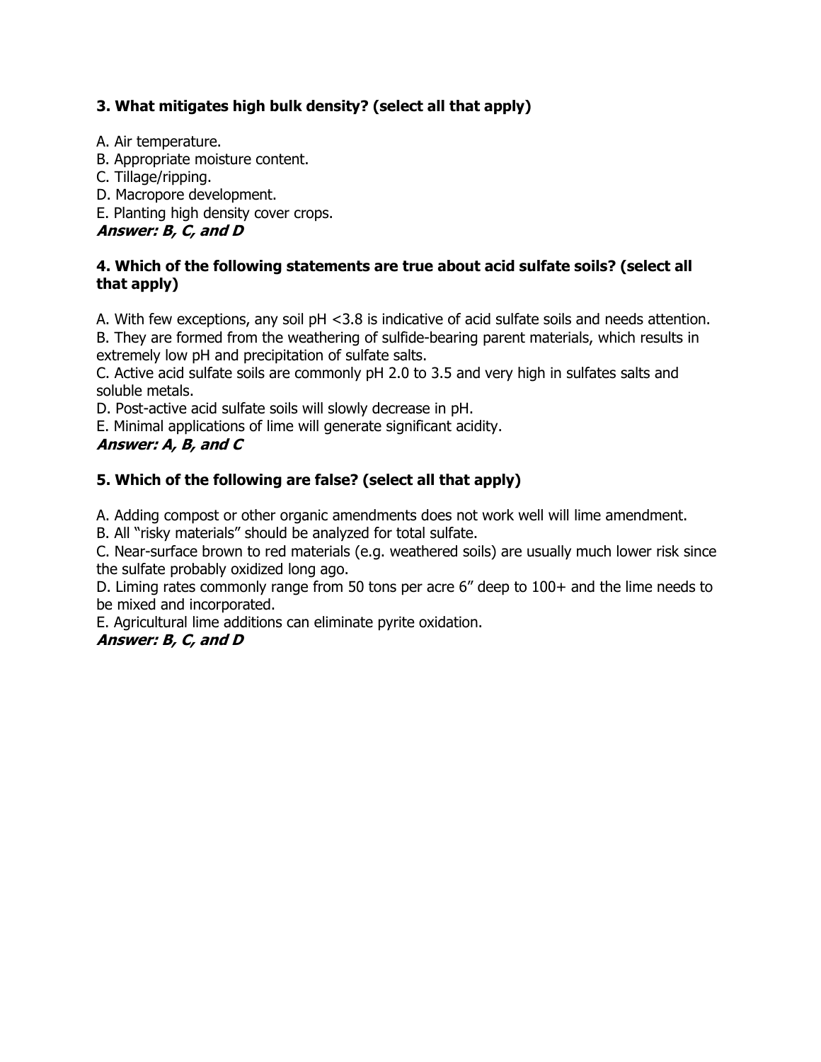**3. What mitigates high bulk density? (select all that apply)**

A. Air temperature.
B. Appropriate moisture content.
C. Tillage/ripping.
D. Macropore development.
E. Planting high density cover crops.
***Answer: B, C, and D***

**4. Which of the following statements are true about acid sulfate soils? (select all that apply)**

A. With few exceptions, any soil pH <3.8 is indicative of acid sulfate soils and needs attention.
B. They are formed from the weathering of sulfide-bearing parent materials, which results in extremely low pH and precipitation of sulfate salts.
C. Active acid sulfate soils are commonly pH 2.0 to 3.5 and very high in sulfates salts and soluble metals.
D. Post-active acid sulfate soils will slowly decrease in pH.
E. Minimal applications of lime will generate significant acidity.
***Answer: A, B, and C***

**5. Which of the following are false? (select all that apply)**

A. Adding compost or other organic amendments does not work well will lime amendment.
B. All "risky materials" should be analyzed for total sulfate.
C. Near-surface brown to red materials (e.g. weathered soils) are usually much lower risk since the sulfate probably oxidized long ago.
D. Liming rates commonly range from 50 tons per acre 6" deep to 100+ and the lime needs to be mixed and incorporated.
E. Agricultural lime additions can eliminate pyrite oxidation.
***Answer: B, C, and D***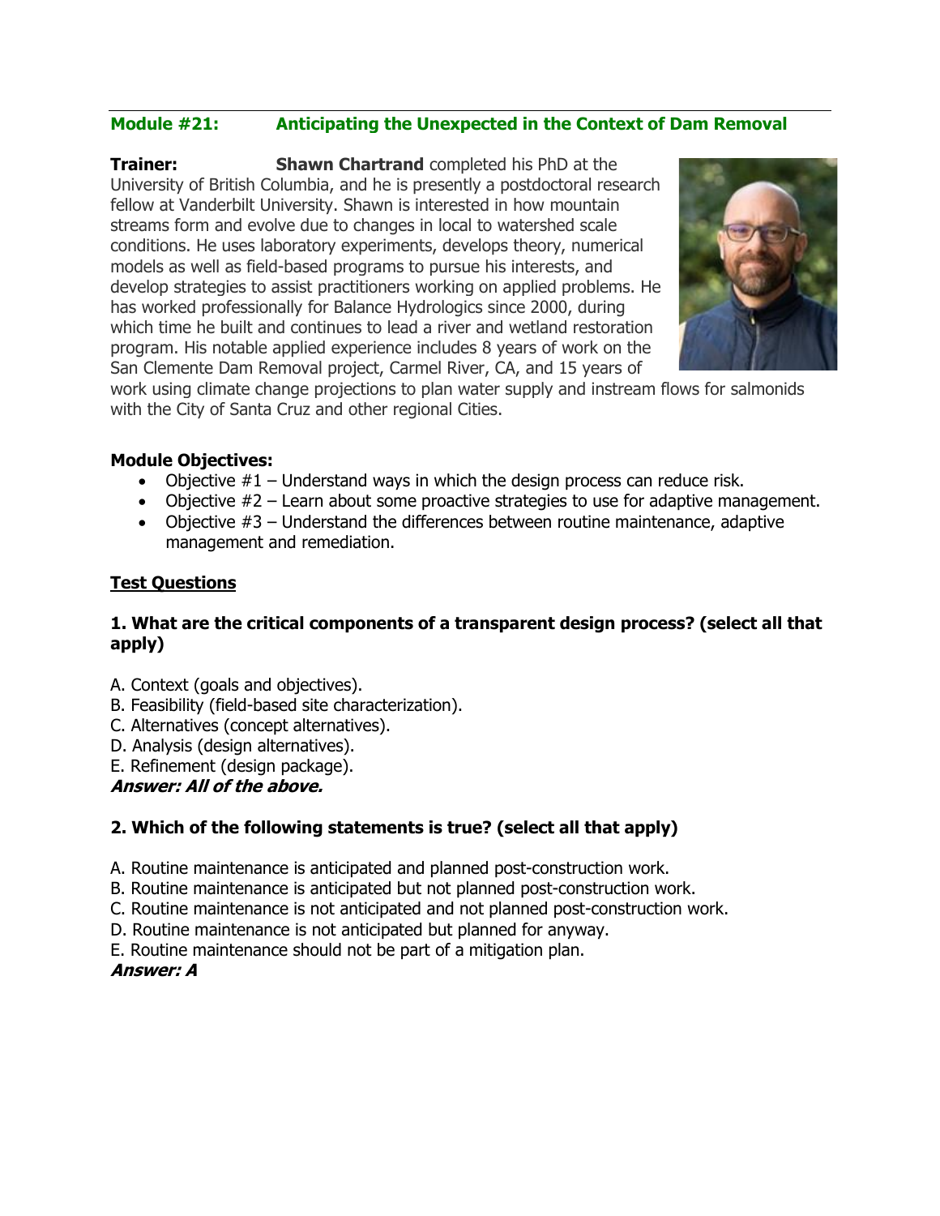## Module #21: Anticipating the Unexpected in the Context of Dam Removal

**Trainer:** **Shawn Chartrand** completed his PhD at the University of British Columbia, and he is presently a postdoctoral research fellow at Vanderbilt University. Shawn is interested in how mountain streams form and evolve due to changes in local to watershed scale conditions. He uses laboratory experiments, develops theory, numerical models as well as field-based programs to pursue his interests, and develop strategies to assist practitioners working on applied problems. He has worked professionally for Balance Hydrologics since 2000, during which time he built and continues to lead a river and wetland restoration program. His notable applied experience includes 8 years of work on the San Clemente Dam Removal project, Carmel River, CA, and 15 years of work using climate change projections to plan water supply and instream flows for salmonids with the City of Santa Cruz and other regional Cities.

**Module Objectives:**

- Objective #1 – Understand ways in which the design process can reduce risk.
- Objective #2 – Learn about some proactive strategies to use for adaptive management.
- Objective #3 – Understand the differences between routine maintenance, adaptive management and remediation.

**Test Questions**

**1. What are the critical components of a transparent design process? (select all that apply)**

A. Context (goals and objectives).
B. Feasibility (field-based site characterization).
C. Alternatives (concept alternatives).
D. Analysis (design alternatives).
E. Refinement (design package).
***Answer: All of the above.***

**2. Which of the following statements is true? (select all that apply)**

A. Routine maintenance is anticipated and planned post-construction work.
B. Routine maintenance is anticipated but not planned post-construction work.
C. Routine maintenance is not anticipated and not planned post-construction work.
D. Routine maintenance is not anticipated but planned for anyway.
E. Routine maintenance should not be part of a mitigation plan.
***Answer: A***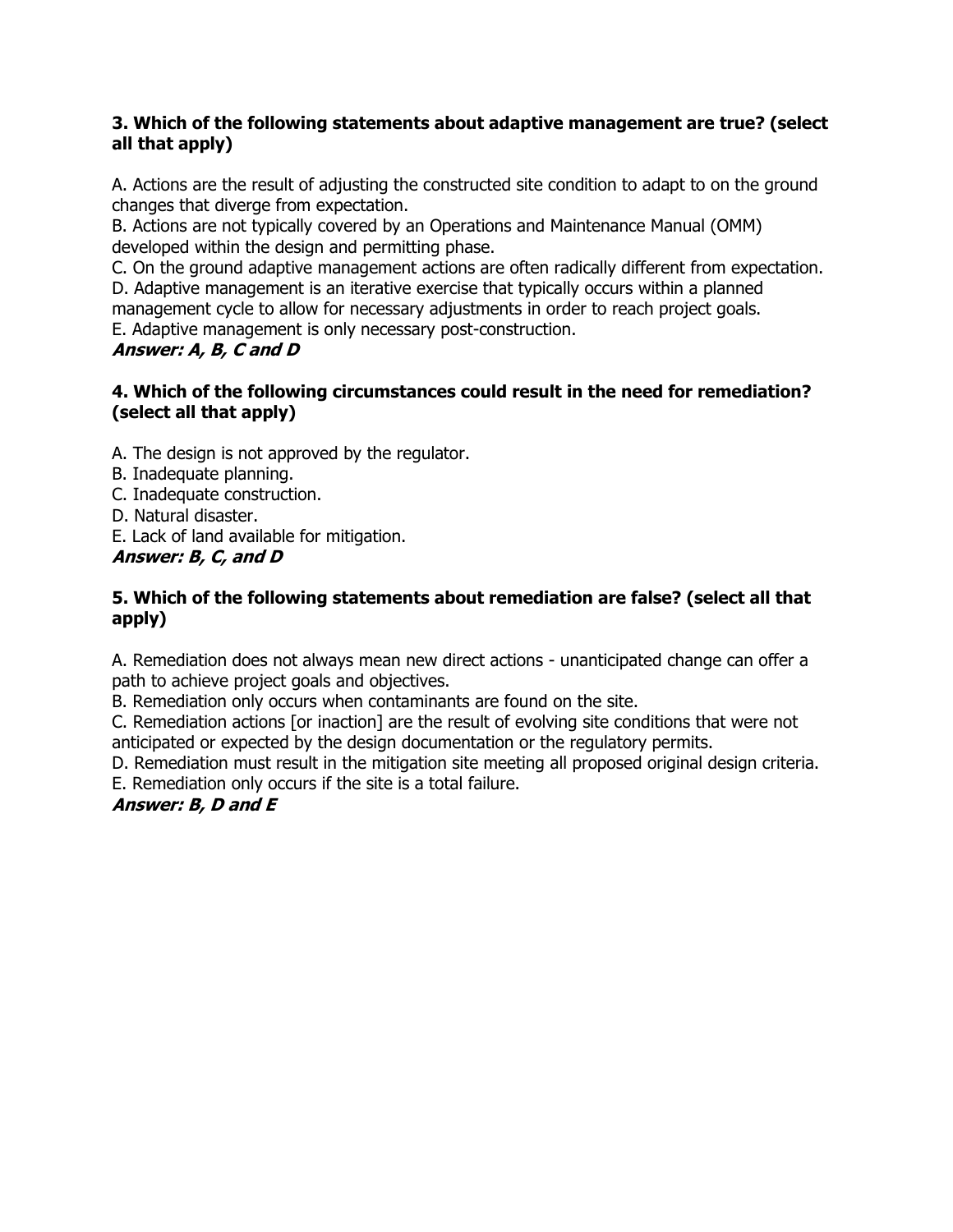**3. Which of the following statements about adaptive management are true? (select all that apply)**

A. Actions are the result of adjusting the constructed site condition to adapt to on the ground changes that diverge from expectation.
B. Actions are not typically covered by an Operations and Maintenance Manual (OMM) developed within the design and permitting phase.
C. On the ground adaptive management actions are often radically different from expectation.
D. Adaptive management is an iterative exercise that typically occurs within a planned management cycle to allow for necessary adjustments in order to reach project goals.
E. Adaptive management is only necessary post-construction.
***Answer: A, B, C and D***

**4. Which of the following circumstances could result in the need for remediation? (select all that apply)**

A. The design is not approved by the regulator.
B. Inadequate planning.
C. Inadequate construction.
D. Natural disaster.
E. Lack of land available for mitigation.
***Answer: B, C, and D***

**5. Which of the following statements about remediation are false? (select all that apply)**

A. Remediation does not always mean new direct actions - unanticipated change can offer a path to achieve project goals and objectives.
B. Remediation only occurs when contaminants are found on the site.
C. Remediation actions [or inaction] are the result of evolving site conditions that were not anticipated or expected by the design documentation or the regulatory permits.
D. Remediation must result in the mitigation site meeting all proposed original design criteria.
E. Remediation only occurs if the site is a total failure.
***Answer: B, D and E***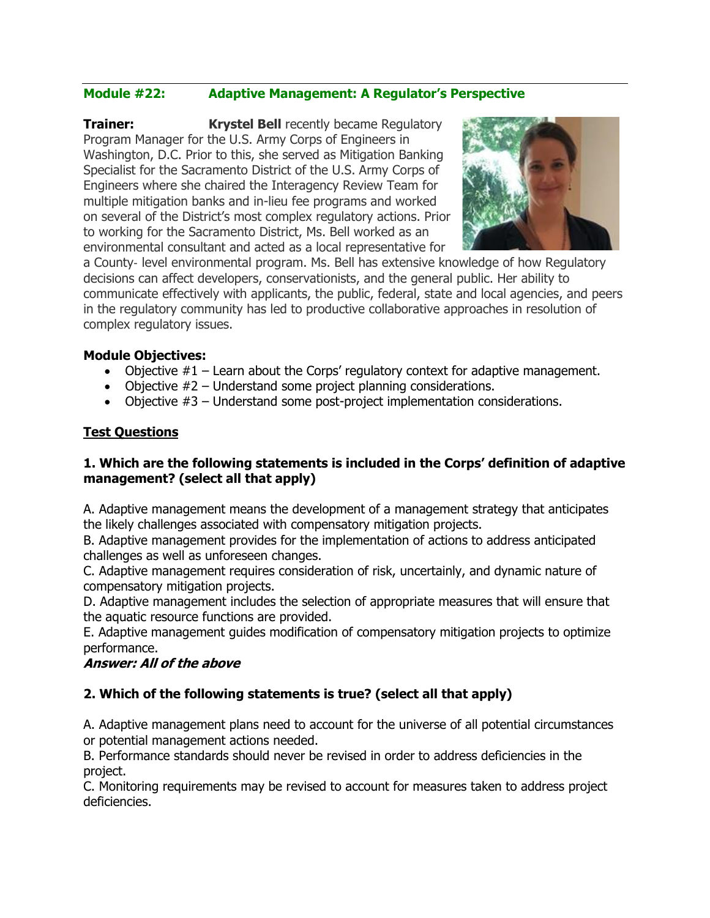## Module #22: Adaptive Management: A Regulator's Perspective

**Trainer:** **Krystel Bell** recently became Regulatory Program Manager for the U.S. Army Corps of Engineers in Washington, D.C. Prior to this, she served as Mitigation Banking Specialist for the Sacramento District of the U.S. Army Corps of Engineers where she chaired the Interagency Review Team for multiple mitigation banks and in-lieu fee programs and worked on several of the District's most complex regulatory actions. Prior to working for the Sacramento District, Ms. Bell worked as an environmental consultant and acted as a local representative for a County- level environmental program. Ms. Bell has extensive knowledge of how Regulatory decisions can affect developers, conservationists, and the general public. Her ability to communicate effectively with applicants, the public, federal, state and local agencies, and peers in the regulatory community has led to productive collaborative approaches in resolution of complex regulatory issues.

**Module Objectives:**

- Objective #1 – Learn about the Corps' regulatory context for adaptive management.
- Objective #2 – Understand some project planning considerations.
- Objective #3 – Understand some post-project implementation considerations.

**Test Questions**

**1. Which are the following statements is included in the Corps' definition of adaptive management? (select all that apply)**

A. Adaptive management means the development of a management strategy that anticipates the likely challenges associated with compensatory mitigation projects.
B. Adaptive management provides for the implementation of actions to address anticipated challenges as well as unforeseen changes.
C. Adaptive management requires consideration of risk, uncertainly, and dynamic nature of compensatory mitigation projects.
D. Adaptive management includes the selection of appropriate measures that will ensure that the aquatic resource functions are provided.
E. Adaptive management guides modification of compensatory mitigation projects to optimize performance.
***Answer: All of the above***

**2. Which of the following statements is true? (select all that apply)**

A. Adaptive management plans need to account for the universe of all potential circumstances or potential management actions needed.
B. Performance standards should never be revised in order to address deficiencies in the project.
C. Monitoring requirements may be revised to account for measures taken to address project deficiencies.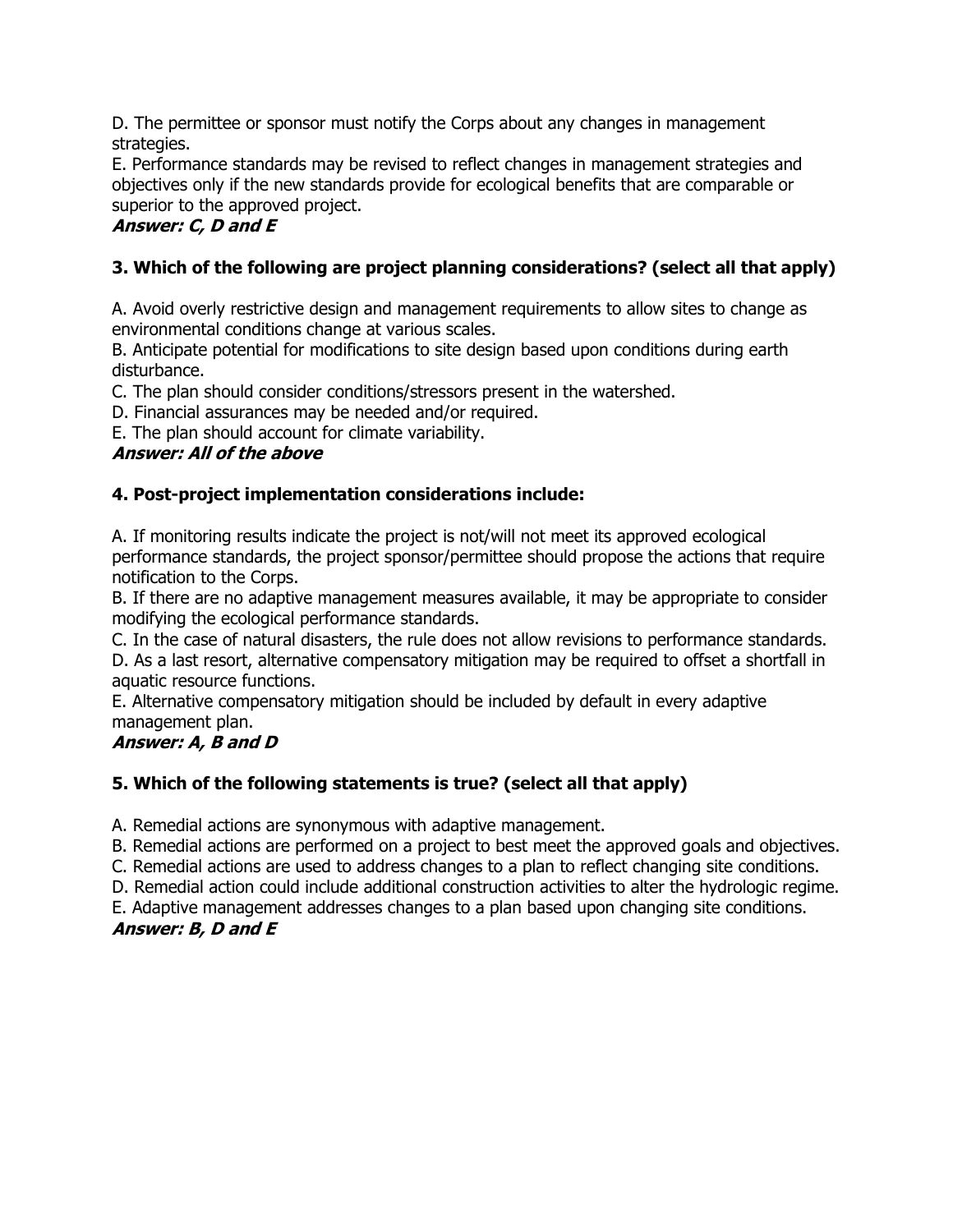D. The permittee or sponsor must notify the Corps about any changes in management strategies.

E. Performance standards may be revised to reflect changes in management strategies and objectives only if the new standards provide for ecological benefits that are comparable or superior to the approved project.

***Answer: C, D and E***

**3. Which of the following are project planning considerations? (select all that apply)**

A. Avoid overly restrictive design and management requirements to allow sites to change as environmental conditions change at various scales.

B. Anticipate potential for modifications to site design based upon conditions during earth disturbance.

C. The plan should consider conditions/stressors present in the watershed.

D. Financial assurances may be needed and/or required.

E. The plan should account for climate variability.

***Answer: All of the above***

**4. Post-project implementation considerations include:**

A. If monitoring results indicate the project is not/will not meet its approved ecological performance standards, the project sponsor/permittee should propose the actions that require notification to the Corps.

B. If there are no adaptive management measures available, it may be appropriate to consider modifying the ecological performance standards.

C. In the case of natural disasters, the rule does not allow revisions to performance standards.

D. As a last resort, alternative compensatory mitigation may be required to offset a shortfall in aquatic resource functions.

E. Alternative compensatory mitigation should be included by default in every adaptive management plan.

***Answer: A, B and D***

**5. Which of the following statements is true? (select all that apply)**

A. Remedial actions are synonymous with adaptive management.

B. Remedial actions are performed on a project to best meet the approved goals and objectives.

C. Remedial actions are used to address changes to a plan to reflect changing site conditions.

D. Remedial action could include additional construction activities to alter the hydrologic regime.

E. Adaptive management addresses changes to a plan based upon changing site conditions.

***Answer: B, D and E***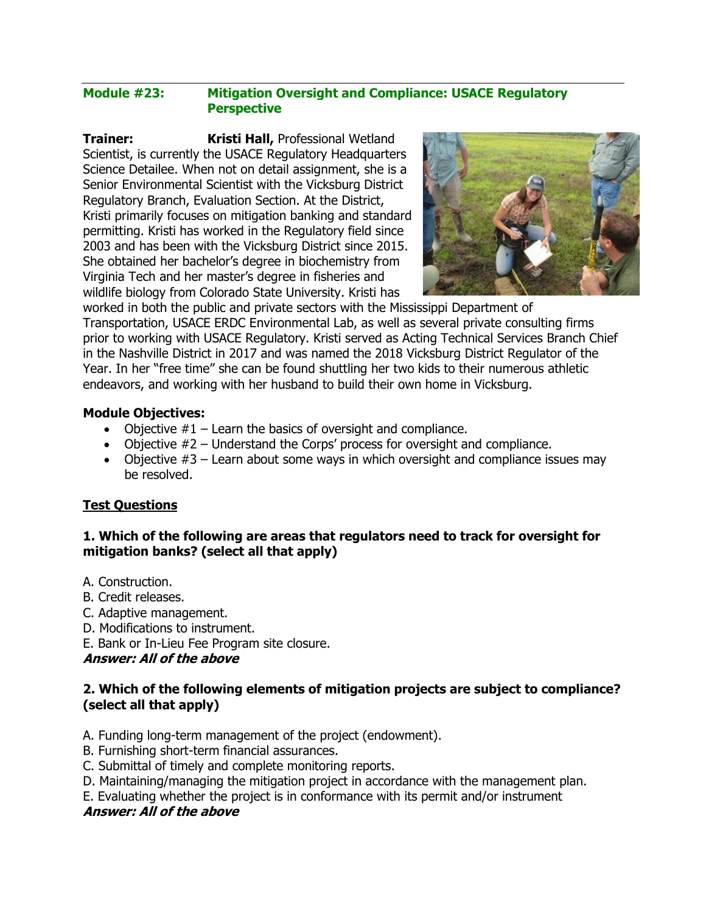## Module #23: Mitigation Oversight and Compliance: USACE Regulatory Perspective

**Trainer:** **Kristi Hall,** Professional Wetland Scientist, is currently the USACE Regulatory Headquarters Science Detailee. When not on detail assignment, she is a Senior Environmental Scientist with the Vicksburg District Regulatory Branch, Evaluation Section. At the District, Kristi primarily focuses on mitigation banking and standard permitting. Kristi has worked in the Regulatory field since 2003 and has been with the Vicksburg District since 2015. She obtained her bachelor's degree in biochemistry from Virginia Tech and her master's degree in fisheries and wildlife biology from Colorado State University. Kristi has worked in both the public and private sectors with the Mississippi Department of Transportation, USACE ERDC Environmental Lab, as well as several private consulting firms prior to working with USACE Regulatory. Kristi served as Acting Technical Services Branch Chief in the Nashville District in 2017 and was named the 2018 Vicksburg District Regulator of the Year. In her "free time" she can be found shuttling her two kids to their numerous athletic endeavors, and working with her husband to build their own home in Vicksburg.

**Module Objectives:**

- Objective #1 – Learn the basics of oversight and compliance.
- Objective #2 – Understand the Corps' process for oversight and compliance.
- Objective #3 – Learn about some ways in which oversight and compliance issues may be resolved.

**Test Questions**

**1. Which of the following are areas that regulators need to track for oversight for mitigation banks? (select all that apply)**

A. Construction.
B. Credit releases.
C. Adaptive management.
D. Modifications to instrument.
E. Bank or In-Lieu Fee Program site closure.
***Answer: All of the above***

**2. Which of the following elements of mitigation projects are subject to compliance? (select all that apply)**

A. Funding long-term management of the project (endowment).
B. Furnishing short-term financial assurances.
C. Submittal of timely and complete monitoring reports.
D. Maintaining/managing the mitigation project in accordance with the management plan.
E. Evaluating whether the project is in conformance with its permit and/or instrument
***Answer: All of the above***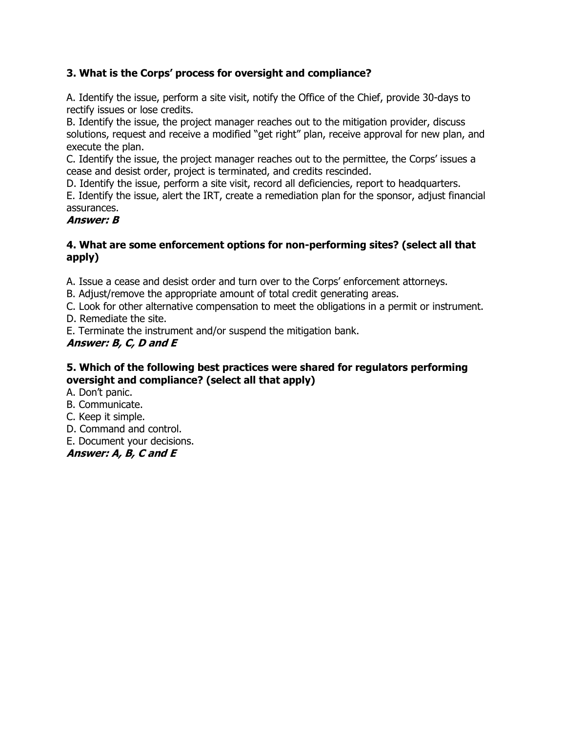**3. What is the Corps' process for oversight and compliance?**

A. Identify the issue, perform a site visit, notify the Office of the Chief, provide 30-days to rectify issues or lose credits.
B. Identify the issue, the project manager reaches out to the mitigation provider, discuss solutions, request and receive a modified "get right" plan, receive approval for new plan, and execute the plan.
C. Identify the issue, the project manager reaches out to the permittee, the Corps' issues a cease and desist order, project is terminated, and credits rescinded.
D. Identify the issue, perform a site visit, record all deficiencies, report to headquarters.
E. Identify the issue, alert the IRT, create a remediation plan for the sponsor, adjust financial assurances.
***Answer: B***

**4. What are some enforcement options for non-performing sites? (select all that apply)**

A. Issue a cease and desist order and turn over to the Corps' enforcement attorneys.
B. Adjust/remove the appropriate amount of total credit generating areas.
C. Look for other alternative compensation to meet the obligations in a permit or instrument.
D. Remediate the site.
E. Terminate the instrument and/or suspend the mitigation bank.
***Answer: B, C, D and E***

**5. Which of the following best practices were shared for regulators performing oversight and compliance? (select all that apply)**

A. Don't panic.
B. Communicate.
C. Keep it simple.
D. Command and control.
E. Document your decisions.
***Answer: A, B, C and E***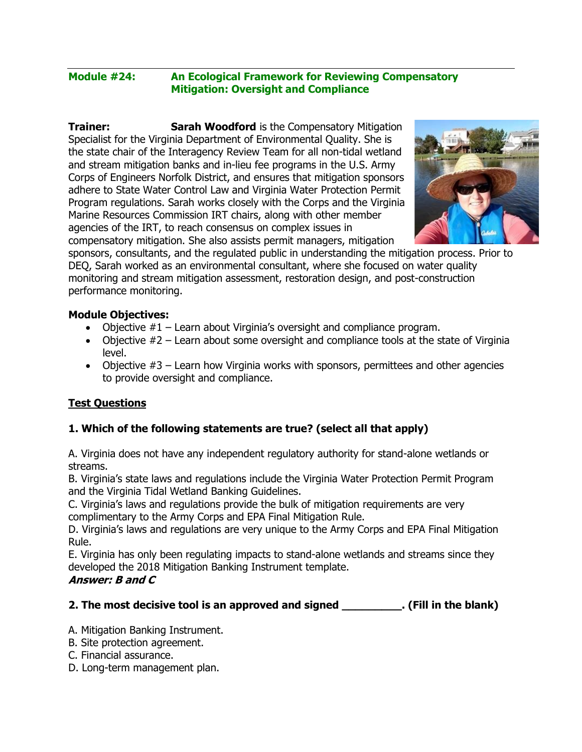## Module #24: An Ecological Framework for Reviewing Compensatory Mitigation: Oversight and Compliance

**Trainer:** **Sarah Woodford** is the Compensatory Mitigation Specialist for the Virginia Department of Environmental Quality. She is the state chair of the Interagency Review Team for all non-tidal wetland and stream mitigation banks and in-lieu fee programs in the U.S. Army Corps of Engineers Norfolk District, and ensures that mitigation sponsors adhere to State Water Control Law and Virginia Water Protection Permit Program regulations. Sarah works closely with the Corps and the Virginia Marine Resources Commission IRT chairs, along with other member agencies of the IRT, to reach consensus on complex issues in compensatory mitigation. She also assists permit managers, mitigation sponsors, consultants, and the regulated public in understanding the mitigation process. Prior to DEQ, Sarah worked as an environmental consultant, where she focused on water quality monitoring and stream mitigation assessment, restoration design, and post-construction performance monitoring.

**Module Objectives:**

- Objective #1 – Learn about Virginia's oversight and compliance program.
- Objective #2 – Learn about some oversight and compliance tools at the state of Virginia level.
- Objective #3 – Learn how Virginia works with sponsors, permittees and other agencies to provide oversight and compliance.

**<u>Test Questions</u>**

**1. Which of the following statements are true? (select all that apply)**

A. Virginia does not have any independent regulatory authority for stand-alone wetlands or streams.
B. Virginia's state laws and regulations include the Virginia Water Protection Permit Program and the Virginia Tidal Wetland Banking Guidelines.
C. Virginia's laws and regulations provide the bulk of mitigation requirements are very complimentary to the Army Corps and EPA Final Mitigation Rule.
D. Virginia's laws and regulations are very unique to the Army Corps and EPA Final Mitigation Rule.
E. Virginia has only been regulating impacts to stand-alone wetlands and streams since they developed the 2018 Mitigation Banking Instrument template.
***Answer: B and C***

**2. The most decisive tool is an approved and signed __________. (Fill in the blank)**

A. Mitigation Banking Instrument.
B. Site protection agreement.
C. Financial assurance.
D. Long-term management plan.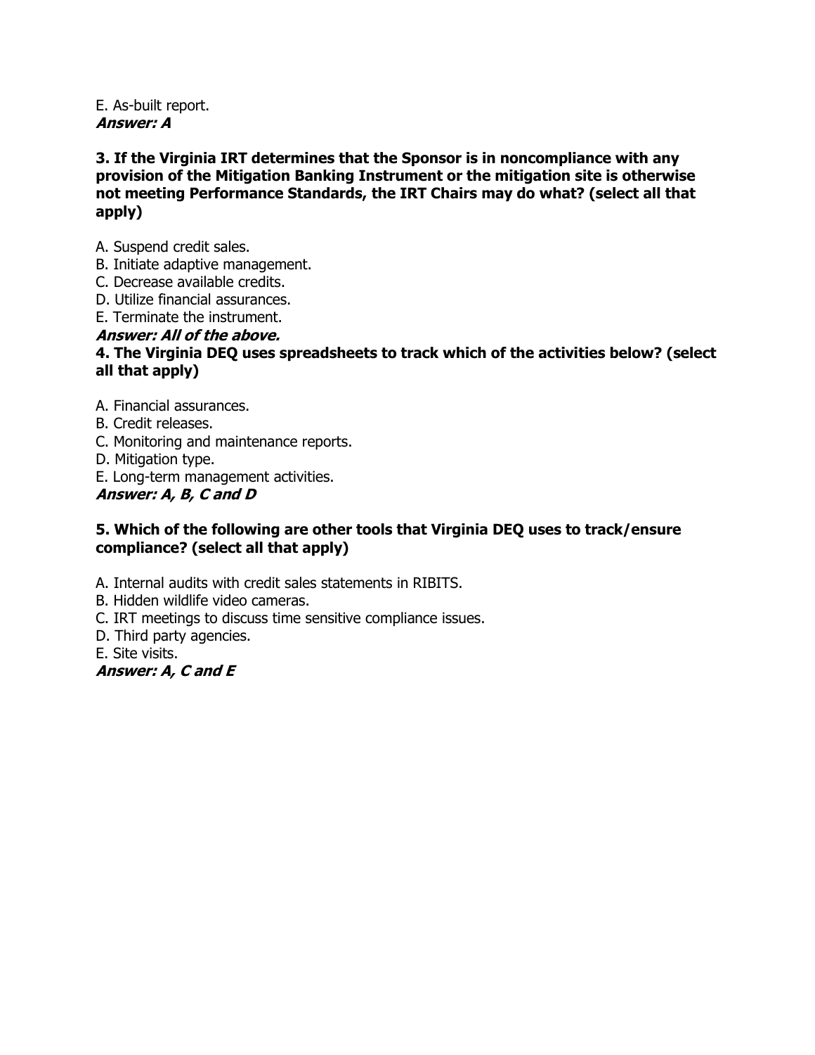E. As-built report.  
***Answer: A***

**3. If the Virginia IRT determines that the Sponsor is in noncompliance with any provision of the Mitigation Banking Instrument or the mitigation site is otherwise not meeting Performance Standards, the IRT Chairs may do what? (select all that apply)**

A. Suspend credit sales.  
B. Initiate adaptive management.  
C. Decrease available credits.  
D. Utilize financial assurances.  
E. Terminate the instrument.  
***Answer: All of the above.***

**4. The Virginia DEQ uses spreadsheets to track which of the activities below? (select all that apply)**

A. Financial assurances.  
B. Credit releases.  
C. Monitoring and maintenance reports.  
D. Mitigation type.  
E. Long-term management activities.  
***Answer: A, B, C and D***

**5. Which of the following are other tools that Virginia DEQ uses to track/ensure compliance? (select all that apply)**

A. Internal audits with credit sales statements in RIBITS.  
B. Hidden wildlife video cameras.  
C. IRT meetings to discuss time sensitive compliance issues.  
D. Third party agencies.  
E. Site visits.  
***Answer: A, C and E***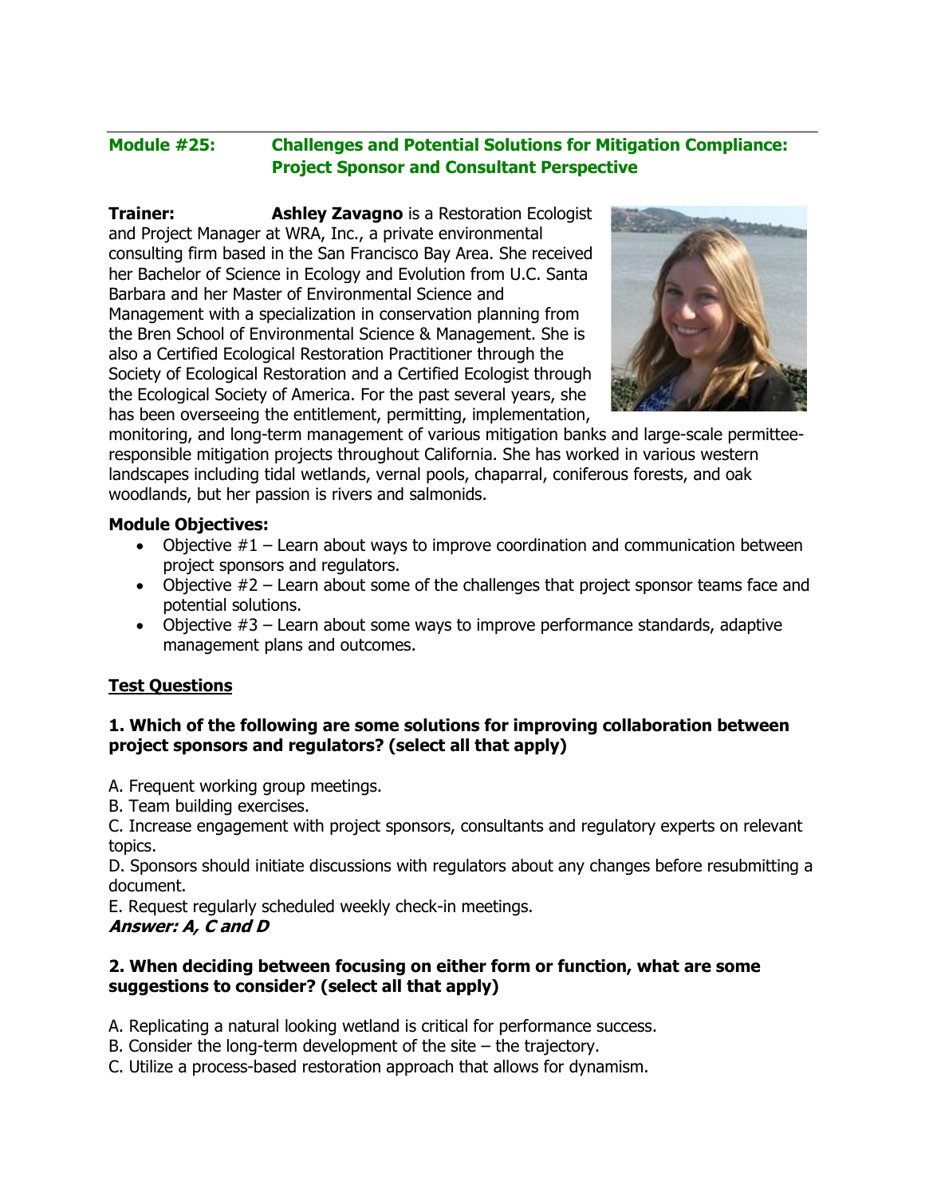**Module #25: Challenges and Potential Solutions for Mitigation Compliance: Project Sponsor and Consultant Perspective**

**Trainer:** **Ashley Zavagno** is a Restoration Ecologist and Project Manager at WRA, Inc., a private environmental consulting firm based in the San Francisco Bay Area. She received her Bachelor of Science in Ecology and Evolution from U.C. Santa Barbara and her Master of Environmental Science and Management with a specialization in conservation planning from the Bren School of Environmental Science & Management. She is also a Certified Ecological Restoration Practitioner through the Society of Ecological Restoration and a Certified Ecologist through the Ecological Society of America. For the past several years, she has been overseeing the entitlement, permitting, implementation, monitoring, and long-term management of various mitigation banks and large-scale permittee-responsible mitigation projects throughout California. She has worked in various western landscapes including tidal wetlands, vernal pools, chaparral, coniferous forests, and oak woodlands, but her passion is rivers and salmonids.

**Module Objectives:**

- Objective #1 – Learn about ways to improve coordination and communication between project sponsors and regulators.
- Objective #2 – Learn about some of the challenges that project sponsor teams face and potential solutions.
- Objective #3 – Learn about some ways to improve performance standards, adaptive management plans and outcomes.

**Test Questions**

**1. Which of the following are some solutions for improving collaboration between project sponsors and regulators? (select all that apply)**

A. Frequent working group meetings.
B. Team building exercises.
C. Increase engagement with project sponsors, consultants and regulatory experts on relevant topics.
D. Sponsors should initiate discussions with regulators about any changes before resubmitting a document.
E. Request regularly scheduled weekly check-in meetings.
***Answer: A, C and D***

**2. When deciding between focusing on either form or function, what are some suggestions to consider? (select all that apply)**

A. Replicating a natural looking wetland is critical for performance success.
B. Consider the long-term development of the site – the trajectory.
C. Utilize a process-based restoration approach that allows for dynamism.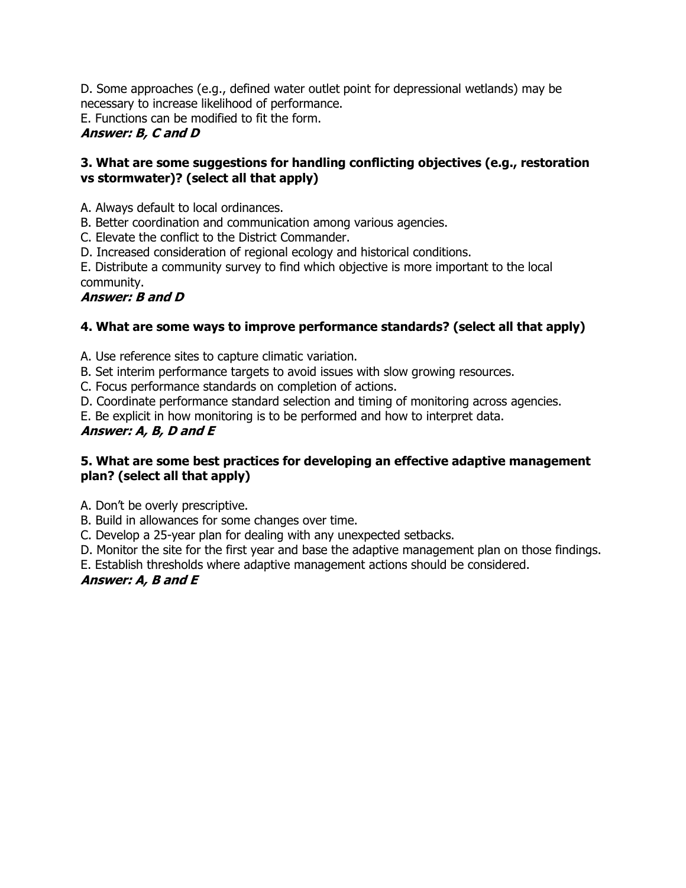D. Some approaches (e.g., defined water outlet point for depressional wetlands) may be necessary to increase likelihood of performance.

E. Functions can be modified to fit the form.

***Answer: B, C and D***

**3. What are some suggestions for handling conflicting objectives (e.g., restoration vs stormwater)? (select all that apply)**

A. Always default to local ordinances.

B. Better coordination and communication among various agencies.

C. Elevate the conflict to the District Commander.

D. Increased consideration of regional ecology and historical conditions.

E. Distribute a community survey to find which objective is more important to the local community.

***Answer: B and D***

**4. What are some ways to improve performance standards? (select all that apply)**

A. Use reference sites to capture climatic variation.

B. Set interim performance targets to avoid issues with slow growing resources.

C. Focus performance standards on completion of actions.

D. Coordinate performance standard selection and timing of monitoring across agencies.

E. Be explicit in how monitoring is to be performed and how to interpret data.

***Answer: A, B, D and E***

**5. What are some best practices for developing an effective adaptive management plan? (select all that apply)**

A. Don't be overly prescriptive.

B. Build in allowances for some changes over time.

C. Develop a 25-year plan for dealing with any unexpected setbacks.

D. Monitor the site for the first year and base the adaptive management plan on those findings.

E. Establish thresholds where adaptive management actions should be considered.

***Answer: A, B and E***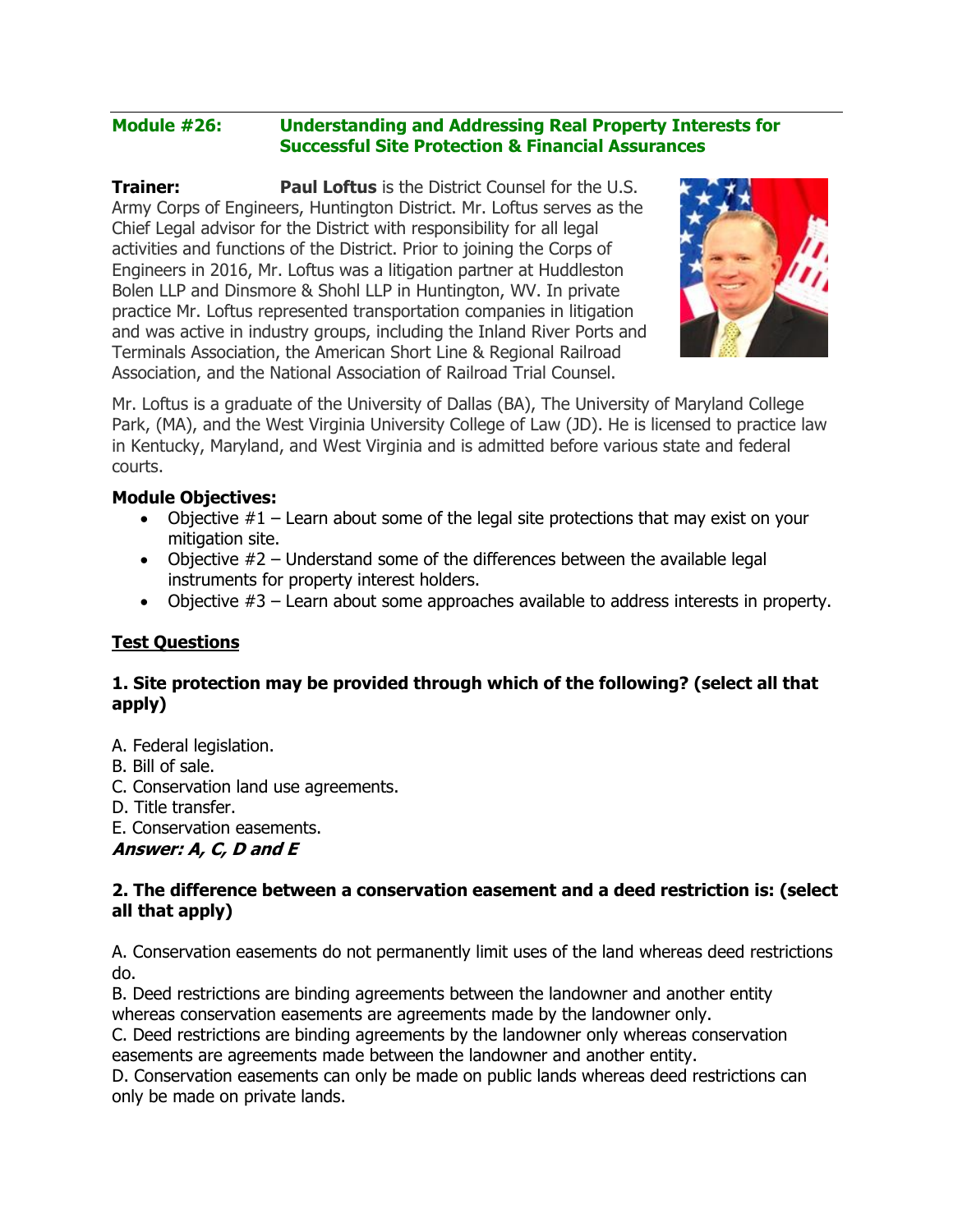## Module #26: Understanding and Addressing Real Property Interests for Successful Site Protection & Financial Assurances

**Trainer:** **Paul Loftus** is the District Counsel for the U.S. Army Corps of Engineers, Huntington District. Mr. Loftus serves as the Chief Legal advisor for the District with responsibility for all legal activities and functions of the District. Prior to joining the Corps of Engineers in 2016, Mr. Loftus was a litigation partner at Huddleston Bolen LLP and Dinsmore & Shohl LLP in Huntington, WV. In private practice Mr. Loftus represented transportation companies in litigation and was active in industry groups, including the Inland River Ports and Terminals Association, the American Short Line & Regional Railroad Association, and the National Association of Railroad Trial Counsel.

Mr. Loftus is a graduate of the University of Dallas (BA), The University of Maryland College Park, (MA), and the West Virginia University College of Law (JD). He is licensed to practice law in Kentucky, Maryland, and West Virginia and is admitted before various state and federal courts.

**Module Objectives:**

- Objective #1 – Learn about some of the legal site protections that may exist on your mitigation site.
- Objective #2 – Understand some of the differences between the available legal instruments for property interest holders.
- Objective #3 – Learn about some approaches available to address interests in property.

**<u>Test Questions</u>**

**1. Site protection may be provided through which of the following? (select all that apply)**

A. Federal legislation.
B. Bill of sale.
C. Conservation land use agreements.
D. Title transfer.
E. Conservation easements.
***Answer: A, C, D and E***

**2. The difference between a conservation easement and a deed restriction is: (select all that apply)**

A. Conservation easements do not permanently limit uses of the land whereas deed restrictions do.
B. Deed restrictions are binding agreements between the landowner and another entity whereas conservation easements are agreements made by the landowner only.
C. Deed restrictions are binding agreements by the landowner only whereas conservation easements are agreements made between the landowner and another entity.
D. Conservation easements can only be made on public lands whereas deed restrictions can only be made on private lands.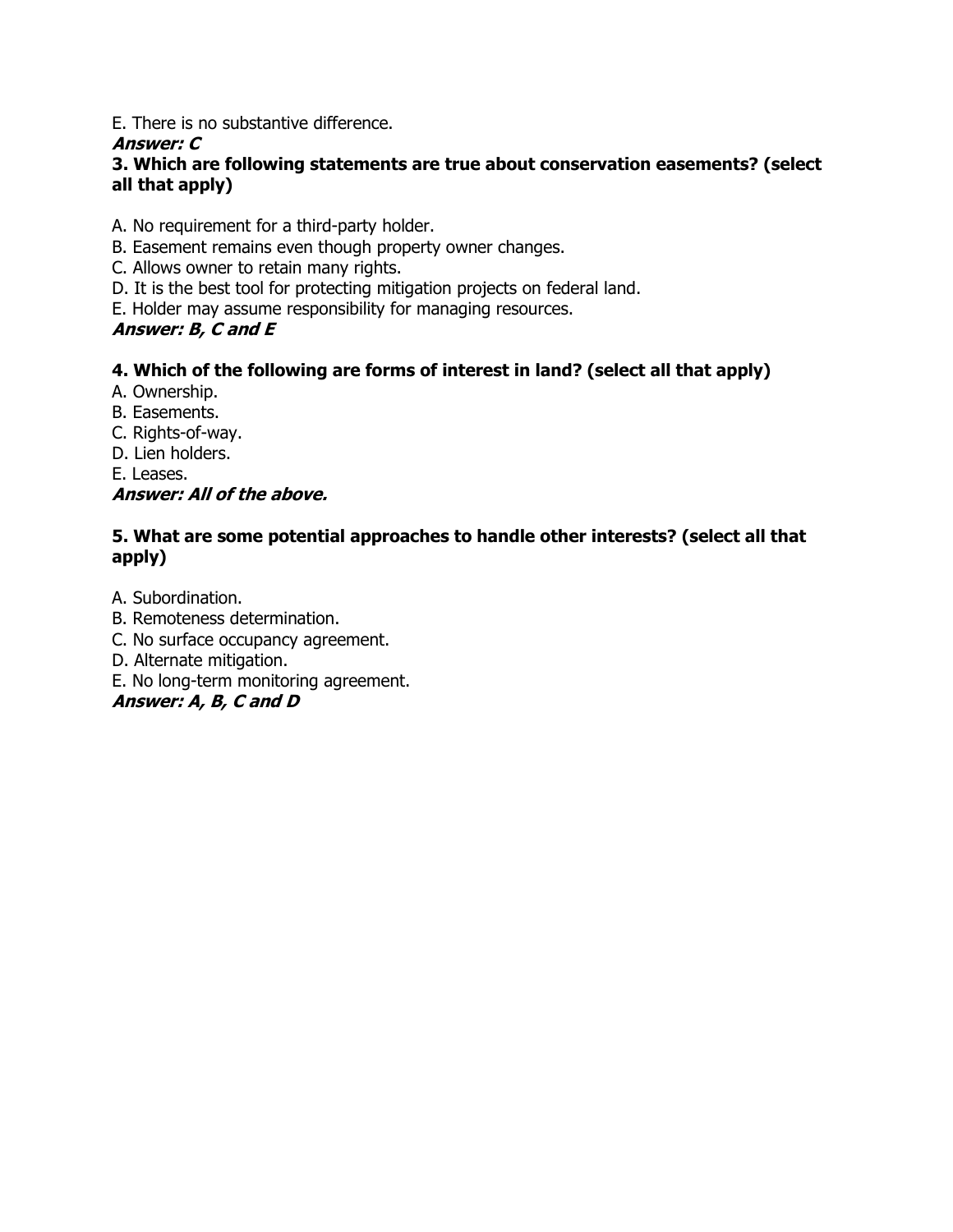E. There is no substantive difference.

***Answer: C***

**3. Which are following statements are true about conservation easements? (select all that apply)**

A. No requirement for a third-party holder.
B. Easement remains even though property owner changes.
C. Allows owner to retain many rights.
D. It is the best tool for protecting mitigation projects on federal land.
E. Holder may assume responsibility for managing resources.

***Answer: B, C and E***

**4. Which of the following are forms of interest in land? (select all that apply)**

A. Ownership.
B. Easements.
C. Rights-of-way.
D. Lien holders.
E. Leases.

***Answer: All of the above.***

**5. What are some potential approaches to handle other interests? (select all that apply)**

A. Subordination.
B. Remoteness determination.
C. No surface occupancy agreement.
D. Alternate mitigation.
E. No long-term monitoring agreement.

***Answer: A, B, C and D***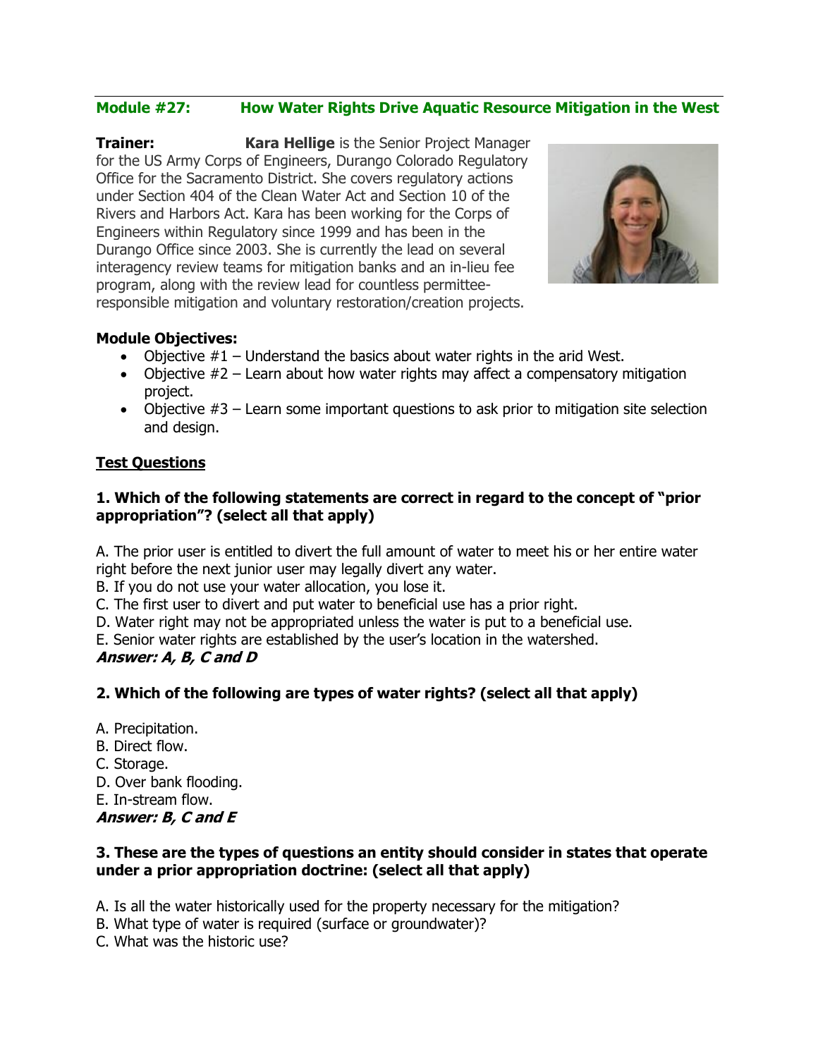## Module #27: How Water Rights Drive Aquatic Resource Mitigation in the West

**Trainer:** **Kara Hellige** is the Senior Project Manager for the US Army Corps of Engineers, Durango Colorado Regulatory Office for the Sacramento District. She covers regulatory actions under Section 404 of the Clean Water Act and Section 10 of the Rivers and Harbors Act. Kara has been working for the Corps of Engineers within Regulatory since 1999 and has been in the Durango Office since 2003. She is currently the lead on several interagency review teams for mitigation banks and an in-lieu fee program, along with the review lead for countless permittee-responsible mitigation and voluntary restoration/creation projects.

**Module Objectives:**

- Objective #1 – Understand the basics about water rights in the arid West.
- Objective #2 – Learn about how water rights may affect a compensatory mitigation project.
- Objective #3 – Learn some important questions to ask prior to mitigation site selection and design.

**Test Questions**

**1. Which of the following statements are correct in regard to the concept of "prior appropriation"? (select all that apply)**

A. The prior user is entitled to divert the full amount of water to meet his or her entire water right before the next junior user may legally divert any water.
B. If you do not use your water allocation, you lose it.
C. The first user to divert and put water to beneficial use has a prior right.
D. Water right may not be appropriated unless the water is put to a beneficial use.
E. Senior water rights are established by the user's location in the watershed.
***Answer: A, B, C and D***

**2. Which of the following are types of water rights? (select all that apply)**

A. Precipitation.
B. Direct flow.
C. Storage.
D. Over bank flooding.
E. In-stream flow.
***Answer: B, C and E***

**3. These are the types of questions an entity should consider in states that operate under a prior appropriation doctrine: (select all that apply)**

A. Is all the water historically used for the property necessary for the mitigation?
B. What type of water is required (surface or groundwater)?
C. What was the historic use?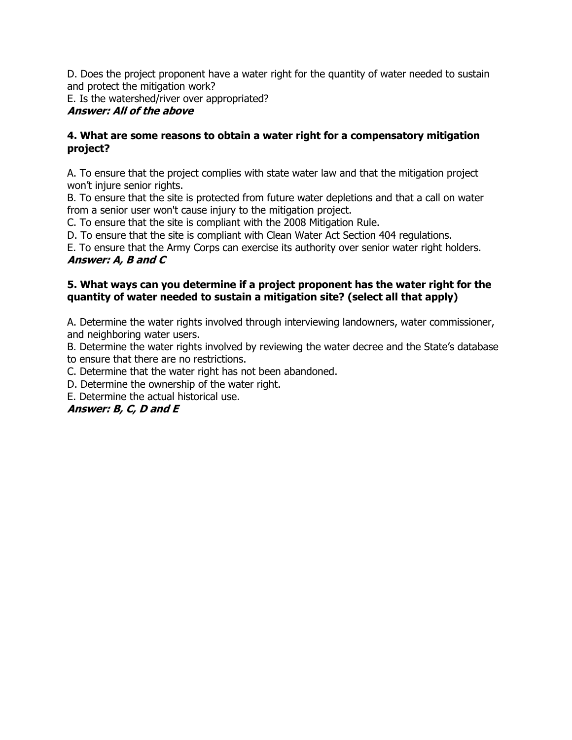D. Does the project proponent have a water right for the quantity of water needed to sustain and protect the mitigation work?
E. Is the watershed/river over appropriated?
***Answer: All of the above***

**4. What are some reasons to obtain a water right for a compensatory mitigation project?**

A. To ensure that the project complies with state water law and that the mitigation project won't injure senior rights.
B. To ensure that the site is protected from future water depletions and that a call on water from a senior user won't cause injury to the mitigation project.
C. To ensure that the site is compliant with the 2008 Mitigation Rule.
D. To ensure that the site is compliant with Clean Water Act Section 404 regulations.
E. To ensure that the Army Corps can exercise its authority over senior water right holders.
***Answer: A, B and C***

**5. What ways can you determine if a project proponent has the water right for the quantity of water needed to sustain a mitigation site? (select all that apply)**

A. Determine the water rights involved through interviewing landowners, water commissioner, and neighboring water users.
B. Determine the water rights involved by reviewing the water decree and the State's database to ensure that there are no restrictions.
C. Determine that the water right has not been abandoned.
D. Determine the ownership of the water right.
E. Determine the actual historical use.
***Answer: B, C, D and E***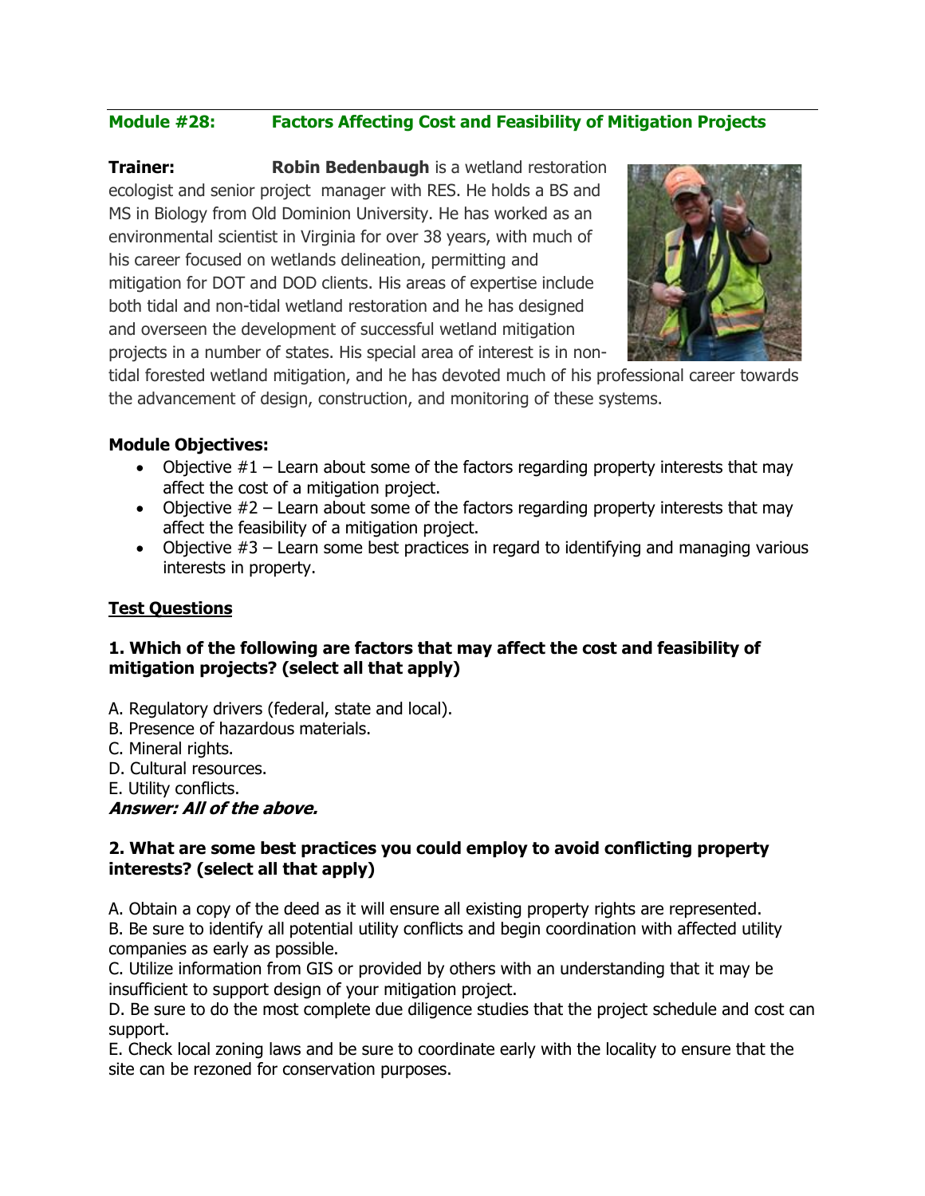## Module #28: Factors Affecting Cost and Feasibility of Mitigation Projects

**Trainer:** **Robin Bedenbaugh** is a wetland restoration ecologist and senior project manager with RES. He holds a BS and MS in Biology from Old Dominion University. He has worked as an environmental scientist in Virginia for over 38 years, with much of his career focused on wetlands delineation, permitting and mitigation for DOT and DOD clients. His areas of expertise include both tidal and non-tidal wetland restoration and he has designed and overseen the development of successful wetland mitigation projects in a number of states. His special area of interest is in non-tidal forested wetland mitigation, and he has devoted much of his professional career towards the advancement of design, construction, and monitoring of these systems.

**Module Objectives:**

- Objective #1 – Learn about some of the factors regarding property interests that may affect the cost of a mitigation project.
- Objective #2 – Learn about some of the factors regarding property interests that may affect the feasibility of a mitigation project.
- Objective #3 – Learn some best practices in regard to identifying and managing various interests in property.

**Test Questions**

**1. Which of the following are factors that may affect the cost and feasibility of mitigation projects? (select all that apply)**

A. Regulatory drivers (federal, state and local).
B. Presence of hazardous materials.
C. Mineral rights.
D. Cultural resources.
E. Utility conflicts.
***Answer: All of the above.***

**2. What are some best practices you could employ to avoid conflicting property interests? (select all that apply)**

A. Obtain a copy of the deed as it will ensure all existing property rights are represented.
B. Be sure to identify all potential utility conflicts and begin coordination with affected utility companies as early as possible.
C. Utilize information from GIS or provided by others with an understanding that it may be insufficient to support design of your mitigation project.
D. Be sure to do the most complete due diligence studies that the project schedule and cost can support.
E. Check local zoning laws and be sure to coordinate early with the locality to ensure that the site can be rezoned for conservation purposes.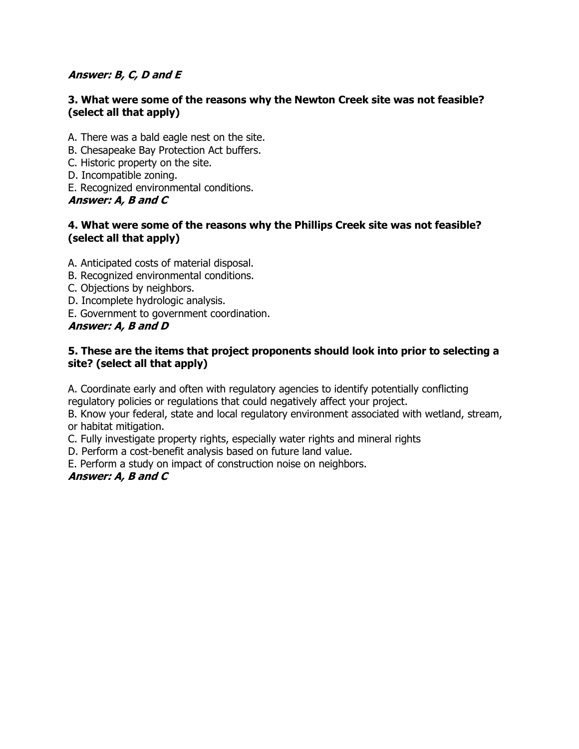***Answer: B, C, D and E***

**3. What were some of the reasons why the Newton Creek site was not feasible? (select all that apply)**

A. There was a bald eagle nest on the site.
B. Chesapeake Bay Protection Act buffers.
C. Historic property on the site.
D. Incompatible zoning.
E. Recognized environmental conditions.
***Answer: A, B and C***

**4. What were some of the reasons why the Phillips Creek site was not feasible? (select all that apply)**

A. Anticipated costs of material disposal.
B. Recognized environmental conditions.
C. Objections by neighbors.
D. Incomplete hydrologic analysis.
E. Government to government coordination.
***Answer: A, B and D***

**5. These are the items that project proponents should look into prior to selecting a site? (select all that apply)**

A. Coordinate early and often with regulatory agencies to identify potentially conflicting regulatory policies or regulations that could negatively affect your project.
B. Know your federal, state and local regulatory environment associated with wetland, stream, or habitat mitigation.
C. Fully investigate property rights, especially water rights and mineral rights
D. Perform a cost-benefit analysis based on future land value.
E. Perform a study on impact of construction noise on neighbors.
***Answer: A, B and C***